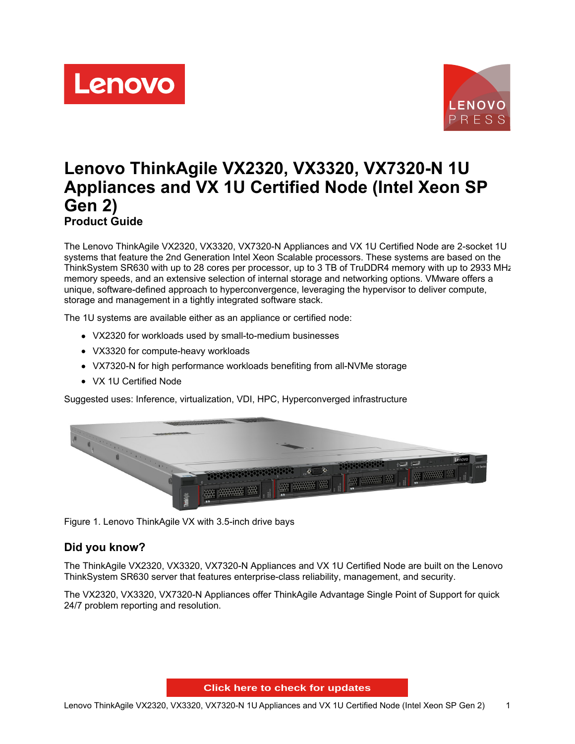# Lenovo ThinkAgile VX2320, VX3320, VX7320-N 1U Appliances and VX 1U Certified Node (Intel Xeon SP Gen 2)

**Product Guide**

The Lenovo ThinkAgile VX2320, VX3320, VX7320-N Appliances and VX 1U Certified Node are 2-socket 1U systems that feature the 2nd Generation Intel Xeon Scalable processors. These systems are based on the ThinkSystem SR630 with up to 28 cores per processor, up to 3 TB of TruDDR4 memory with up to 2933 MHz memory speeds, and an extensive selection of internal storage and networking options. VMware offers a unique, software-defined approach to hyperconvergence, leveraging the hypervisor to deliver compute, storage and management in a tightly integrated software stack.

The 1U systems are available either as an appliance or certified node:

- VX2320 for workloads used by small-to-medium businesses
- VX3320 for compute-heavy workloads
- VX7320-N for high performance workloads benefiting from all-NVMe storage
- VX 1U Certified Node

Suggested uses: Inference, virtualization, VDI, HPC, Hyperconverged infrastructure

Figure 1. Lenovo ThinkAgile VX with 3.5-inch drive bays

## Did you know?

The ThinkAgile VX2320, VX3320, VX7320-N Appliances and VX 1U Certified Node are built on the Lenovo ThinkSystem SR630 server that features enterprise-class reliability, management, and security.

The VX2320, VX3320, VX7320-N Appliances offer ThinkAgile Advantage Single Point of Support for quick 24/7 problem reporting and resolution.

Click here to check for updates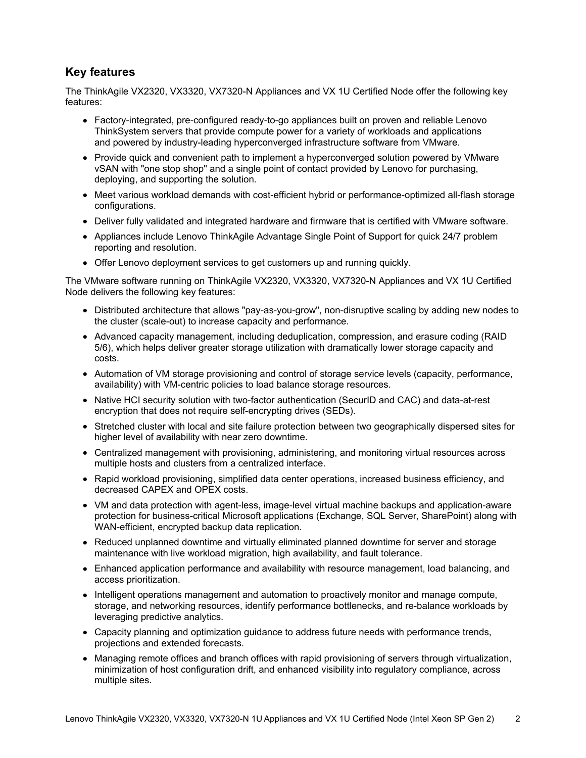## Key features

The ThinkAgile VX2320, VX3320, VX7320-N Appliances and VX 1U Certified Node offer the following key features:

- Factory-integrated, pre-configured ready-to-go appliances built on proven and reliable Lenovo ThinkSystem servers that provide compute power for a variety of workloads and applications and powered by industry-leading hyperconverged infrastructure software from VMware.
- Provide quick and convenient path to implement a hyperconverged solution powered by VMware vSAN with "one stop shop" and a single point of contact provided by Lenovo for purchasing, deploying, and supporting the solution.
- Meet various workload demands with cost-efficient hybrid or performance-optimized all-flash storage configurations.
- Deliver fully validated and integrated hardware and firmware that is certified with VMware software.
- Appliances include Lenovo ThinkAgile Advantage Single Point of Support for quick 24/7 problem reporting and resolution.
- Offer Lenovo deployment services to get customers up and running quickly.

The VMware software running on ThinkAgile VX2320, VX3320, VX7320-N Appliances and VX 1U Certified Node delivers the following key features:

- Distributed architecture that allows "pay-as-you-grow", non-disruptive scaling by adding new nodes to the cluster (scale-out) to increase capacity and performance.
- Advanced capacity management, including deduplication, compression, and erasure coding (RAID 5/6), which helps deliver greater storage utilization with dramatically lower storage capacity and costs.
- Automation of VM storage provisioning and control of storage service levels (capacity, performance, availability) with VM-centric policies to load balance storage resources.
- Native HCI security solution with two-factor authentication (SecurID and CAC) and data-at-rest encryption that does not require self-encrypting drives (SEDs).
- Stretched cluster with local and site failure protection between two geographically dispersed sites for higher level of availability with near zero downtime.
- Centralized management with provisioning, administering, and monitoring virtual resources across multiple hosts and clusters from a centralized interface.
- Rapid workload provisioning, simplified data center operations, increased business efficiency, and decreased CAPEX and OPEX costs.
- VM and data protection with agent-less, image-level virtual machine backups and application-aware protection for business-critical Microsoft applications (Exchange, SQL Server, SharePoint) along with WAN-efficient, encrypted backup data replication.
- Reduced unplanned downtime and virtually eliminated planned downtime for server and storage maintenance with live workload migration, high availability, and fault tolerance.
- Enhanced application performance and availability with resource management, load balancing, and access prioritization.
- Intelligent operations management and automation to proactively monitor and manage compute, storage, and networking resources, identify performance bottlenecks, and re-balance workloads by leveraging predictive analytics.
- Capacity planning and optimization guidance to address future needs with performance trends, projections and extended forecasts.
- Managing remote offices and branch offices with rapid provisioning of servers through virtualization, minimization of host configuration drift, and enhanced visibility into regulatory compliance, across multiple sites.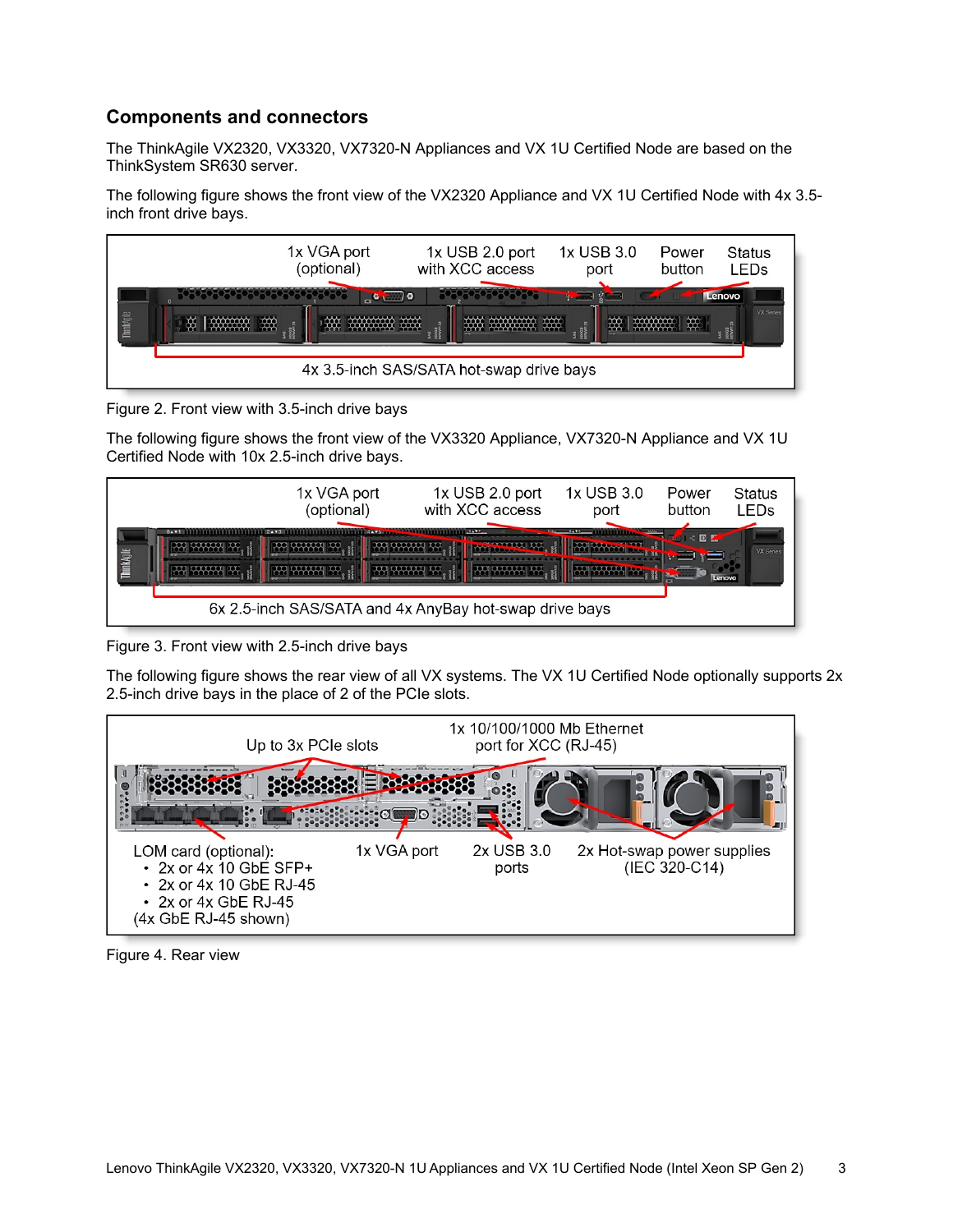## Components and connectors

The ThinkAgile VX2320, VX3320, VX7320-N Appliances and VX 1U Certified Node are based on the ThinkSystem SR630 server.

The following figure shows the front view of the VX2320 Appliance and VX 1U Certified Node with 4x 3.5-inch front drive bays.

Figure 2. Front view with 3.5-inch drive bays

The following figure shows the front view of the VX3320 Appliance, VX7320-N Appliance and VX 1U Certified Node with 10x 2.5-inch drive bays.

Figure 3. Front view with 2.5-inch drive bays

The following figure shows the rear view of all VX systems. The VX 1U Certified Node optionally supports 2x 2.5-inch drive bays in the place of 2 of the PCIe slots.

Figure 4. Rear view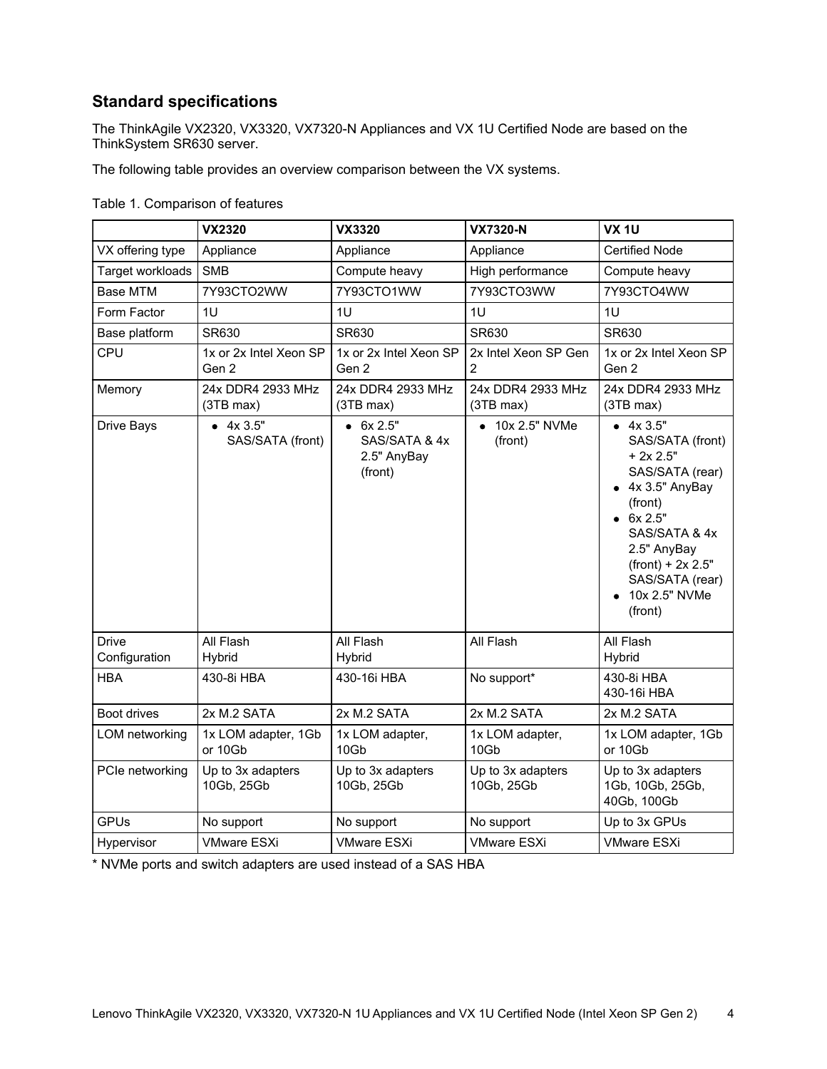## Standard specifications

The ThinkAgile VX2320, VX3320, VX7320-N Appliances and VX 1U Certified Node are based on the ThinkSystem SR630 server.

The following table provides an overview comparison between the VX systems.

Table 1. Comparison of features

| | **VX2320** | **VX3320** | **VX7320-N** | **VX 1U** |
|---|---|---|---|---|
| VX offering type | Appliance | Appliance | Appliance | Certified Node |
| Target workloads | SMB | Compute heavy | High performance | Compute heavy |
| Base MTM | 7Y93CTO2WW | 7Y93CTO1WW | 7Y93CTO3WW | 7Y93CTO4WW |
| Form Factor | 1U | 1U | 1U | 1U |
| Base platform | SR630 | SR630 | SR630 | SR630 |
| CPU | 1x or 2x Intel Xeon SP Gen 2 | 1x or 2x Intel Xeon SP Gen 2 | 2x Intel Xeon SP Gen 2 | 1x or 2x Intel Xeon SP Gen 2 |
| Memory | 24x DDR4 2933 MHz (3TB max) | 24x DDR4 2933 MHz (3TB max) | 24x DDR4 2933 MHz (3TB max) | 24x DDR4 2933 MHz (3TB max) |
| Drive Bays | • 4x 3.5" SAS/SATA (front) | • 6x 2.5" SAS/SATA & 4x 2.5" AnyBay (front) | • 10x 2.5" NVMe (front) | • 4x 3.5" SAS/SATA (front) + 2x 2.5" SAS/SATA (rear)<br>• 4x 3.5" AnyBay (front)<br>• 6x 2.5" SAS/SATA & 4x 2.5" AnyBay (front) + 2x 2.5" SAS/SATA (rear)<br>• 10x 2.5" NVMe (front) |
| Drive Configuration | All Flash<br>Hybrid | All Flash<br>Hybrid | All Flash | All Flash<br>Hybrid |
| HBA | 430-8i HBA | 430-16i HBA | No support* | 430-8i HBA<br>430-16i HBA |
| Boot drives | 2x M.2 SATA | 2x M.2 SATA | 2x M.2 SATA | 2x M.2 SATA |
| LOM networking | 1x LOM adapter, 1Gb or 10Gb | 1x LOM adapter, 10Gb | 1x LOM adapter, 10Gb | 1x LOM adapter, 1Gb or 10Gb |
| PCIe networking | Up to 3x adapters 10Gb, 25Gb | Up to 3x adapters 10Gb, 25Gb | Up to 3x adapters 10Gb, 25Gb | Up to 3x adapters 1Gb, 10Gb, 25Gb, 40Gb, 100Gb |
| GPUs | No support | No support | No support | Up to 3x GPUs |
| Hypervisor | VMware ESXi | VMware ESXi | VMware ESXi | VMware ESXi |

* NVMe ports and switch adapters are used instead of a SAS HBA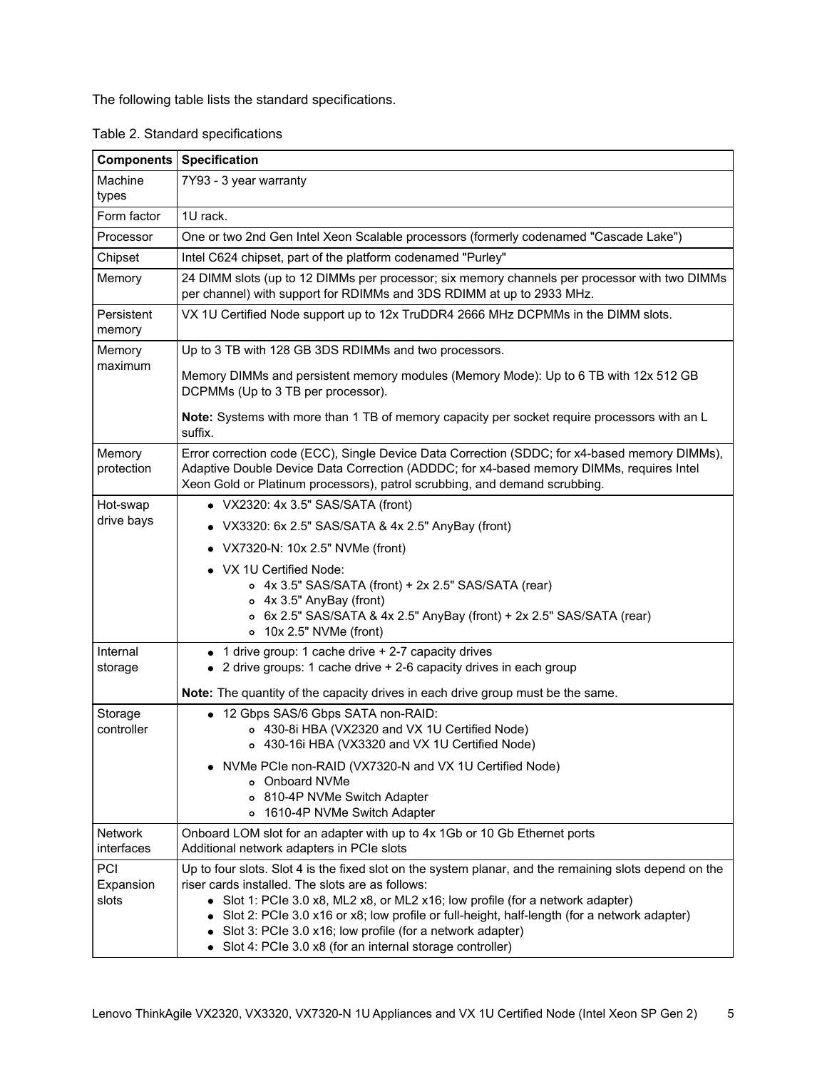The following table lists the standard specifications.

Table 2. Standard specifications

| Components | Specification |
|---|---|
| Machine types | 7Y93 - 3 year warranty |
| Form factor | 1U rack. |
| Processor | One or two 2nd Gen Intel Xeon Scalable processors (formerly codenamed "Cascade Lake") |
| Chipset | Intel C624 chipset, part of the platform codenamed "Purley" |
| Memory | 24 DIMM slots (up to 12 DIMMs per processor; six memory channels per processor with two DIMMs per channel) with support for RDIMMs and 3DS RDIMM at up to 2933 MHz. |
| Persistent memory | VX 1U Certified Node support up to 12x TruDDR4 2666 MHz DCPMMs in the DIMM slots. |
| Memory maximum | Up to 3 TB with 128 GB 3DS RDIMMs and two processors.<br><br>Memory DIMMs and persistent memory modules (Memory Mode): Up to 6 TB with 12x 512 GB DCPMMs (Up to 3 TB per processor).<br><br>**Note:** Systems with more than 1 TB of memory capacity per socket require processors with an L suffix. |
| Memory protection | Error correction code (ECC), Single Device Data Correction (SDDC; for x4-based memory DIMMs), Adaptive Double Device Data Correction (ADDDC; for x4-based memory DIMMs, requires Intel Xeon Gold or Platinum processors), patrol scrubbing, and demand scrubbing. |
| Hot-swap drive bays | • VX2320: 4x 3.5" SAS/SATA (front)<br>• VX3320: 6x 2.5" SAS/SATA & 4x 2.5" AnyBay (front)<br>• VX7320-N: 10x 2.5" NVMe (front)<br>• VX 1U Certified Node:<br>&nbsp;&nbsp;◦ 4x 3.5" SAS/SATA (front) + 2x 2.5" SAS/SATA (rear)<br>&nbsp;&nbsp;◦ 4x 3.5" AnyBay (front)<br>&nbsp;&nbsp;◦ 6x 2.5" SAS/SATA & 4x 2.5" AnyBay (front) + 2x 2.5" SAS/SATA (rear)<br>&nbsp;&nbsp;◦ 10x 2.5" NVMe (front) |
| Internal storage | • 1 drive group: 1 cache drive + 2-7 capacity drives<br>• 2 drive groups: 1 cache drive + 2-6 capacity drives in each group<br><br>**Note:** The quantity of the capacity drives in each drive group must be the same. |
| Storage controller | • 12 Gbps SAS/6 Gbps SATA non-RAID:<br>&nbsp;&nbsp;◦ 430-8i HBA (VX2320 and VX 1U Certified Node)<br>&nbsp;&nbsp;◦ 430-16i HBA (VX3320 and VX 1U Certified Node)<br>• NVMe PCIe non-RAID (VX7320-N and VX 1U Certified Node)<br>&nbsp;&nbsp;◦ Onboard NVMe<br>&nbsp;&nbsp;◦ 810-4P NVMe Switch Adapter<br>&nbsp;&nbsp;◦ 1610-4P NVMe Switch Adapter |
| Network interfaces | Onboard LOM slot for an adapter with up to 4x 1Gb or 10 Gb Ethernet ports<br>Additional network adapters in PCIe slots |
| PCI Expansion slots | Up to four slots. Slot 4 is the fixed slot on the system planar, and the remaining slots depend on the riser cards installed. The slots are as follows:<br>• Slot 1: PCIe 3.0 x8, ML2 x8, or ML2 x16; low profile (for a network adapter)<br>• Slot 2: PCIe 3.0 x16 or x8; low profile or full-height, half-length (for a network adapter)<br>• Slot 3: PCIe 3.0 x16; low profile (for a network adapter)<br>• Slot 4: PCIe 3.0 x8 (for an internal storage controller) |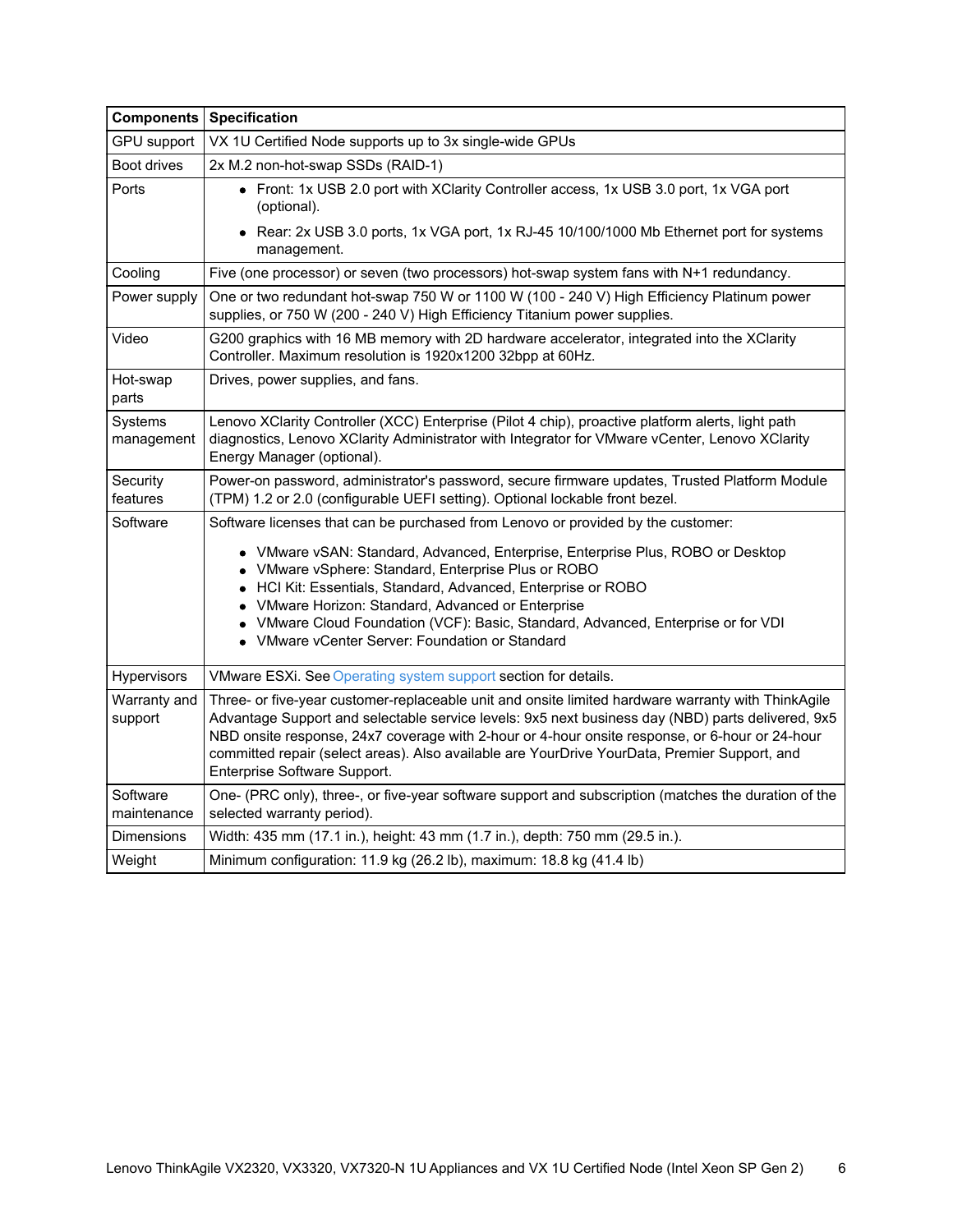| Components | Specification |
|---|---|
| GPU support | VX 1U Certified Node supports up to 3x single-wide GPUs |
| Boot drives | 2x M.2 non-hot-swap SSDs (RAID-1) |
| Ports | • Front: 1x USB 2.0 port with XClarity Controller access, 1x USB 3.0 port, 1x VGA port (optional).<br>• Rear: 2x USB 3.0 ports, 1x VGA port, 1x RJ-45 10/100/1000 Mb Ethernet port for systems management. |
| Cooling | Five (one processor) or seven (two processors) hot-swap system fans with N+1 redundancy. |
| Power supply | One or two redundant hot-swap 750 W or 1100 W (100 - 240 V) High Efficiency Platinum power supplies, or 750 W (200 - 240 V) High Efficiency Titanium power supplies. |
| Video | G200 graphics with 16 MB memory with 2D hardware accelerator, integrated into the XClarity Controller. Maximum resolution is 1920x1200 32bpp at 60Hz. |
| Hot-swap parts | Drives, power supplies, and fans. |
| Systems management | Lenovo XClarity Controller (XCC) Enterprise (Pilot 4 chip), proactive platform alerts, light path diagnostics, Lenovo XClarity Administrator with Integrator for VMware vCenter, Lenovo XClarity Energy Manager (optional). |
| Security features | Power-on password, administrator's password, secure firmware updates, Trusted Platform Module (TPM) 1.2 or 2.0 (configurable UEFI setting). Optional lockable front bezel. |
| Software | Software licenses that can be purchased from Lenovo or provided by the customer:<br>• VMware vSAN: Standard, Advanced, Enterprise, Enterprise Plus, ROBO or Desktop<br>• VMware vSphere: Standard, Enterprise Plus or ROBO<br>• HCI Kit: Essentials, Standard, Advanced, Enterprise or ROBO<br>• VMware Horizon: Standard, Advanced or Enterprise<br>• VMware Cloud Foundation (VCF): Basic, Standard, Advanced, Enterprise or for VDI<br>• VMware vCenter Server: Foundation or Standard |
| Hypervisors | VMware ESXi. See Operating system support section for details. |
| Warranty and support | Three- or five-year customer-replaceable unit and onsite limited hardware warranty with ThinkAgile Advantage Support and selectable service levels: 9x5 next business day (NBD) parts delivered, 9x5 NBD onsite response, 24x7 coverage with 2-hour or 4-hour onsite response, or 6-hour or 24-hour committed repair (select areas). Also available are YourDrive YourData, Premier Support, and Enterprise Software Support. |
| Software maintenance | One- (PRC only), three-, or five-year software support and subscription (matches the duration of the selected warranty period). |
| Dimensions | Width: 435 mm (17.1 in.), height: 43 mm (1.7 in.), depth: 750 mm (29.5 in.). |
| Weight | Minimum configuration: 11.9 kg (26.2 lb), maximum: 18.8 kg (41.4 lb) |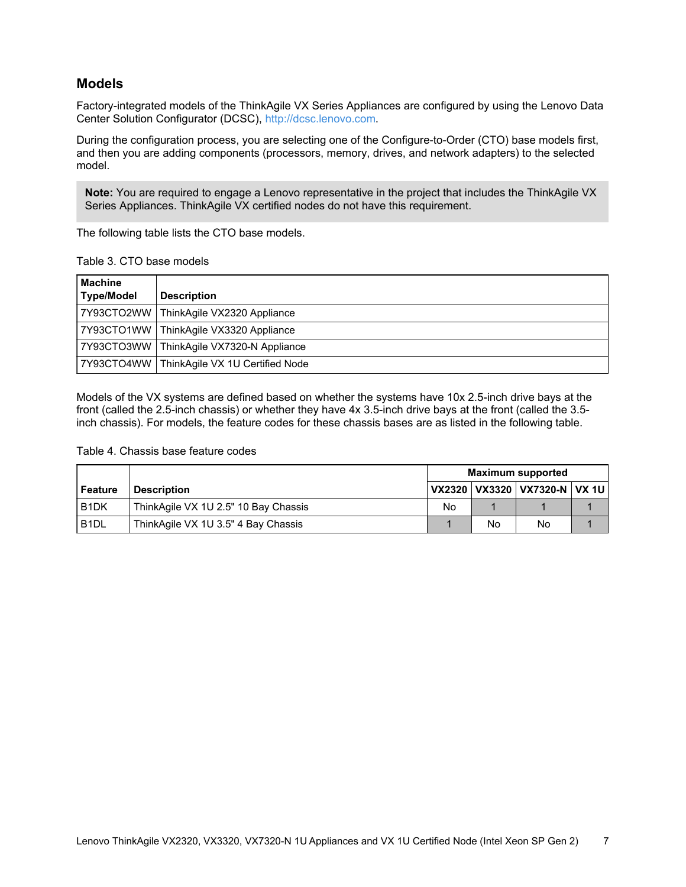## Models

Factory-integrated models of the ThinkAgile VX Series Appliances are configured by using the Lenovo Data Center Solution Configurator (DCSC), http://dcsc.lenovo.com.

During the configuration process, you are selecting one of the Configure-to-Order (CTO) base models first, and then you are adding components (processors, memory, drives, and network adapters) to the selected model.

**Note:** You are required to engage a Lenovo representative in the project that includes the ThinkAgile VX Series Appliances. ThinkAgile VX certified nodes do not have this requirement.

The following table lists the CTO base models.

Table 3. CTO base models

| Machine Type/Model | Description |
|---|---|
| 7Y93CTO2WW | ThinkAgile VX2320 Appliance |
| 7Y93CTO1WW | ThinkAgile VX3320 Appliance |
| 7Y93CTO3WW | ThinkAgile VX7320-N Appliance |
| 7Y93CTO4WW | ThinkAgile VX 1U Certified Node |

Models of the VX systems are defined based on whether the systems have 10x 2.5-inch drive bays at the front (called the 2.5-inch chassis) or whether they have 4x 3.5-inch drive bays at the front (called the 3.5-inch chassis). For models, the feature codes for these chassis bases are as listed in the following table.

Table 4. Chassis base feature codes

| Feature | Description | Maximum supported | | | |
|---|---|---|---|---|---|
| | | VX2320 | VX3320 | VX7320-N | VX 1U |
| B1DK | ThinkAgile VX 1U 2.5" 10 Bay Chassis | No | 1 | 1 | 1 |
| B1DL | ThinkAgile VX 1U 3.5" 4 Bay Chassis | 1 | No | No | 1 |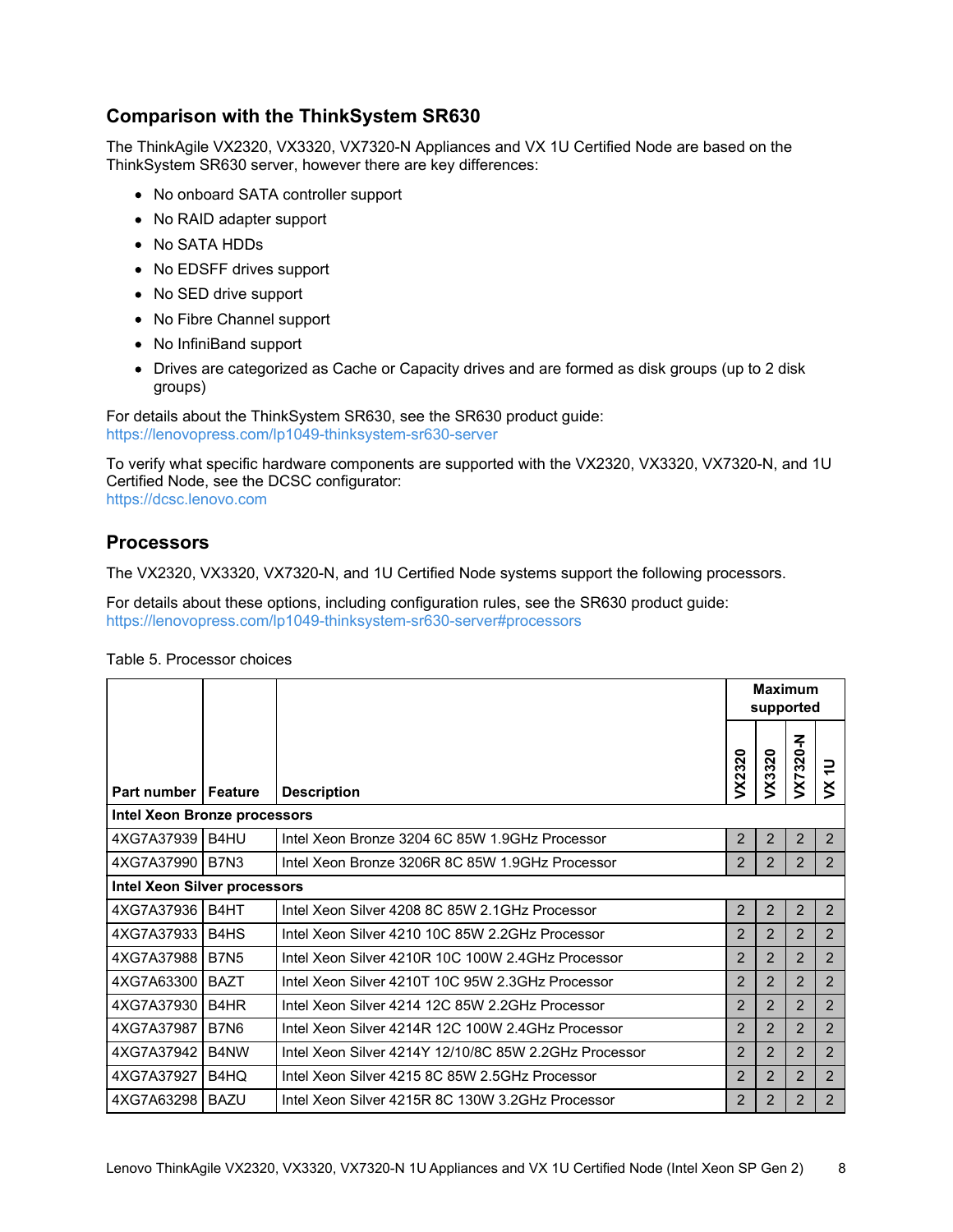## Comparison with the ThinkSystem SR630

The ThinkAgile VX2320, VX3320, VX7320-N Appliances and VX 1U Certified Node are based on the ThinkSystem SR630 server, however there are key differences:

- No onboard SATA controller support
- No RAID adapter support
- No SATA HDDs
- No EDSFF drives support
- No SED drive support
- No Fibre Channel support
- No InfiniBand support
- Drives are categorized as Cache or Capacity drives and are formed as disk groups (up to 2 disk groups)

For details about the ThinkSystem SR630, see the SR630 product guide:
https://lenovopress.com/lp1049-thinksystem-sr630-server

To verify what specific hardware components are supported with the VX2320, VX3320, VX7320-N, and 1U Certified Node, see the DCSC configurator:
https://dcsc.lenovo.com

## Processors

The VX2320, VX3320, VX7320-N, and 1U Certified Node systems support the following processors.

For details about these options, including configuration rules, see the SR630 product guide:
https://lenovopress.com/lp1049-thinksystem-sr630-server#processors

Table 5. Processor choices

| Part number | Feature | Description | Maximum supported | | | |
|---|---|---|---|---|---|---|
| | | | VX2320 | VX3320 | VX7320-N | VX 1U |
| **Intel Xeon Bronze processors** | | | | | | |
| 4XG7A37939 | B4HU | Intel Xeon Bronze 3204 6C 85W 1.9GHz Processor | 2 | 2 | 2 | 2 |
| 4XG7A37990 | B7N3 | Intel Xeon Bronze 3206R 8C 85W 1.9GHz Processor | 2 | 2 | 2 | 2 |
| **Intel Xeon Silver processors** | | | | | | |
| 4XG7A37936 | B4HT | Intel Xeon Silver 4208 8C 85W 2.1GHz Processor | 2 | 2 | 2 | 2 |
| 4XG7A37933 | B4HS | Intel Xeon Silver 4210 10C 85W 2.2GHz Processor | 2 | 2 | 2 | 2 |
| 4XG7A37988 | B7N5 | Intel Xeon Silver 4210R 10C 100W 2.4GHz Processor | 2 | 2 | 2 | 2 |
| 4XG7A63300 | BAZT | Intel Xeon Silver 4210T 10C 95W 2.3GHz Processor | 2 | 2 | 2 | 2 |
| 4XG7A37930 | B4HR | Intel Xeon Silver 4214 12C 85W 2.2GHz Processor | 2 | 2 | 2 | 2 |
| 4XG7A37987 | B7N6 | Intel Xeon Silver 4214R 12C 100W 2.4GHz Processor | 2 | 2 | 2 | 2 |
| 4XG7A37942 | B4NW | Intel Xeon Silver 4214Y 12/10/8C 85W 2.2GHz Processor | 2 | 2 | 2 | 2 |
| 4XG7A37927 | B4HQ | Intel Xeon Silver 4215 8C 85W 2.5GHz Processor | 2 | 2 | 2 | 2 |
| 4XG7A63298 | BAZU | Intel Xeon Silver 4215R 8C 130W 3.2GHz Processor | 2 | 2 | 2 | 2 |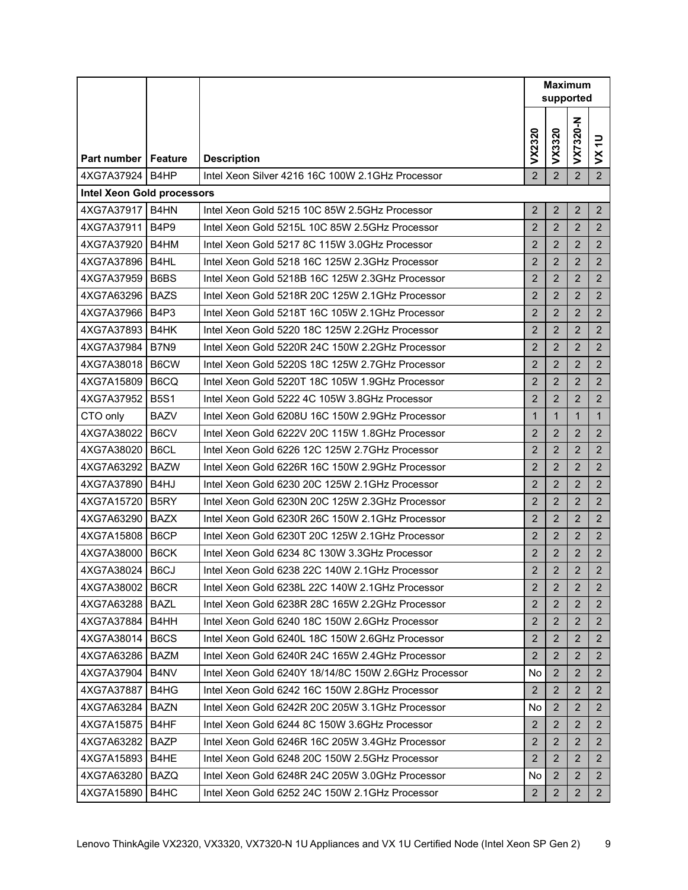| Part number | Feature | Description | Maximum supported | | | |
|---|---|---|---|---|---|---|
| | | | VX2320 | VX3320 | VX7320-N | VX 1U |
| 4XG7A37924 | B4HP | Intel Xeon Silver 4216 16C 100W 2.1GHz Processor | 2 | 2 | 2 | 2 |
| **Intel Xeon Gold processors** | | | | | | |
| 4XG7A37917 | B4HN | Intel Xeon Gold 5215 10C 85W 2.5GHz Processor | 2 | 2 | 2 | 2 |
| 4XG7A37911 | B4P9 | Intel Xeon Gold 5215L 10C 85W 2.5GHz Processor | 2 | 2 | 2 | 2 |
| 4XG7A37920 | B4HM | Intel Xeon Gold 5217 8C 115W 3.0GHz Processor | 2 | 2 | 2 | 2 |
| 4XG7A37896 | B4HL | Intel Xeon Gold 5218 16C 125W 2.3GHz Processor | 2 | 2 | 2 | 2 |
| 4XG7A37959 | B6BS | Intel Xeon Gold 5218B 16C 125W 2.3GHz Processor | 2 | 2 | 2 | 2 |
| 4XG7A63296 | BAZS | Intel Xeon Gold 5218R 20C 125W 2.1GHz Processor | 2 | 2 | 2 | 2 |
| 4XG7A37966 | B4P3 | Intel Xeon Gold 5218T 16C 105W 2.1GHz Processor | 2 | 2 | 2 | 2 |
| 4XG7A37893 | B4HK | Intel Xeon Gold 5220 18C 125W 2.2GHz Processor | 2 | 2 | 2 | 2 |
| 4XG7A37984 | B7N9 | Intel Xeon Gold 5220R 24C 150W 2.2GHz Processor | 2 | 2 | 2 | 2 |
| 4XG7A38018 | B6CW | Intel Xeon Gold 5220S 18C 125W 2.7GHz Processor | 2 | 2 | 2 | 2 |
| 4XG7A15809 | B6CQ | Intel Xeon Gold 5220T 18C 105W 1.9GHz Processor | 2 | 2 | 2 | 2 |
| 4XG7A37952 | B5S1 | Intel Xeon Gold 5222 4C 105W 3.8GHz Processor | 2 | 2 | 2 | 2 |
| CTO only | BAZV | Intel Xeon Gold 6208U 16C 150W 2.9GHz Processor | 1 | 1 | 1 | 1 |
| 4XG7A38022 | B6CV | Intel Xeon Gold 6222V 20C 115W 1.8GHz Processor | 2 | 2 | 2 | 2 |
| 4XG7A38020 | B6CL | Intel Xeon Gold 6226 12C 125W 2.7GHz Processor | 2 | 2 | 2 | 2 |
| 4XG7A63292 | BAZW | Intel Xeon Gold 6226R 16C 150W 2.9GHz Processor | 2 | 2 | 2 | 2 |
| 4XG7A37890 | B4HJ | Intel Xeon Gold 6230 20C 125W 2.1GHz Processor | 2 | 2 | 2 | 2 |
| 4XG7A15720 | B5RY | Intel Xeon Gold 6230N 20C 125W 2.3GHz Processor | 2 | 2 | 2 | 2 |
| 4XG7A63290 | BAZX | Intel Xeon Gold 6230R 26C 150W 2.1GHz Processor | 2 | 2 | 2 | 2 |
| 4XG7A15808 | B6CP | Intel Xeon Gold 6230T 20C 125W 2.1GHz Processor | 2 | 2 | 2 | 2 |
| 4XG7A38000 | B6CK | Intel Xeon Gold 6234 8C 130W 3.3GHz Processor | 2 | 2 | 2 | 2 |
| 4XG7A38024 | B6CJ | Intel Xeon Gold 6238 22C 140W 2.1GHz Processor | 2 | 2 | 2 | 2 |
| 4XG7A38002 | B6CR | Intel Xeon Gold 6238L 22C 140W 2.1GHz Processor | 2 | 2 | 2 | 2 |
| 4XG7A63288 | BAZL | Intel Xeon Gold 6238R 28C 165W 2.2GHz Processor | 2 | 2 | 2 | 2 |
| 4XG7A37884 | B4HH | Intel Xeon Gold 6240 18C 150W 2.6GHz Processor | 2 | 2 | 2 | 2 |
| 4XG7A38014 | B6CS | Intel Xeon Gold 6240L 18C 150W 2.6GHz Processor | 2 | 2 | 2 | 2 |
| 4XG7A63286 | BAZM | Intel Xeon Gold 6240R 24C 165W 2.4GHz Processor | 2 | 2 | 2 | 2 |
| 4XG7A37904 | B4NV | Intel Xeon Gold 6240Y 18/14/8C 150W 2.6GHz Processor | No | 2 | 2 | 2 |
| 4XG7A37887 | B4HG | Intel Xeon Gold 6242 16C 150W 2.8GHz Processor | 2 | 2 | 2 | 2 |
| 4XG7A63284 | BAZN | Intel Xeon Gold 6242R 20C 205W 3.1GHz Processor | No | 2 | 2 | 2 |
| 4XG7A15875 | B4HF | Intel Xeon Gold 6244 8C 150W 3.6GHz Processor | 2 | 2 | 2 | 2 |
| 4XG7A63282 | BAZP | Intel Xeon Gold 6246R 16C 205W 3.4GHz Processor | 2 | 2 | 2 | 2 |
| 4XG7A15893 | B4HE | Intel Xeon Gold 6248 20C 150W 2.5GHz Processor | 2 | 2 | 2 | 2 |
| 4XG7A63280 | BAZQ | Intel Xeon Gold 6248R 24C 205W 3.0GHz Processor | No | 2 | 2 | 2 |
| 4XG7A15890 | B4HC | Intel Xeon Gold 6252 24C 150W 2.1GHz Processor | 2 | 2 | 2 | 2 |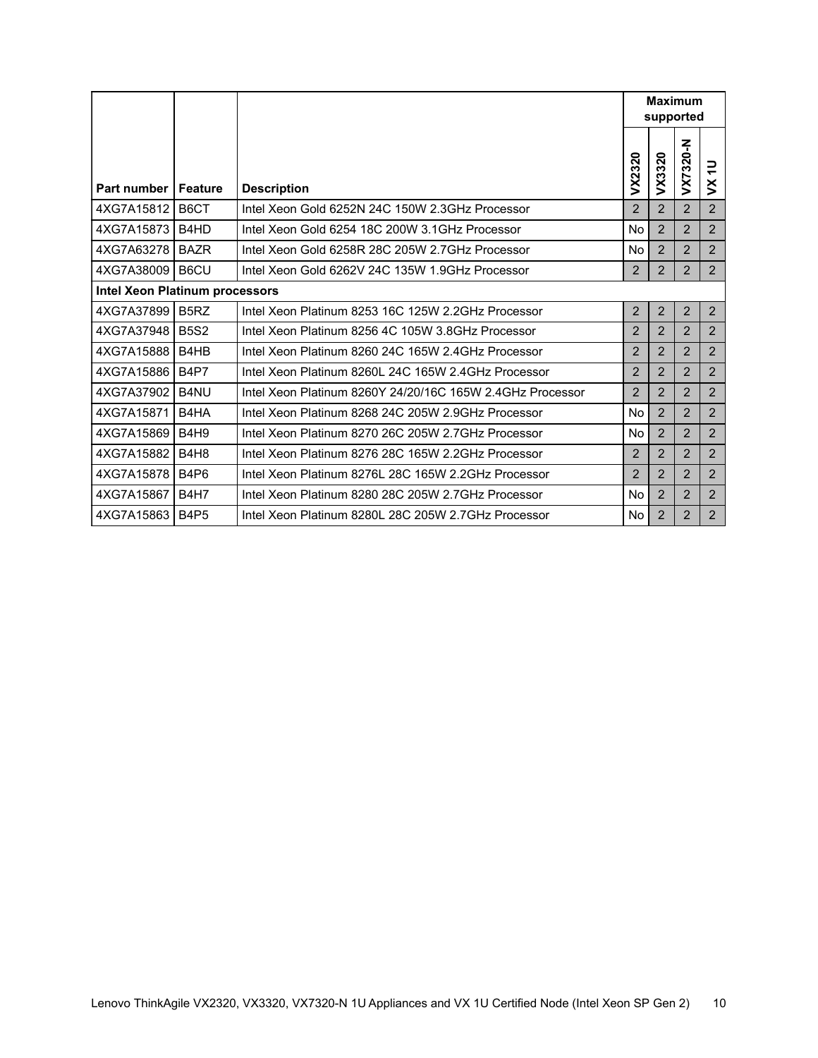| Part number | Feature | Description | Maximum supported | | | |
|---|---|---|---|---|---|---|
| | | | VX2320 | VX3320 | VX7320-N | VX 1U |
| 4XG7A15812 | B6CT | Intel Xeon Gold 6252N 24C 150W 2.3GHz Processor | 2 | 2 | 2 | 2 |
| 4XG7A15873 | B4HD | Intel Xeon Gold 6254 18C 200W 3.1GHz Processor | No | 2 | 2 | 2 |
| 4XG7A63278 | BAZR | Intel Xeon Gold 6258R 28C 205W 2.7GHz Processor | No | 2 | 2 | 2 |
| 4XG7A38009 | B6CU | Intel Xeon Gold 6262V 24C 135W 1.9GHz Processor | 2 | 2 | 2 | 2 |
| **Intel Xeon Platinum processors** | | | | | | |
| 4XG7A37899 | B5RZ | Intel Xeon Platinum 8253 16C 125W 2.2GHz Processor | 2 | 2 | 2 | 2 |
| 4XG7A37948 | B5S2 | Intel Xeon Platinum 8256 4C 105W 3.8GHz Processor | 2 | 2 | 2 | 2 |
| 4XG7A15888 | B4HB | Intel Xeon Platinum 8260 24C 165W 2.4GHz Processor | 2 | 2 | 2 | 2 |
| 4XG7A15886 | B4P7 | Intel Xeon Platinum 8260L 24C 165W 2.4GHz Processor | 2 | 2 | 2 | 2 |
| 4XG7A37902 | B4NU | Intel Xeon Platinum 8260Y 24/20/16C 165W 2.4GHz Processor | 2 | 2 | 2 | 2 |
| 4XG7A15871 | B4HA | Intel Xeon Platinum 8268 24C 205W 2.9GHz Processor | No | 2 | 2 | 2 |
| 4XG7A15869 | B4H9 | Intel Xeon Platinum 8270 26C 205W 2.7GHz Processor | No | 2 | 2 | 2 |
| 4XG7A15882 | B4H8 | Intel Xeon Platinum 8276 28C 165W 2.2GHz Processor | 2 | 2 | 2 | 2 |
| 4XG7A15878 | B4P6 | Intel Xeon Platinum 8276L 28C 165W 2.2GHz Processor | 2 | 2 | 2 | 2 |
| 4XG7A15867 | B4H7 | Intel Xeon Platinum 8280 28C 205W 2.7GHz Processor | No | 2 | 2 | 2 |
| 4XG7A15863 | B4P5 | Intel Xeon Platinum 8280L 28C 205W 2.7GHz Processor | No | 2 | 2 | 2 |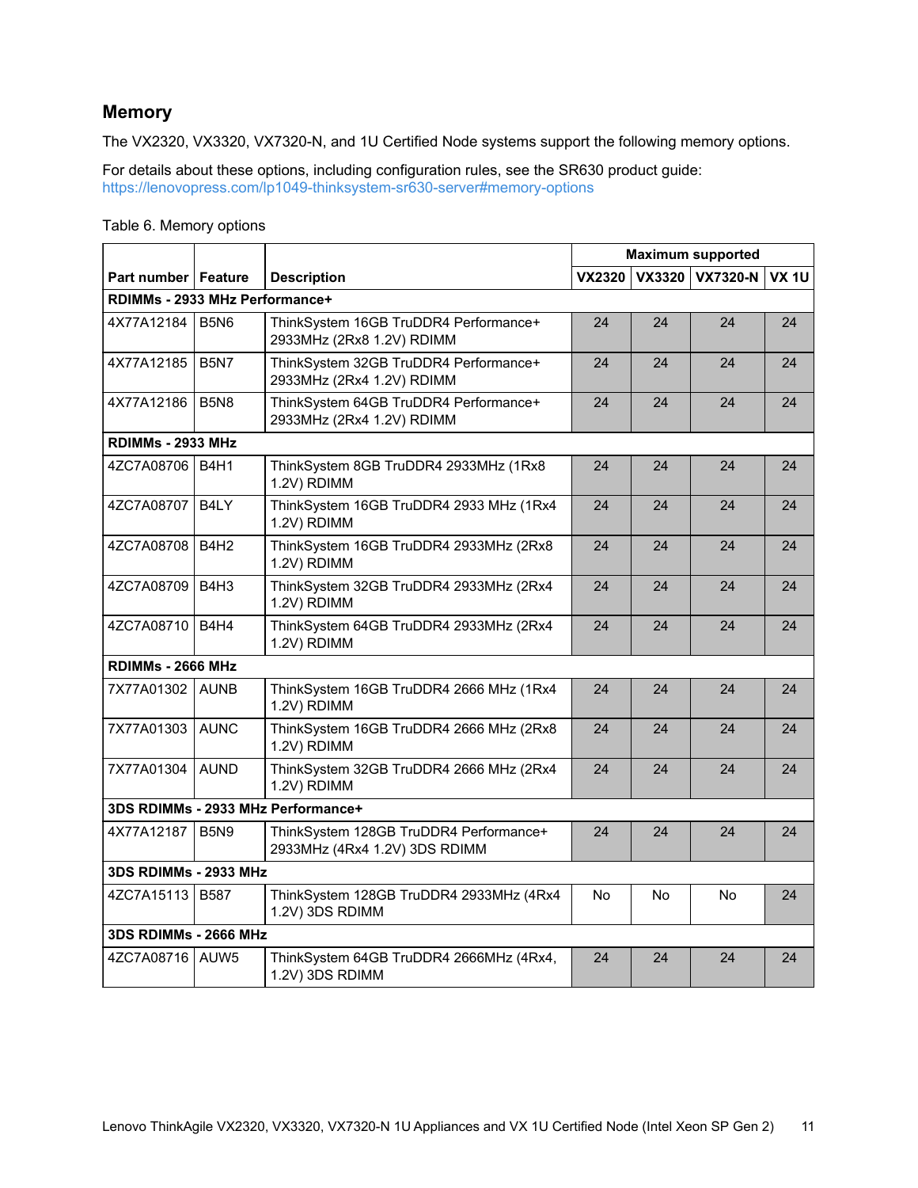## Memory

The VX2320, VX3320, VX7320-N, and 1U Certified Node systems support the following memory options.

For details about these options, including configuration rules, see the SR630 product guide:
https://lenovopress.com/lp1049-thinksystem-sr630-server#memory-options

Table 6. Memory options

| Part number | Feature | Description | Maximum supported | | | |
|---|---|---|---|---|---|---|
| | | | VX2320 | VX3320 | VX7320-N | VX 1U |
| **RDIMMs - 2933 MHz Performance+** | | | | | | |
| 4X77A12184 | B5N6 | ThinkSystem 16GB TruDDR4 Performance+ 2933MHz (2Rx8 1.2V) RDIMM | 24 | 24 | 24 | 24 |
| 4X77A12185 | B5N7 | ThinkSystem 32GB TruDDR4 Performance+ 2933MHz (2Rx4 1.2V) RDIMM | 24 | 24 | 24 | 24 |
| 4X77A12186 | B5N8 | ThinkSystem 64GB TruDDR4 Performance+ 2933MHz (2Rx4 1.2V) RDIMM | 24 | 24 | 24 | 24 |
| **RDIMMs - 2933 MHz** | | | | | | |
| 4ZC7A08706 | B4H1 | ThinkSystem 8GB TruDDR4 2933MHz (1Rx8 1.2V) RDIMM | 24 | 24 | 24 | 24 |
| 4ZC7A08707 | B4LY | ThinkSystem 16GB TruDDR4 2933 MHz (1Rx4 1.2V) RDIMM | 24 | 24 | 24 | 24 |
| 4ZC7A08708 | B4H2 | ThinkSystem 16GB TruDDR4 2933MHz (2Rx8 1.2V) RDIMM | 24 | 24 | 24 | 24 |
| 4ZC7A08709 | B4H3 | ThinkSystem 32GB TruDDR4 2933MHz (2Rx4 1.2V) RDIMM | 24 | 24 | 24 | 24 |
| 4ZC7A08710 | B4H4 | ThinkSystem 64GB TruDDR4 2933MHz (2Rx4 1.2V) RDIMM | 24 | 24 | 24 | 24 |
| **RDIMMs - 2666 MHz** | | | | | | |
| 7X77A01302 | AUNB | ThinkSystem 16GB TruDDR4 2666 MHz (1Rx4 1.2V) RDIMM | 24 | 24 | 24 | 24 |
| 7X77A01303 | AUNC | ThinkSystem 16GB TruDDR4 2666 MHz (2Rx8 1.2V) RDIMM | 24 | 24 | 24 | 24 |
| 7X77A01304 | AUND | ThinkSystem 32GB TruDDR4 2666 MHz (2Rx4 1.2V) RDIMM | 24 | 24 | 24 | 24 |
| **3DS RDIMMs - 2933 MHz Performance+** | | | | | | |
| 4X77A12187 | B5N9 | ThinkSystem 128GB TruDDR4 Performance+ 2933MHz (4Rx4 1.2V) 3DS RDIMM | 24 | 24 | 24 | 24 |
| **3DS RDIMMs - 2933 MHz** | | | | | | |
| 4ZC7A15113 | B587 | ThinkSystem 128GB TruDDR4 2933MHz (4Rx4 1.2V) 3DS RDIMM | No | No | No | 24 |
| **3DS RDIMMs - 2666 MHz** | | | | | | |
| 4ZC7A08716 | AUW5 | ThinkSystem 64GB TruDDR4 2666MHz (4Rx4, 1.2V) 3DS RDIMM | 24 | 24 | 24 | 24 |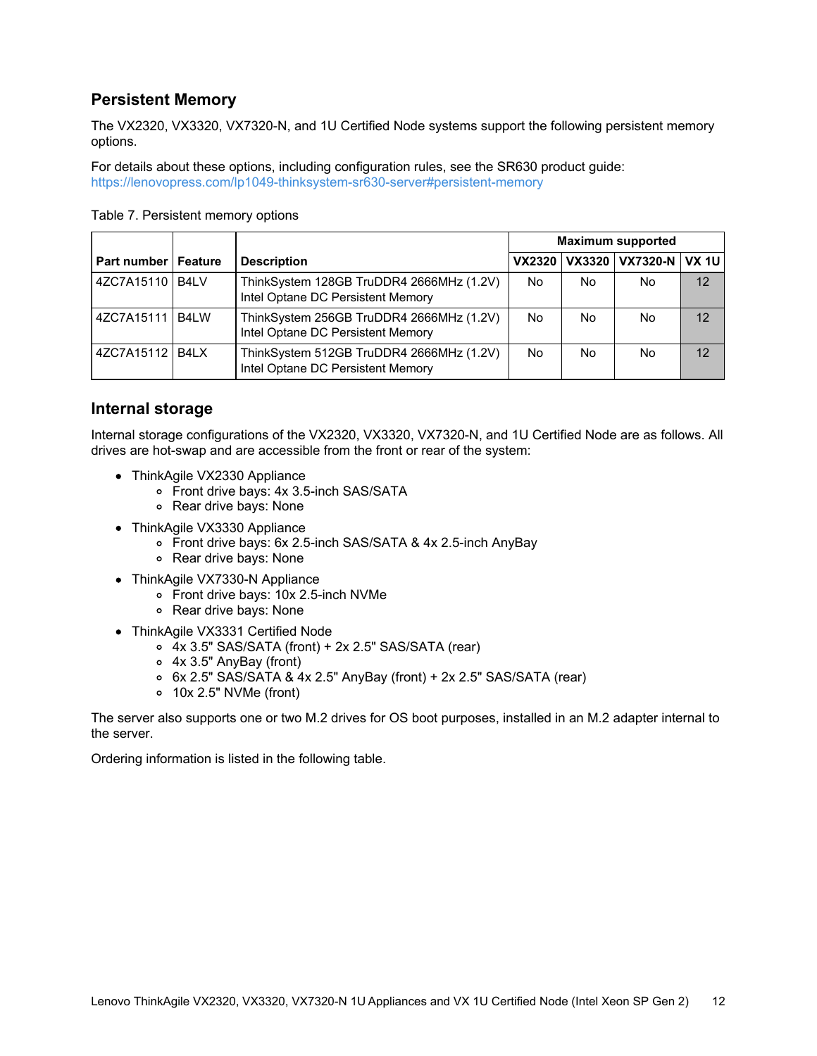## Persistent Memory

The VX2320, VX3320, VX7320-N, and 1U Certified Node systems support the following persistent memory options.

For details about these options, including configuration rules, see the SR630 product guide:
https://lenovopress.com/lp1049-thinksystem-sr630-server#persistent-memory

Table 7. Persistent memory options

| Part number | Feature | Description | Maximum supported | | | |
|---|---|---|---|---|---|---|
| | | | VX2320 | VX3320 | VX7320-N | VX 1U |
| 4ZC7A15110 | B4LV | ThinkSystem 128GB TruDDR4 2666MHz (1.2V) Intel Optane DC Persistent Memory | No | No | No | 12 |
| 4ZC7A15111 | B4LW | ThinkSystem 256GB TruDDR4 2666MHz (1.2V) Intel Optane DC Persistent Memory | No | No | No | 12 |
| 4ZC7A15112 | B4LX | ThinkSystem 512GB TruDDR4 2666MHz (1.2V) Intel Optane DC Persistent Memory | No | No | No | 12 |

## Internal storage

Internal storage configurations of the VX2320, VX3320, VX7320-N, and 1U Certified Node are as follows. All drives are hot-swap and are accessible from the front or rear of the system:

- ThinkAgile VX2330 Appliance
  - Front drive bays: 4x 3.5-inch SAS/SATA
  - Rear drive bays: None
- ThinkAgile VX3330 Appliance
  - Front drive bays: 6x 2.5-inch SAS/SATA & 4x 2.5-inch AnyBay
  - Rear drive bays: None
- ThinkAgile VX7330-N Appliance
  - Front drive bays: 10x 2.5-inch NVMe
  - Rear drive bays: None
- ThinkAgile VX3331 Certified Node
  - 4x 3.5" SAS/SATA (front) + 2x 2.5" SAS/SATA (rear)
  - 4x 3.5" AnyBay (front)
  - 6x 2.5" SAS/SATA & 4x 2.5" AnyBay (front) + 2x 2.5" SAS/SATA (rear)
  - 10x 2.5" NVMe (front)

The server also supports one or two M.2 drives for OS boot purposes, installed in an M.2 adapter internal to the server.

Ordering information is listed in the following table.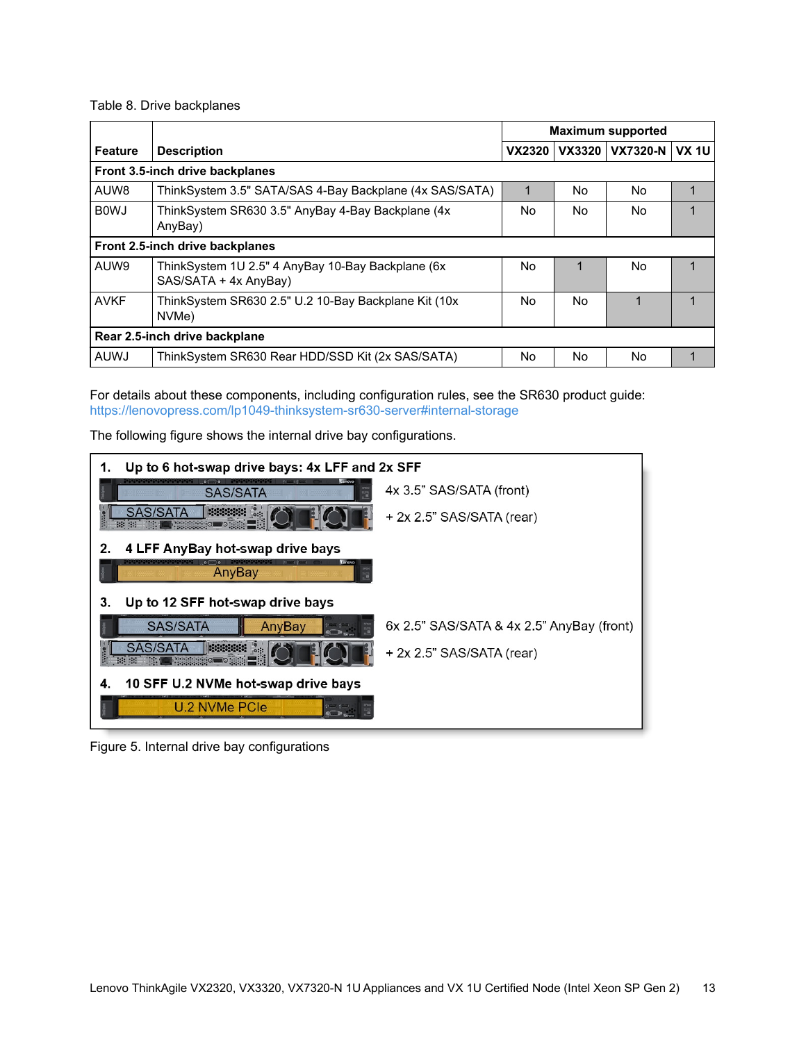Table 8. Drive backplanes

| Feature | Description | Maximum supported | | | |
|---|---|---|---|---|---|
| | | VX2320 | VX3320 | VX7320-N | VX 1U |
| **Front 3.5-inch drive backplanes** | | | | | |
| AUW8 | ThinkSystem 3.5" SATA/SAS 4-Bay Backplane (4x SAS/SATA) | 1 | No | No | 1 |
| B0WJ | ThinkSystem SR630 3.5" AnyBay 4-Bay Backplane (4x AnyBay) | No | No | No | 1 |
| **Front 2.5-inch drive backplanes** | | | | | |
| AUW9 | ThinkSystem 1U 2.5" 4 AnyBay 10-Bay Backplane (6x SAS/SATA + 4x AnyBay) | No | 1 | No | 1 |
| AVKF | ThinkSystem SR630 2.5" U.2 10-Bay Backplane Kit (10x NVMe) | No | No | 1 | 1 |
| **Rear 2.5-inch drive backplane** | | | | | |
| AUWJ | ThinkSystem SR630 Rear HDD/SSD Kit (2x SAS/SATA) | No | No | No | 1 |

For details about these components, including configuration rules, see the SR630 product guide: https://lenovopress.com/lp1049-thinksystem-sr630-server#internal-storage

The following figure shows the internal drive bay configurations.

1. **Up to 6 hot-swap drive bays: 4x LFF and 2x SFF**
   - 4x 3.5" SAS/SATA (front)
   - \+ 2x 2.5" SAS/SATA (rear)
2. **4 LFF AnyBay hot-swap drive bays**
3. **Up to 12 SFF hot-swap drive bays**
   - 6x 2.5" SAS/SATA & 4x 2.5" AnyBay (front)
   - \+ 2x 2.5" SAS/SATA (rear)
4. **10 SFF U.2 NVMe hot-swap drive bays**

Figure 5. Internal drive bay configurations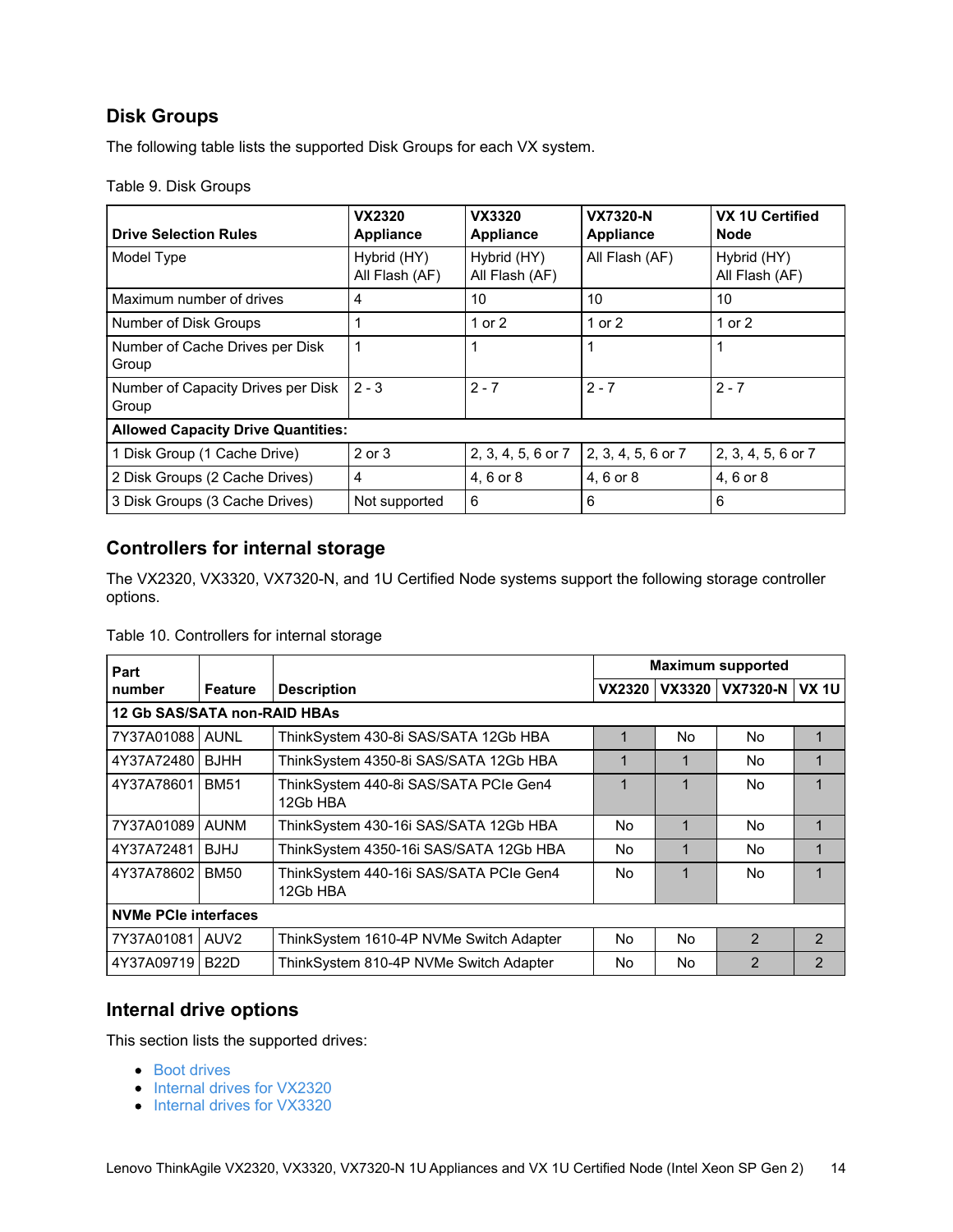## Disk Groups

The following table lists the supported Disk Groups for each VX system.

Table 9. Disk Groups

| Drive Selection Rules | VX2320 Appliance | VX3320 Appliance | VX7320-N Appliance | VX 1U Certified Node |
|---|---|---|---|---|
| Model Type | Hybrid (HY)<br>All Flash (AF) | Hybrid (HY)<br>All Flash (AF) | All Flash (AF) | Hybrid (HY)<br>All Flash (AF) |
| Maximum number of drives | 4 | 10 | 10 | 10 |
| Number of Disk Groups | 1 | 1 or 2 | 1 or 2 | 1 or 2 |
| Number of Cache Drives per Disk Group | 1 | 1 | 1 | 1 |
| Number of Capacity Drives per Disk Group | 2 - 3 | 2 - 7 | 2 - 7 | 2 - 7 |
| **Allowed Capacity Drive Quantities:** | | | | |
| 1 Disk Group (1 Cache Drive) | 2 or 3 | 2, 3, 4, 5, 6 or 7 | 2, 3, 4, 5, 6 or 7 | 2, 3, 4, 5, 6 or 7 |
| 2 Disk Groups (2 Cache Drives) | 4 | 4, 6 or 8 | 4, 6 or 8 | 4, 6 or 8 |
| 3 Disk Groups (3 Cache Drives) | Not supported | 6 | 6 | 6 |

## Controllers for internal storage

The VX2320, VX3320, VX7320-N, and 1U Certified Node systems support the following storage controller options.

Table 10. Controllers for internal storage

| Part number | Feature | Description | Maximum supported | | | |
|---|---|---|---|---|---|---|
| | | | VX2320 | VX3320 | VX7320-N | VX 1U |
| **12 Gb SAS/SATA non-RAID HBAs** | | | | | | |
| 7Y37A01088 | AUNL | ThinkSystem 430-8i SAS/SATA 12Gb HBA | 1 | No | No | 1 |
| 4Y37A72480 | BJHH | ThinkSystem 4350-8i SAS/SATA 12Gb HBA | 1 | 1 | No | 1 |
| 4Y37A78601 | BM51 | ThinkSystem 440-8i SAS/SATA PCIe Gen4 12Gb HBA | 1 | 1 | No | 1 |
| 7Y37A01089 | AUNM | ThinkSystem 430-16i SAS/SATA 12Gb HBA | No | 1 | No | 1 |
| 4Y37A72481 | BJHJ | ThinkSystem 4350-16i SAS/SATA 12Gb HBA | No | 1 | No | 1 |
| 4Y37A78602 | BM50 | ThinkSystem 440-16i SAS/SATA PCIe Gen4 12Gb HBA | No | 1 | No | 1 |
| **NVMe PCIe interfaces** | | | | | | |
| 7Y37A01081 | AUV2 | ThinkSystem 1610-4P NVMe Switch Adapter | No | No | 2 | 2 |
| 4Y37A09719 | B22D | ThinkSystem 810-4P NVMe Switch Adapter | No | No | 2 | 2 |

## Internal drive options

This section lists the supported drives:

- Boot drives
- Internal drives for VX2320
- Internal drives for VX3320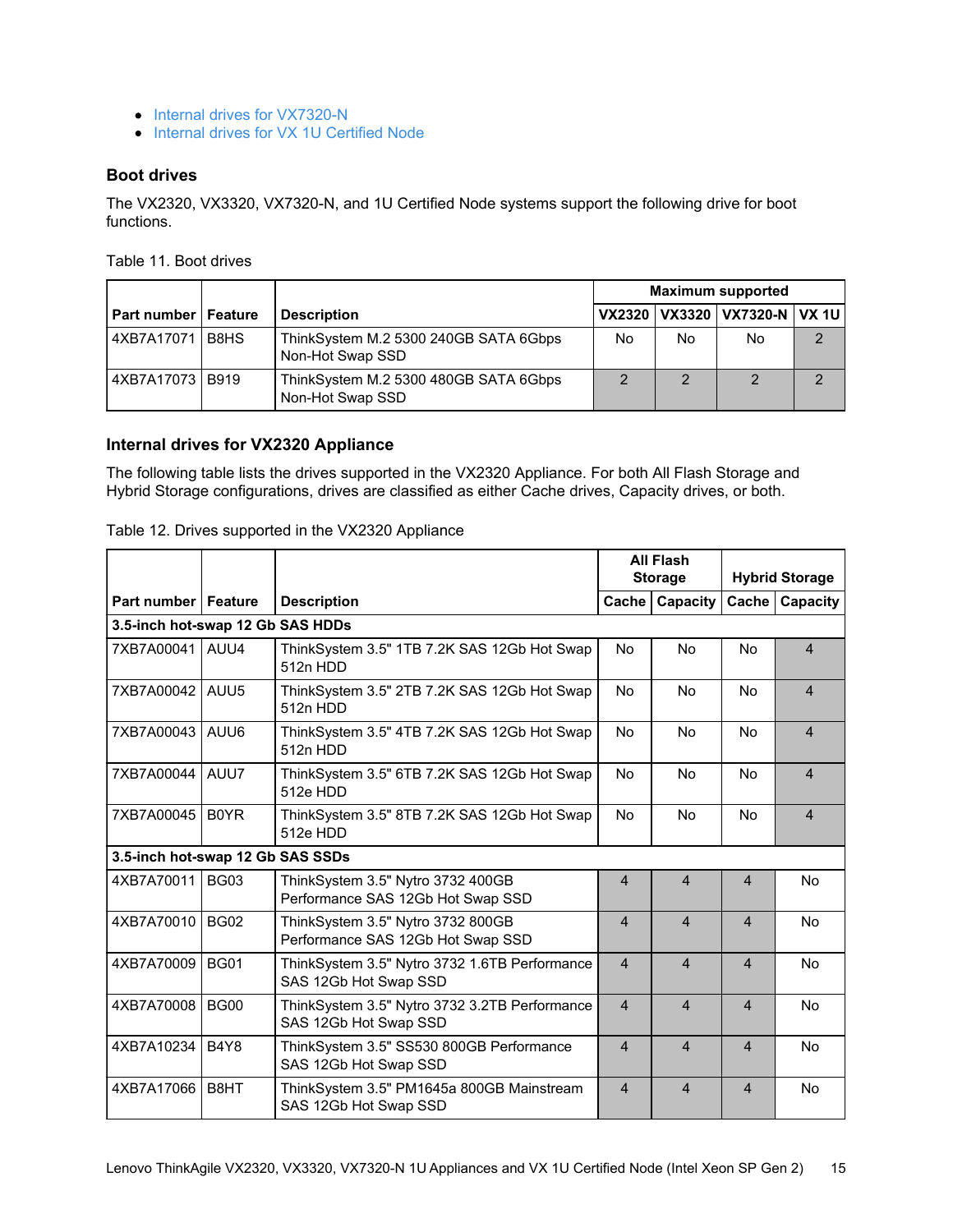- Internal drives for VX7320-N
- Internal drives for VX 1U Certified Node

### Boot drives

The VX2320, VX3320, VX7320-N, and 1U Certified Node systems support the following drive for boot functions.

Table 11. Boot drives

| Part number | Feature | Description | Maximum supported | | | |
|---|---|---|---|---|---|---|
| | | | VX2320 | VX3320 | VX7320-N | VX 1U |
| 4XB7A17071 | B8HS | ThinkSystem M.2 5300 240GB SATA 6Gbps Non-Hot Swap SSD | No | No | No | 2 |
| 4XB7A17073 | B919 | ThinkSystem M.2 5300 480GB SATA 6Gbps Non-Hot Swap SSD | 2 | 2 | 2 | 2 |

### Internal drives for VX2320 Appliance

The following table lists the drives supported in the VX2320 Appliance. For both All Flash Storage and Hybrid Storage configurations, drives are classified as either Cache drives, Capacity drives, or both.

Table 12. Drives supported in the VX2320 Appliance

| Part number | Feature | Description | All Flash Storage | | Hybrid Storage | |
|---|---|---|---|---|---|---|
| | | | Cache | Capacity | Cache | Capacity |
| **3.5-inch hot-swap 12 Gb SAS HDDs** | | | | | | |
| 7XB7A00041 | AUU4 | ThinkSystem 3.5" 1TB 7.2K SAS 12Gb Hot Swap 512n HDD | No | No | No | 4 |
| 7XB7A00042 | AUU5 | ThinkSystem 3.5" 2TB 7.2K SAS 12Gb Hot Swap 512n HDD | No | No | No | 4 |
| 7XB7A00043 | AUU6 | ThinkSystem 3.5" 4TB 7.2K SAS 12Gb Hot Swap 512n HDD | No | No | No | 4 |
| 7XB7A00044 | AUU7 | ThinkSystem 3.5" 6TB 7.2K SAS 12Gb Hot Swap 512e HDD | No | No | No | 4 |
| 7XB7A00045 | B0YR | ThinkSystem 3.5" 8TB 7.2K SAS 12Gb Hot Swap 512e HDD | No | No | No | 4 |
| **3.5-inch hot-swap 12 Gb SAS SSDs** | | | | | | |
| 4XB7A70011 | BG03 | ThinkSystem 3.5" Nytro 3732 400GB Performance SAS 12Gb Hot Swap SSD | 4 | 4 | 4 | No |
| 4XB7A70010 | BG02 | ThinkSystem 3.5" Nytro 3732 800GB Performance SAS 12Gb Hot Swap SSD | 4 | 4 | 4 | No |
| 4XB7A70009 | BG01 | ThinkSystem 3.5" Nytro 3732 1.6TB Performance SAS 12Gb Hot Swap SSD | 4 | 4 | 4 | No |
| 4XB7A70008 | BG00 | ThinkSystem 3.5" Nytro 3732 3.2TB Performance SAS 12Gb Hot Swap SSD | 4 | 4 | 4 | No |
| 4XB7A10234 | B4Y8 | ThinkSystem 3.5" SS530 800GB Performance SAS 12Gb Hot Swap SSD | 4 | 4 | 4 | No |
| 4XB7A17066 | B8HT | ThinkSystem 3.5" PM1645a 800GB Mainstream SAS 12Gb Hot Swap SSD | 4 | 4 | 4 | No |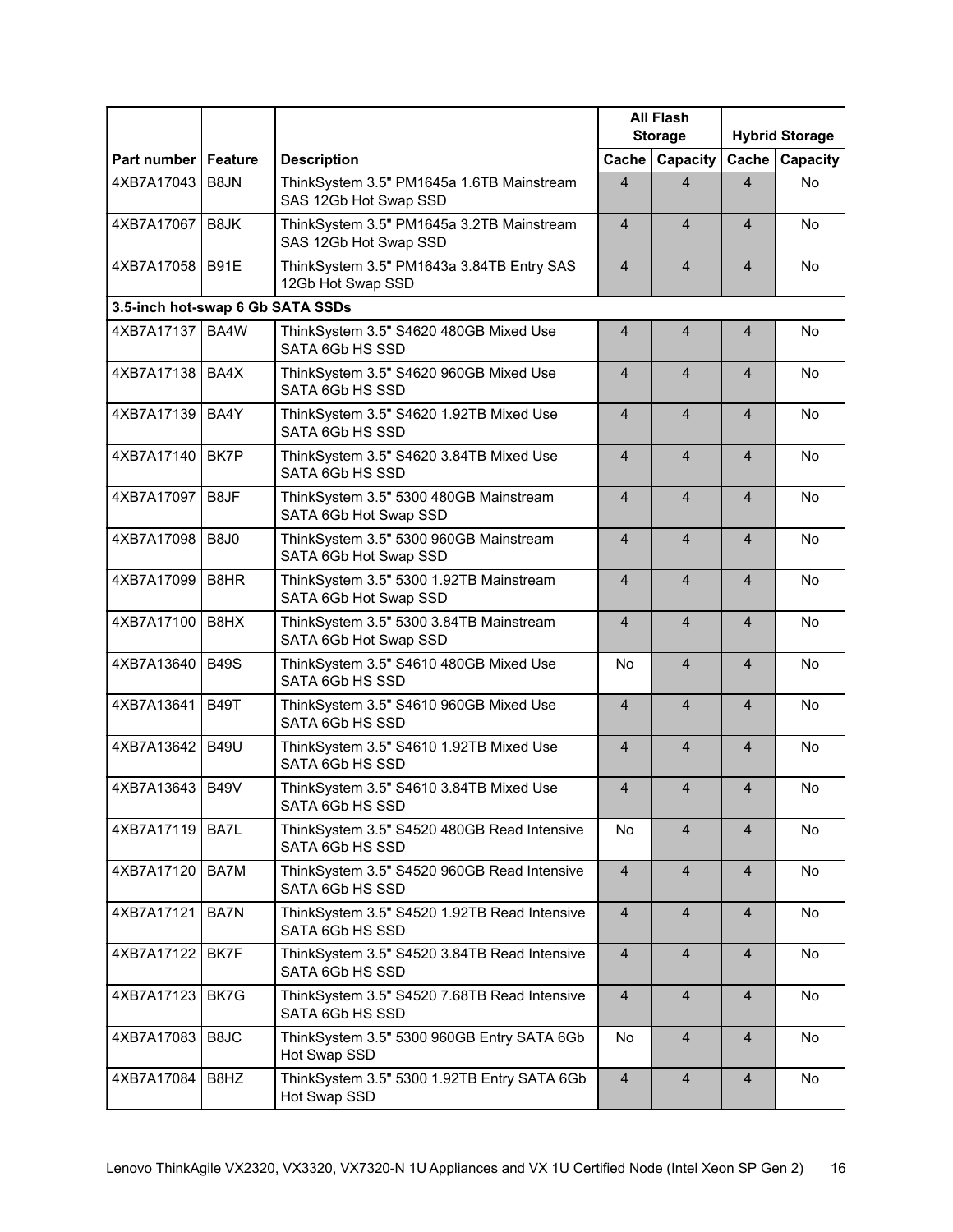| | | | All Flash Storage | | Hybrid Storage | |
|---|---|---|---|---|---|---|
| **Part number** | **Feature** | **Description** | **Cache** | **Capacity** | **Cache** | **Capacity** |
| 4XB7A17043 | B8JN | ThinkSystem 3.5" PM1645a 1.6TB Mainstream SAS 12Gb Hot Swap SSD | 4 | 4 | 4 | No |
| 4XB7A17067 | B8JK | ThinkSystem 3.5" PM1645a 3.2TB Mainstream SAS 12Gb Hot Swap SSD | 4 | 4 | 4 | No |
| 4XB7A17058 | B91E | ThinkSystem 3.5" PM1643a 3.84TB Entry SAS 12Gb Hot Swap SSD | 4 | 4 | 4 | No |
| **3.5-inch hot-swap 6 Gb SATA SSDs** | | | | | | |
| 4XB7A17137 | BA4W | ThinkSystem 3.5" S4620 480GB Mixed Use SATA 6Gb HS SSD | 4 | 4 | 4 | No |
| 4XB7A17138 | BA4X | ThinkSystem 3.5" S4620 960GB Mixed Use SATA 6Gb HS SSD | 4 | 4 | 4 | No |
| 4XB7A17139 | BA4Y | ThinkSystem 3.5" S4620 1.92TB Mixed Use SATA 6Gb HS SSD | 4 | 4 | 4 | No |
| 4XB7A17140 | BK7P | ThinkSystem 3.5" S4620 3.84TB Mixed Use SATA 6Gb HS SSD | 4 | 4 | 4 | No |
| 4XB7A17097 | B8JF | ThinkSystem 3.5" 5300 480GB Mainstream SATA 6Gb Hot Swap SSD | 4 | 4 | 4 | No |
| 4XB7A17098 | B8J0 | ThinkSystem 3.5" 5300 960GB Mainstream SATA 6Gb Hot Swap SSD | 4 | 4 | 4 | No |
| 4XB7A17099 | B8HR | ThinkSystem 3.5" 5300 1.92TB Mainstream SATA 6Gb Hot Swap SSD | 4 | 4 | 4 | No |
| 4XB7A17100 | B8HX | ThinkSystem 3.5" 5300 3.84TB Mainstream SATA 6Gb Hot Swap SSD | 4 | 4 | 4 | No |
| 4XB7A13640 | B49S | ThinkSystem 3.5" S4610 480GB Mixed Use SATA 6Gb HS SSD | No | 4 | 4 | No |
| 4XB7A13641 | B49T | ThinkSystem 3.5" S4610 960GB Mixed Use SATA 6Gb HS SSD | 4 | 4 | 4 | No |
| 4XB7A13642 | B49U | ThinkSystem 3.5" S4610 1.92TB Mixed Use SATA 6Gb HS SSD | 4 | 4 | 4 | No |
| 4XB7A13643 | B49V | ThinkSystem 3.5" S4610 3.84TB Mixed Use SATA 6Gb HS SSD | 4 | 4 | 4 | No |
| 4XB7A17119 | BA7L | ThinkSystem 3.5" S4520 480GB Read Intensive SATA 6Gb HS SSD | No | 4 | 4 | No |
| 4XB7A17120 | BA7M | ThinkSystem 3.5" S4520 960GB Read Intensive SATA 6Gb HS SSD | 4 | 4 | 4 | No |
| 4XB7A17121 | BA7N | ThinkSystem 3.5" S4520 1.92TB Read Intensive SATA 6Gb HS SSD | 4 | 4 | 4 | No |
| 4XB7A17122 | BK7F | ThinkSystem 3.5" S4520 3.84TB Read Intensive SATA 6Gb HS SSD | 4 | 4 | 4 | No |
| 4XB7A17123 | BK7G | ThinkSystem 3.5" S4520 7.68TB Read Intensive SATA 6Gb HS SSD | 4 | 4 | 4 | No |
| 4XB7A17083 | B8JC | ThinkSystem 3.5" 5300 960GB Entry SATA 6Gb Hot Swap SSD | No | 4 | 4 | No |
| 4XB7A17084 | B8HZ | ThinkSystem 3.5" 5300 1.92TB Entry SATA 6Gb Hot Swap SSD | 4 | 4 | 4 | No |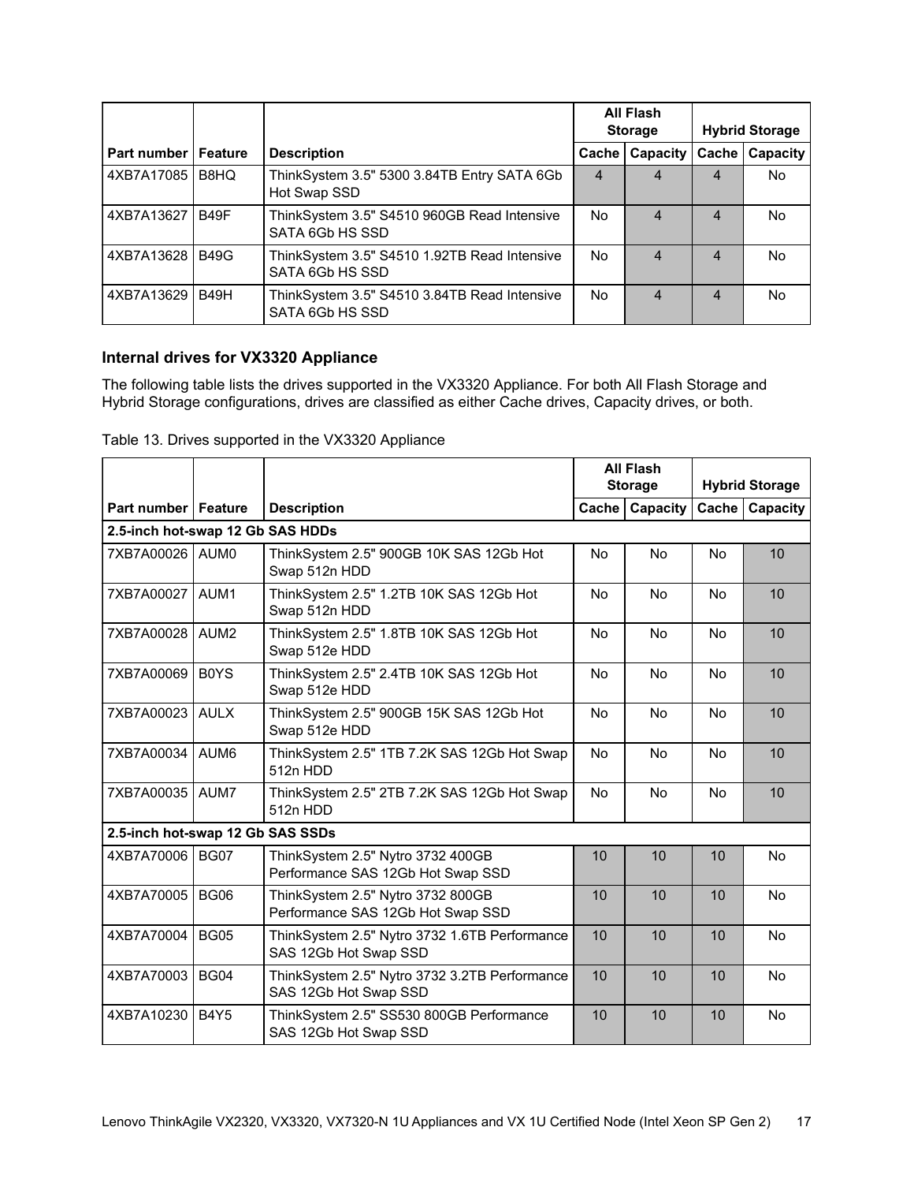| Part number | Feature | Description | All Flash Storage | | Hybrid Storage | |
|---|---|---|---|---|---|---|
| | | | Cache | Capacity | Cache | Capacity |
| 4XB7A17085 | B8HQ | ThinkSystem 3.5" 5300 3.84TB Entry SATA 6Gb Hot Swap SSD | 4 | 4 | 4 | No |
| 4XB7A13627 | B49F | ThinkSystem 3.5" S4510 960GB Read Intensive SATA 6Gb HS SSD | No | 4 | 4 | No |
| 4XB7A13628 | B49G | ThinkSystem 3.5" S4510 1.92TB Read Intensive SATA 6Gb HS SSD | No | 4 | 4 | No |
| 4XB7A13629 | B49H | ThinkSystem 3.5" S4510 3.84TB Read Intensive SATA 6Gb HS SSD | No | 4 | 4 | No |

### Internal drives for VX3320 Appliance

The following table lists the drives supported in the VX3320 Appliance. For both All Flash Storage and Hybrid Storage configurations, drives are classified as either Cache drives, Capacity drives, or both.

Table 13. Drives supported in the VX3320 Appliance

| Part number | Feature | Description | All Flash Storage | | Hybrid Storage | |
|---|---|---|---|---|---|---|
| | | | Cache | Capacity | Cache | Capacity |
| **2.5-inch hot-swap 12 Gb SAS HDDs** | | | | | | |
| 7XB7A00026 | AUM0 | ThinkSystem 2.5" 900GB 10K SAS 12Gb Hot Swap 512n HDD | No | No | No | 10 |
| 7XB7A00027 | AUM1 | ThinkSystem 2.5" 1.2TB 10K SAS 12Gb Hot Swap 512n HDD | No | No | No | 10 |
| 7XB7A00028 | AUM2 | ThinkSystem 2.5" 1.8TB 10K SAS 12Gb Hot Swap 512e HDD | No | No | No | 10 |
| 7XB7A00069 | B0YS | ThinkSystem 2.5" 2.4TB 10K SAS 12Gb Hot Swap 512e HDD | No | No | No | 10 |
| 7XB7A00023 | AULX | ThinkSystem 2.5" 900GB 15K SAS 12Gb Hot Swap 512e HDD | No | No | No | 10 |
| 7XB7A00034 | AUM6 | ThinkSystem 2.5" 1TB 7.2K SAS 12Gb Hot Swap 512n HDD | No | No | No | 10 |
| 7XB7A00035 | AUM7 | ThinkSystem 2.5" 2TB 7.2K SAS 12Gb Hot Swap 512n HDD | No | No | No | 10 |
| **2.5-inch hot-swap 12 Gb SAS SSDs** | | | | | | |
| 4XB7A70006 | BG07 | ThinkSystem 2.5" Nytro 3732 400GB Performance SAS 12Gb Hot Swap SSD | 10 | 10 | 10 | No |
| 4XB7A70005 | BG06 | ThinkSystem 2.5" Nytro 3732 800GB Performance SAS 12Gb Hot Swap SSD | 10 | 10 | 10 | No |
| 4XB7A70004 | BG05 | ThinkSystem 2.5" Nytro 3732 1.6TB Performance SAS 12Gb Hot Swap SSD | 10 | 10 | 10 | No |
| 4XB7A70003 | BG04 | ThinkSystem 2.5" Nytro 3732 3.2TB Performance SAS 12Gb Hot Swap SSD | 10 | 10 | 10 | No |
| 4XB7A10230 | B4Y5 | ThinkSystem 2.5" SS530 800GB Performance SAS 12Gb Hot Swap SSD | 10 | 10 | 10 | No |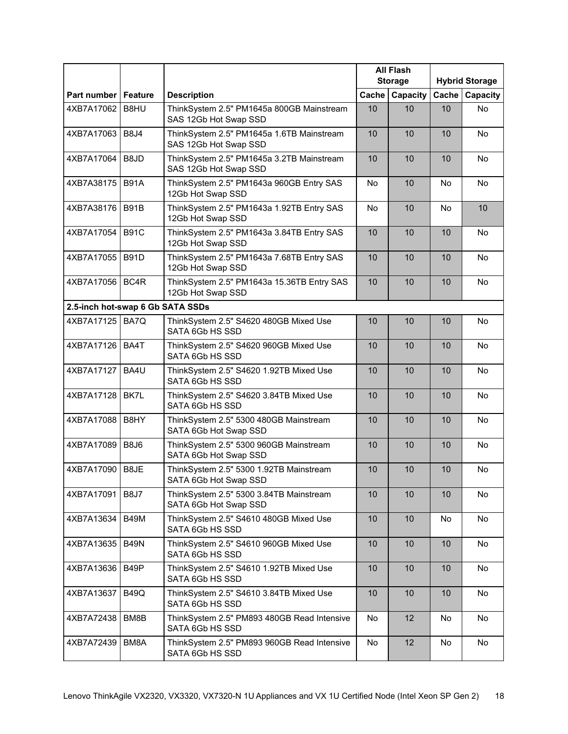| | | | All Flash Storage | | Hybrid Storage | |
|---|---|---|---|---|---|---|
| Part number | Feature | Description | Cache | Capacity | Cache | Capacity |
| 4XB7A17062 | B8HU | ThinkSystem 2.5" PM1645a 800GB Mainstream SAS 12Gb Hot Swap SSD | 10 | 10 | 10 | No |
| 4XB7A17063 | B8J4 | ThinkSystem 2.5" PM1645a 1.6TB Mainstream SAS 12Gb Hot Swap SSD | 10 | 10 | 10 | No |
| 4XB7A17064 | B8JD | ThinkSystem 2.5" PM1645a 3.2TB Mainstream SAS 12Gb Hot Swap SSD | 10 | 10 | 10 | No |
| 4XB7A38175 | B91A | ThinkSystem 2.5" PM1643a 960GB Entry SAS 12Gb Hot Swap SSD | No | 10 | No | No |
| 4XB7A38176 | B91B | ThinkSystem 2.5" PM1643a 1.92TB Entry SAS 12Gb Hot Swap SSD | No | 10 | No | 10 |
| 4XB7A17054 | B91C | ThinkSystem 2.5" PM1643a 3.84TB Entry SAS 12Gb Hot Swap SSD | 10 | 10 | 10 | No |
| 4XB7A17055 | B91D | ThinkSystem 2.5" PM1643a 7.68TB Entry SAS 12Gb Hot Swap SSD | 10 | 10 | 10 | No |
| 4XB7A17056 | BC4R | ThinkSystem 2.5" PM1643a 15.36TB Entry SAS 12Gb Hot Swap SSD | 10 | 10 | 10 | No |
| **2.5-inch hot-swap 6 Gb SATA SSDs** | | | | | | |
| 4XB7A17125 | BA7Q | ThinkSystem 2.5" S4620 480GB Mixed Use SATA 6Gb HS SSD | 10 | 10 | 10 | No |
| 4XB7A17126 | BA4T | ThinkSystem 2.5" S4620 960GB Mixed Use SATA 6Gb HS SSD | 10 | 10 | 10 | No |
| 4XB7A17127 | BA4U | ThinkSystem 2.5" S4620 1.92TB Mixed Use SATA 6Gb HS SSD | 10 | 10 | 10 | No |
| 4XB7A17128 | BK7L | ThinkSystem 2.5" S4620 3.84TB Mixed Use SATA 6Gb HS SSD | 10 | 10 | 10 | No |
| 4XB7A17088 | B8HY | ThinkSystem 2.5" 5300 480GB Mainstream SATA 6Gb Hot Swap SSD | 10 | 10 | 10 | No |
| 4XB7A17089 | B8J6 | ThinkSystem 2.5" 5300 960GB Mainstream SATA 6Gb Hot Swap SSD | 10 | 10 | 10 | No |
| 4XB7A17090 | B8JE | ThinkSystem 2.5" 5300 1.92TB Mainstream SATA 6Gb Hot Swap SSD | 10 | 10 | 10 | No |
| 4XB7A17091 | B8J7 | ThinkSystem 2.5" 5300 3.84TB Mainstream SATA 6Gb Hot Swap SSD | 10 | 10 | 10 | No |
| 4XB7A13634 | B49M | ThinkSystem 2.5" S4610 480GB Mixed Use SATA 6Gb HS SSD | 10 | 10 | No | No |
| 4XB7A13635 | B49N | ThinkSystem 2.5" S4610 960GB Mixed Use SATA 6Gb HS SSD | 10 | 10 | 10 | No |
| 4XB7A13636 | B49P | ThinkSystem 2.5" S4610 1.92TB Mixed Use SATA 6Gb HS SSD | 10 | 10 | 10 | No |
| 4XB7A13637 | B49Q | ThinkSystem 2.5" S4610 3.84TB Mixed Use SATA 6Gb HS SSD | 10 | 10 | 10 | No |
| 4XB7A72438 | BM8B | ThinkSystem 2.5" PM893 480GB Read Intensive SATA 6Gb HS SSD | No | 12 | No | No |
| 4XB7A72439 | BM8A | ThinkSystem 2.5" PM893 960GB Read Intensive SATA 6Gb HS SSD | No | 12 | No | No |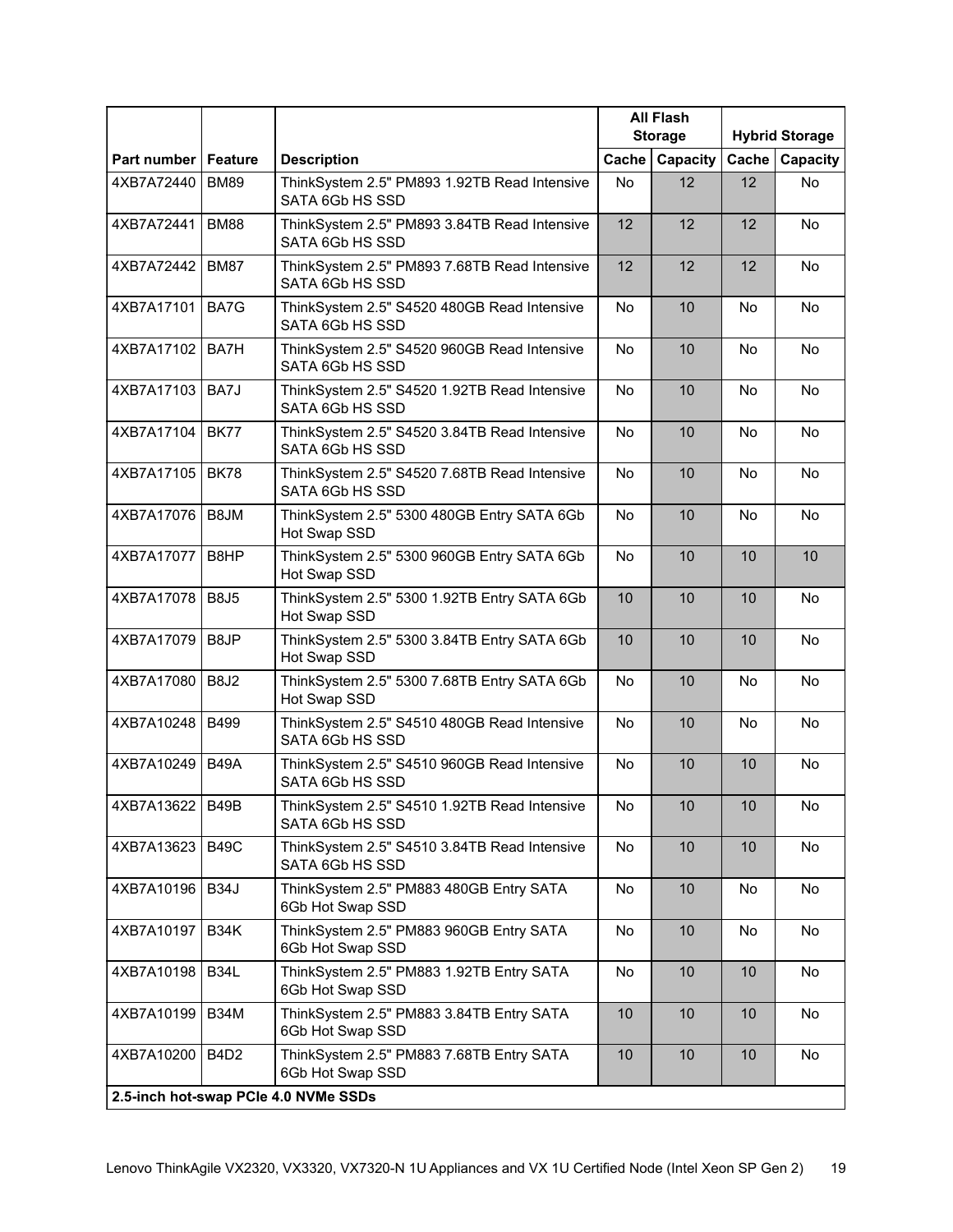| Part number | Feature | Description | All Flash Storage | | Hybrid Storage | |
|---|---|---|---|---|---|---|
| | | | Cache | Capacity | Cache | Capacity |
| 4XB7A72440 | BM89 | ThinkSystem 2.5" PM893 1.92TB Read Intensive SATA 6Gb HS SSD | No | 12 | 12 | No |
| 4XB7A72441 | BM88 | ThinkSystem 2.5" PM893 3.84TB Read Intensive SATA 6Gb HS SSD | 12 | 12 | 12 | No |
| 4XB7A72442 | BM87 | ThinkSystem 2.5" PM893 7.68TB Read Intensive SATA 6Gb HS SSD | 12 | 12 | 12 | No |
| 4XB7A17101 | BA7G | ThinkSystem 2.5" S4520 480GB Read Intensive SATA 6Gb HS SSD | No | 10 | No | No |
| 4XB7A17102 | BA7H | ThinkSystem 2.5" S4520 960GB Read Intensive SATA 6Gb HS SSD | No | 10 | No | No |
| 4XB7A17103 | BA7J | ThinkSystem 2.5" S4520 1.92TB Read Intensive SATA 6Gb HS SSD | No | 10 | No | No |
| 4XB7A17104 | BK77 | ThinkSystem 2.5" S4520 3.84TB Read Intensive SATA 6Gb HS SSD | No | 10 | No | No |
| 4XB7A17105 | BK78 | ThinkSystem 2.5" S4520 7.68TB Read Intensive SATA 6Gb HS SSD | No | 10 | No | No |
| 4XB7A17076 | B8JM | ThinkSystem 2.5" 5300 480GB Entry SATA 6Gb Hot Swap SSD | No | 10 | No | No |
| 4XB7A17077 | B8HP | ThinkSystem 2.5" 5300 960GB Entry SATA 6Gb Hot Swap SSD | No | 10 | 10 | 10 |
| 4XB7A17078 | B8J5 | ThinkSystem 2.5" 5300 1.92TB Entry SATA 6Gb Hot Swap SSD | 10 | 10 | 10 | No |
| 4XB7A17079 | B8JP | ThinkSystem 2.5" 5300 3.84TB Entry SATA 6Gb Hot Swap SSD | 10 | 10 | 10 | No |
| 4XB7A17080 | B8J2 | ThinkSystem 2.5" 5300 7.68TB Entry SATA 6Gb Hot Swap SSD | No | 10 | No | No |
| 4XB7A10248 | B499 | ThinkSystem 2.5" S4510 480GB Read Intensive SATA 6Gb HS SSD | No | 10 | No | No |
| 4XB7A10249 | B49A | ThinkSystem 2.5" S4510 960GB Read Intensive SATA 6Gb HS SSD | No | 10 | 10 | No |
| 4XB7A13622 | B49B | ThinkSystem 2.5" S4510 1.92TB Read Intensive SATA 6Gb HS SSD | No | 10 | 10 | No |
| 4XB7A13623 | B49C | ThinkSystem 2.5" S4510 3.84TB Read Intensive SATA 6Gb HS SSD | No | 10 | 10 | No |
| 4XB7A10196 | B34J | ThinkSystem 2.5" PM883 480GB Entry SATA 6Gb Hot Swap SSD | No | 10 | No | No |
| 4XB7A10197 | B34K | ThinkSystem 2.5" PM883 960GB Entry SATA 6Gb Hot Swap SSD | No | 10 | No | No |
| 4XB7A10198 | B34L | ThinkSystem 2.5" PM883 1.92TB Entry SATA 6Gb Hot Swap SSD | No | 10 | 10 | No |
| 4XB7A10199 | B34M | ThinkSystem 2.5" PM883 3.84TB Entry SATA 6Gb Hot Swap SSD | 10 | 10 | 10 | No |
| 4XB7A10200 | B4D2 | ThinkSystem 2.5" PM883 7.68TB Entry SATA 6Gb Hot Swap SSD | 10 | 10 | 10 | No |
| **2.5-inch hot-swap PCIe 4.0 NVMe SSDs** | | | | | | |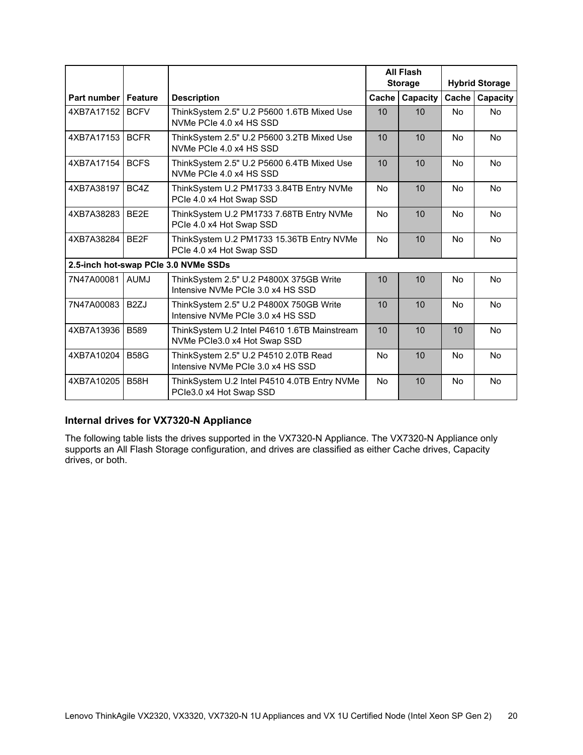| | | | All Flash Storage | | Hybrid Storage | |
|---|---|---|---|---|---|---|
| Part number | Feature | Description | Cache | Capacity | Cache | Capacity |
| 4XB7A17152 | BCFV | ThinkSystem 2.5" U.2 P5600 1.6TB Mixed Use NVMe PCIe 4.0 x4 HS SSD | 10 | 10 | No | No |
| 4XB7A17153 | BCFR | ThinkSystem 2.5" U.2 P5600 3.2TB Mixed Use NVMe PCIe 4.0 x4 HS SSD | 10 | 10 | No | No |
| 4XB7A17154 | BCFS | ThinkSystem 2.5" U.2 P5600 6.4TB Mixed Use NVMe PCIe 4.0 x4 HS SSD | 10 | 10 | No | No |
| 4XB7A38197 | BC4Z | ThinkSystem U.2 PM1733 3.84TB Entry NVMe PCIe 4.0 x4 Hot Swap SSD | No | 10 | No | No |
| 4XB7A38283 | BE2E | ThinkSystem U.2 PM1733 7.68TB Entry NVMe PCIe 4.0 x4 Hot Swap SSD | No | 10 | No | No |
| 4XB7A38284 | BE2F | ThinkSystem U.2 PM1733 15.36TB Entry NVMe PCIe 4.0 x4 Hot Swap SSD | No | 10 | No | No |
| **2.5-inch hot-swap PCIe 3.0 NVMe SSDs** | | | | | | |
| 7N47A00081 | AUMJ | ThinkSystem 2.5" U.2 P4800X 375GB Write Intensive NVMe PCIe 3.0 x4 HS SSD | 10 | 10 | No | No |
| 7N47A00083 | B2ZJ | ThinkSystem 2.5" U.2 P4800X 750GB Write Intensive NVMe PCIe 3.0 x4 HS SSD | 10 | 10 | No | No |
| 4XB7A13936 | B589 | ThinkSystem U.2 Intel P4610 1.6TB Mainstream NVMe PCIe3.0 x4 Hot Swap SSD | 10 | 10 | 10 | No |
| 4XB7A10204 | B58G | ThinkSystem 2.5" U.2 P4510 2.0TB Read Intensive NVMe PCIe 3.0 x4 HS SSD | No | 10 | No | No |
| 4XB7A10205 | B58H | ThinkSystem U.2 Intel P4510 4.0TB Entry NVMe PCIe3.0 x4 Hot Swap SSD | No | 10 | No | No |

### Internal drives for VX7320-N Appliance

The following table lists the drives supported in the VX7320-N Appliance. The VX7320-N Appliance only supports an All Flash Storage configuration, and drives are classified as either Cache drives, Capacity drives, or both.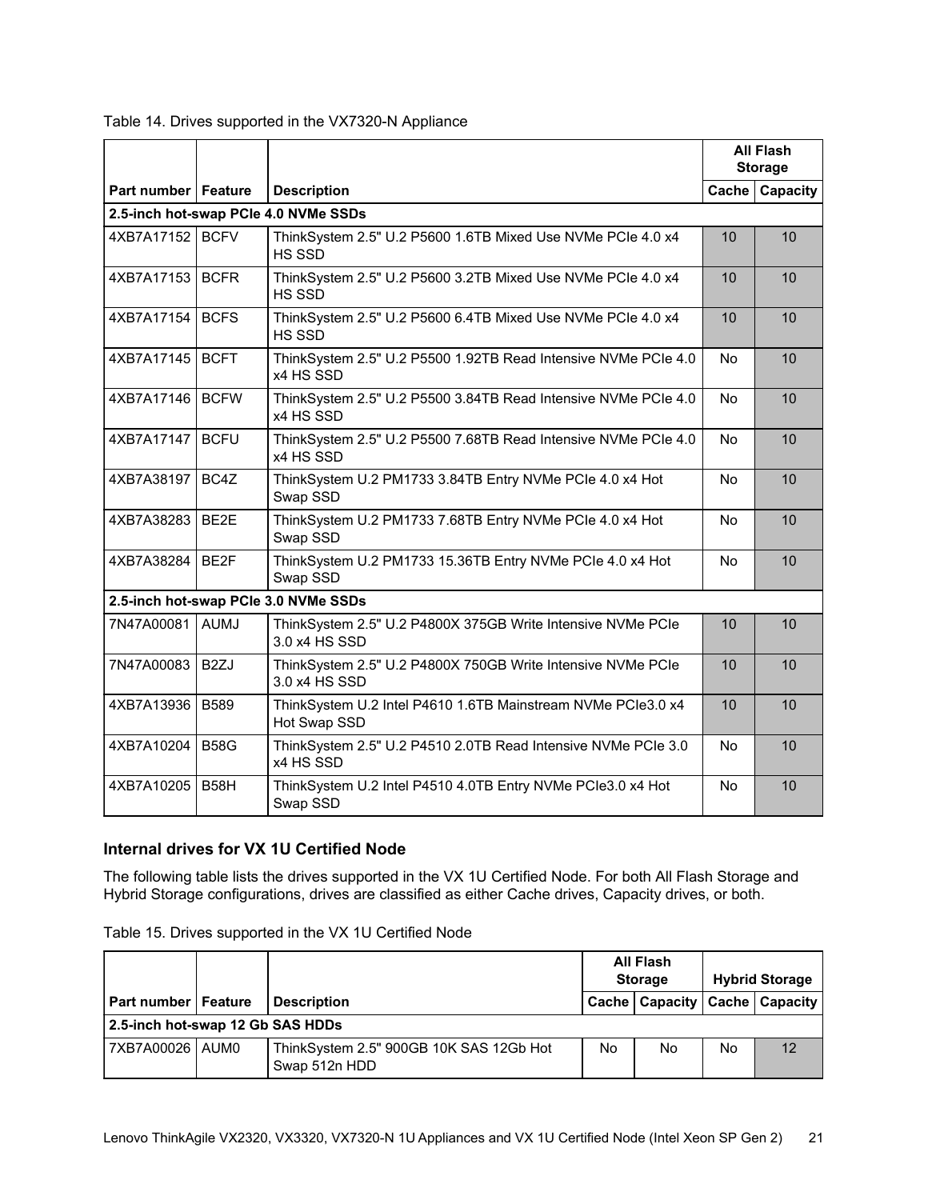Table 14. Drives supported in the VX7320-N Appliance

| Part number | Feature | Description | All Flash Storage | |
|---|---|---|---|---|
| | | | Cache | Capacity |
| **2.5-inch hot-swap PCIe 4.0 NVMe SSDs** | | | | |
| 4XB7A17152 | BCFV | ThinkSystem 2.5" U.2 P5600 1.6TB Mixed Use NVMe PCIe 4.0 x4 HS SSD | 10 | 10 |
| 4XB7A17153 | BCFR | ThinkSystem 2.5" U.2 P5600 3.2TB Mixed Use NVMe PCIe 4.0 x4 HS SSD | 10 | 10 |
| 4XB7A17154 | BCFS | ThinkSystem 2.5" U.2 P5600 6.4TB Mixed Use NVMe PCIe 4.0 x4 HS SSD | 10 | 10 |
| 4XB7A17145 | BCFT | ThinkSystem 2.5" U.2 P5500 1.92TB Read Intensive NVMe PCIe 4.0 x4 HS SSD | No | 10 |
| 4XB7A17146 | BCFW | ThinkSystem 2.5" U.2 P5500 3.84TB Read Intensive NVMe PCIe 4.0 x4 HS SSD | No | 10 |
| 4XB7A17147 | BCFU | ThinkSystem 2.5" U.2 P5500 7.68TB Read Intensive NVMe PCIe 4.0 x4 HS SSD | No | 10 |
| 4XB7A38197 | BC4Z | ThinkSystem U.2 PM1733 3.84TB Entry NVMe PCIe 4.0 x4 Hot Swap SSD | No | 10 |
| 4XB7A38283 | BE2E | ThinkSystem U.2 PM1733 7.68TB Entry NVMe PCIe 4.0 x4 Hot Swap SSD | No | 10 |
| 4XB7A38284 | BE2F | ThinkSystem U.2 PM1733 15.36TB Entry NVMe PCIe 4.0 x4 Hot Swap SSD | No | 10 |
| **2.5-inch hot-swap PCIe 3.0 NVMe SSDs** | | | | |
| 7N47A00081 | AUMJ | ThinkSystem 2.5" U.2 P4800X 375GB Write Intensive NVMe PCIe 3.0 x4 HS SSD | 10 | 10 |
| 7N47A00083 | B2ZJ | ThinkSystem 2.5" U.2 P4800X 750GB Write Intensive NVMe PCIe 3.0 x4 HS SSD | 10 | 10 |
| 4XB7A13936 | B589 | ThinkSystem U.2 Intel P4610 1.6TB Mainstream NVMe PCIe3.0 x4 Hot Swap SSD | 10 | 10 |
| 4XB7A10204 | B58G | ThinkSystem 2.5" U.2 P4510 2.0TB Read Intensive NVMe PCIe 3.0 x4 HS SSD | No | 10 |
| 4XB7A10205 | B58H | ThinkSystem U.2 Intel P4510 4.0TB Entry NVMe PCIe3.0 x4 Hot Swap SSD | No | 10 |

### Internal drives for VX 1U Certified Node

The following table lists the drives supported in the VX 1U Certified Node. For both All Flash Storage and Hybrid Storage configurations, drives are classified as either Cache drives, Capacity drives, or both.

Table 15. Drives supported in the VX 1U Certified Node

| Part number | Feature | Description | All Flash Storage | | Hybrid Storage | |
|---|---|---|---|---|---|---|
| | | | Cache | Capacity | Cache | Capacity |
| **2.5-inch hot-swap 12 Gb SAS HDDs** | | | | | | |
| 7XB7A00026 | AUM0 | ThinkSystem 2.5" 900GB 10K SAS 12Gb Hot Swap 512n HDD | No | No | No | 12 |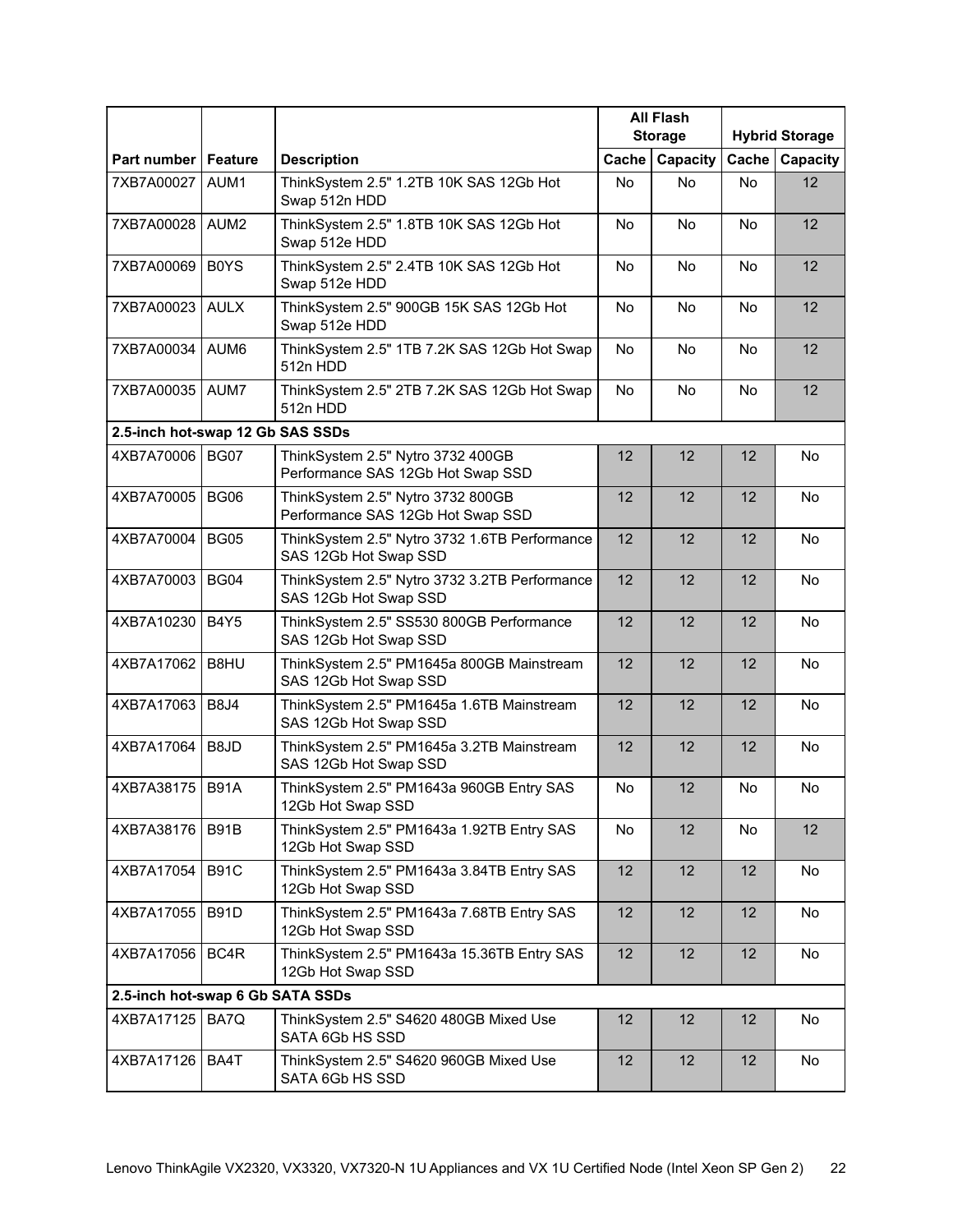| | | | All Flash Storage | | Hybrid Storage | |
|---|---|---|---|---|---|---|
| Part number | Feature | Description | Cache | Capacity | Cache | Capacity |
| 7XB7A00027 | AUM1 | ThinkSystem 2.5" 1.2TB 10K SAS 12Gb Hot Swap 512n HDD | No | No | No | 12 |
| 7XB7A00028 | AUM2 | ThinkSystem 2.5" 1.8TB 10K SAS 12Gb Hot Swap 512e HDD | No | No | No | 12 |
| 7XB7A00069 | B0YS | ThinkSystem 2.5" 2.4TB 10K SAS 12Gb Hot Swap 512e HDD | No | No | No | 12 |
| 7XB7A00023 | AULX | ThinkSystem 2.5" 900GB 15K SAS 12Gb Hot Swap 512e HDD | No | No | No | 12 |
| 7XB7A00034 | AUM6 | ThinkSystem 2.5" 1TB 7.2K SAS 12Gb Hot Swap 512n HDD | No | No | No | 12 |
| 7XB7A00035 | AUM7 | ThinkSystem 2.5" 2TB 7.2K SAS 12Gb Hot Swap 512n HDD | No | No | No | 12 |
| **2.5-inch hot-swap 12 Gb SAS SSDs** | | | | | | |
| 4XB7A70006 | BG07 | ThinkSystem 2.5" Nytro 3732 400GB Performance SAS 12Gb Hot Swap SSD | 12 | 12 | 12 | No |
| 4XB7A70005 | BG06 | ThinkSystem 2.5" Nytro 3732 800GB Performance SAS 12Gb Hot Swap SSD | 12 | 12 | 12 | No |
| 4XB7A70004 | BG05 | ThinkSystem 2.5" Nytro 3732 1.6TB Performance SAS 12Gb Hot Swap SSD | 12 | 12 | 12 | No |
| 4XB7A70003 | BG04 | ThinkSystem 2.5" Nytro 3732 3.2TB Performance SAS 12Gb Hot Swap SSD | 12 | 12 | 12 | No |
| 4XB7A10230 | B4Y5 | ThinkSystem 2.5" SS530 800GB Performance SAS 12Gb Hot Swap SSD | 12 | 12 | 12 | No |
| 4XB7A17062 | B8HU | ThinkSystem 2.5" PM1645a 800GB Mainstream SAS 12Gb Hot Swap SSD | 12 | 12 | 12 | No |
| 4XB7A17063 | B8J4 | ThinkSystem 2.5" PM1645a 1.6TB Mainstream SAS 12Gb Hot Swap SSD | 12 | 12 | 12 | No |
| 4XB7A17064 | B8JD | ThinkSystem 2.5" PM1645a 3.2TB Mainstream SAS 12Gb Hot Swap SSD | 12 | 12 | 12 | No |
| 4XB7A38175 | B91A | ThinkSystem 2.5" PM1643a 960GB Entry SAS 12Gb Hot Swap SSD | No | 12 | No | No |
| 4XB7A38176 | B91B | ThinkSystem 2.5" PM1643a 1.92TB Entry SAS 12Gb Hot Swap SSD | No | 12 | No | 12 |
| 4XB7A17054 | B91C | ThinkSystem 2.5" PM1643a 3.84TB Entry SAS 12Gb Hot Swap SSD | 12 | 12 | 12 | No |
| 4XB7A17055 | B91D | ThinkSystem 2.5" PM1643a 7.68TB Entry SAS 12Gb Hot Swap SSD | 12 | 12 | 12 | No |
| 4XB7A17056 | BC4R | ThinkSystem 2.5" PM1643a 15.36TB Entry SAS 12Gb Hot Swap SSD | 12 | 12 | 12 | No |
| **2.5-inch hot-swap 6 Gb SATA SSDs** | | | | | | |
| 4XB7A17125 | BA7Q | ThinkSystem 2.5" S4620 480GB Mixed Use SATA 6Gb HS SSD | 12 | 12 | 12 | No |
| 4XB7A17126 | BA4T | ThinkSystem 2.5" S4620 960GB Mixed Use SATA 6Gb HS SSD | 12 | 12 | 12 | No |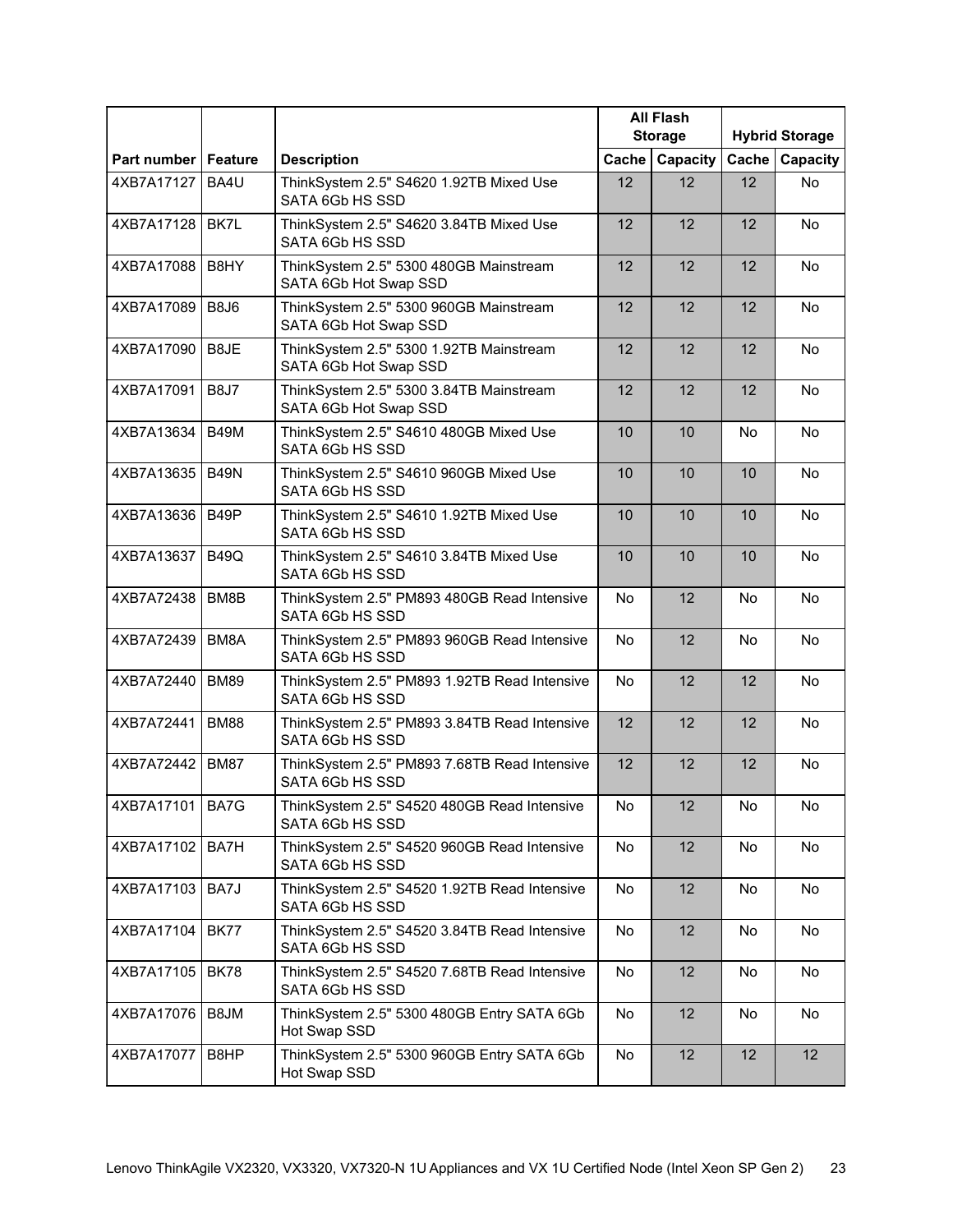| Part number | Feature | Description | All Flash Storage | | Hybrid Storage | |
|---|---|---|---|---|---|---|
| | | | Cache | Capacity | Cache | Capacity |
| 4XB7A17127 | BA4U | ThinkSystem 2.5" S4620 1.92TB Mixed Use SATA 6Gb HS SSD | 12 | 12 | 12 | No |
| 4XB7A17128 | BK7L | ThinkSystem 2.5" S4620 3.84TB Mixed Use SATA 6Gb HS SSD | 12 | 12 | 12 | No |
| 4XB7A17088 | B8HY | ThinkSystem 2.5" 5300 480GB Mainstream SATA 6Gb Hot Swap SSD | 12 | 12 | 12 | No |
| 4XB7A17089 | B8J6 | ThinkSystem 2.5" 5300 960GB Mainstream SATA 6Gb Hot Swap SSD | 12 | 12 | 12 | No |
| 4XB7A17090 | B8JE | ThinkSystem 2.5" 5300 1.92TB Mainstream SATA 6Gb Hot Swap SSD | 12 | 12 | 12 | No |
| 4XB7A17091 | B8J7 | ThinkSystem 2.5" 5300 3.84TB Mainstream SATA 6Gb Hot Swap SSD | 12 | 12 | 12 | No |
| 4XB7A13634 | B49M | ThinkSystem 2.5" S4610 480GB Mixed Use SATA 6Gb HS SSD | 10 | 10 | No | No |
| 4XB7A13635 | B49N | ThinkSystem 2.5" S4610 960GB Mixed Use SATA 6Gb HS SSD | 10 | 10 | 10 | No |
| 4XB7A13636 | B49P | ThinkSystem 2.5" S4610 1.92TB Mixed Use SATA 6Gb HS SSD | 10 | 10 | 10 | No |
| 4XB7A13637 | B49Q | ThinkSystem 2.5" S4610 3.84TB Mixed Use SATA 6Gb HS SSD | 10 | 10 | 10 | No |
| 4XB7A72438 | BM8B | ThinkSystem 2.5" PM893 480GB Read Intensive SATA 6Gb HS SSD | No | 12 | No | No |
| 4XB7A72439 | BM8A | ThinkSystem 2.5" PM893 960GB Read Intensive SATA 6Gb HS SSD | No | 12 | No | No |
| 4XB7A72440 | BM89 | ThinkSystem 2.5" PM893 1.92TB Read Intensive SATA 6Gb HS SSD | No | 12 | 12 | No |
| 4XB7A72441 | BM88 | ThinkSystem 2.5" PM893 3.84TB Read Intensive SATA 6Gb HS SSD | 12 | 12 | 12 | No |
| 4XB7A72442 | BM87 | ThinkSystem 2.5" PM893 7.68TB Read Intensive SATA 6Gb HS SSD | 12 | 12 | 12 | No |
| 4XB7A17101 | BA7G | ThinkSystem 2.5" S4520 480GB Read Intensive SATA 6Gb HS SSD | No | 12 | No | No |
| 4XB7A17102 | BA7H | ThinkSystem 2.5" S4520 960GB Read Intensive SATA 6Gb HS SSD | No | 12 | No | No |
| 4XB7A17103 | BA7J | ThinkSystem 2.5" S4520 1.92TB Read Intensive SATA 6Gb HS SSD | No | 12 | No | No |
| 4XB7A17104 | BK77 | ThinkSystem 2.5" S4520 3.84TB Read Intensive SATA 6Gb HS SSD | No | 12 | No | No |
| 4XB7A17105 | BK78 | ThinkSystem 2.5" S4520 7.68TB Read Intensive SATA 6Gb HS SSD | No | 12 | No | No |
| 4XB7A17076 | B8JM | ThinkSystem 2.5" 5300 480GB Entry SATA 6Gb Hot Swap SSD | No | 12 | No | No |
| 4XB7A17077 | B8HP | ThinkSystem 2.5" 5300 960GB Entry SATA 6Gb Hot Swap SSD | No | 12 | 12 | 12 |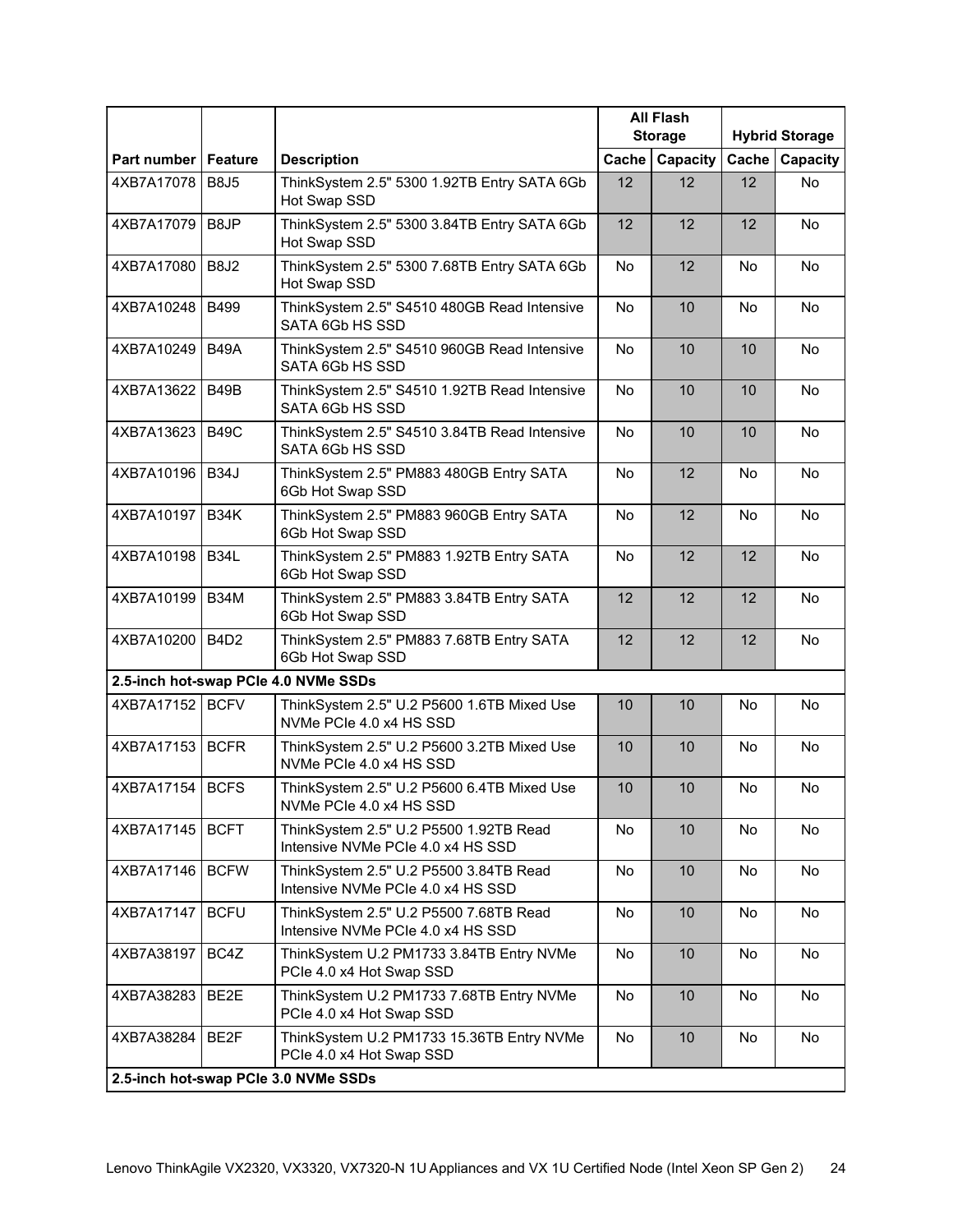| Part number | Feature | Description | All Flash Storage | | Hybrid Storage | |
|---|---|---|---|---|---|---|
| | | | Cache | Capacity | Cache | Capacity |
| 4XB7A17078 | B8J5 | ThinkSystem 2.5" 5300 1.92TB Entry SATA 6Gb Hot Swap SSD | 12 | 12 | 12 | No |
| 4XB7A17079 | B8JP | ThinkSystem 2.5" 5300 3.84TB Entry SATA 6Gb Hot Swap SSD | 12 | 12 | 12 | No |
| 4XB7A17080 | B8J2 | ThinkSystem 2.5" 5300 7.68TB Entry SATA 6Gb Hot Swap SSD | No | 12 | No | No |
| 4XB7A10248 | B499 | ThinkSystem 2.5" S4510 480GB Read Intensive SATA 6Gb HS SSD | No | 10 | No | No |
| 4XB7A10249 | B49A | ThinkSystem 2.5" S4510 960GB Read Intensive SATA 6Gb HS SSD | No | 10 | 10 | No |
| 4XB7A13622 | B49B | ThinkSystem 2.5" S4510 1.92TB Read Intensive SATA 6Gb HS SSD | No | 10 | 10 | No |
| 4XB7A13623 | B49C | ThinkSystem 2.5" S4510 3.84TB Read Intensive SATA 6Gb HS SSD | No | 10 | 10 | No |
| 4XB7A10196 | B34J | ThinkSystem 2.5" PM883 480GB Entry SATA 6Gb Hot Swap SSD | No | 12 | No | No |
| 4XB7A10197 | B34K | ThinkSystem 2.5" PM883 960GB Entry SATA 6Gb Hot Swap SSD | No | 12 | No | No |
| 4XB7A10198 | B34L | ThinkSystem 2.5" PM883 1.92TB Entry SATA 6Gb Hot Swap SSD | No | 12 | 12 | No |
| 4XB7A10199 | B34M | ThinkSystem 2.5" PM883 3.84TB Entry SATA 6Gb Hot Swap SSD | 12 | 12 | 12 | No |
| 4XB7A10200 | B4D2 | ThinkSystem 2.5" PM883 7.68TB Entry SATA 6Gb Hot Swap SSD | 12 | 12 | 12 | No |
| **2.5-inch hot-swap PCIe 4.0 NVMe SSDs** | | | | | | |
| 4XB7A17152 | BCFV | ThinkSystem 2.5" U.2 P5600 1.6TB Mixed Use NVMe PCIe 4.0 x4 HS SSD | 10 | 10 | No | No |
| 4XB7A17153 | BCFR | ThinkSystem 2.5" U.2 P5600 3.2TB Mixed Use NVMe PCIe 4.0 x4 HS SSD | 10 | 10 | No | No |
| 4XB7A17154 | BCFS | ThinkSystem 2.5" U.2 P5600 6.4TB Mixed Use NVMe PCIe 4.0 x4 HS SSD | 10 | 10 | No | No |
| 4XB7A17145 | BCFT | ThinkSystem 2.5" U.2 P5500 1.92TB Read Intensive NVMe PCIe 4.0 x4 HS SSD | No | 10 | No | No |
| 4XB7A17146 | BCFW | ThinkSystem 2.5" U.2 P5500 3.84TB Read Intensive NVMe PCIe 4.0 x4 HS SSD | No | 10 | No | No |
| 4XB7A17147 | BCFU | ThinkSystem 2.5" U.2 P5500 7.68TB Read Intensive NVMe PCIe 4.0 x4 HS SSD | No | 10 | No | No |
| 4XB7A38197 | BC4Z | ThinkSystem U.2 PM1733 3.84TB Entry NVMe PCIe 4.0 x4 Hot Swap SSD | No | 10 | No | No |
| 4XB7A38283 | BE2E | ThinkSystem U.2 PM1733 7.68TB Entry NVMe PCIe 4.0 x4 Hot Swap SSD | No | 10 | No | No |
| 4XB7A38284 | BE2F | ThinkSystem U.2 PM1733 15.36TB Entry NVMe PCIe 4.0 x4 Hot Swap SSD | No | 10 | No | No |
| **2.5-inch hot-swap PCIe 3.0 NVMe SSDs** | | | | | | |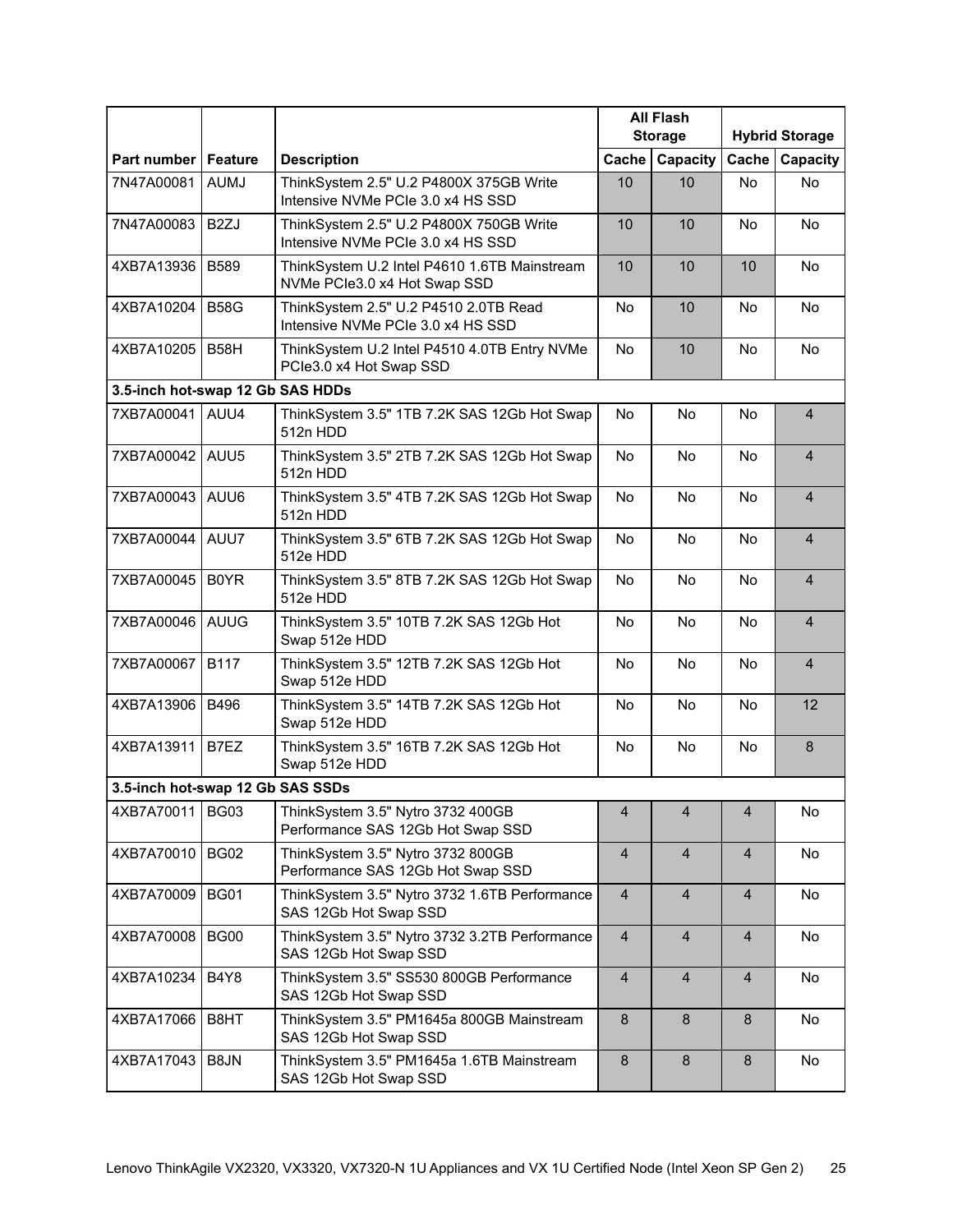| Part number | Feature | Description | All Flash Storage | | Hybrid Storage | |
|---|---|---|---|---|---|---|
| | | | Cache | Capacity | Cache | Capacity |
| 7N47A00081 | AUMJ | ThinkSystem 2.5" U.2 P4800X 375GB Write Intensive NVMe PCIe 3.0 x4 HS SSD | 10 | 10 | No | No |
| 7N47A00083 | B2ZJ | ThinkSystem 2.5" U.2 P4800X 750GB Write Intensive NVMe PCIe 3.0 x4 HS SSD | 10 | 10 | No | No |
| 4XB7A13936 | B589 | ThinkSystem U.2 Intel P4610 1.6TB Mainstream NVMe PCIe3.0 x4 Hot Swap SSD | 10 | 10 | 10 | No |
| 4XB7A10204 | B58G | ThinkSystem 2.5" U.2 P4510 2.0TB Read Intensive NVMe PCIe 3.0 x4 HS SSD | No | 10 | No | No |
| 4XB7A10205 | B58H | ThinkSystem U.2 Intel P4510 4.0TB Entry NVMe PCIe3.0 x4 Hot Swap SSD | No | 10 | No | No |
| **3.5-inch hot-swap 12 Gb SAS HDDs** | | | | | | |
| 7XB7A00041 | AUU4 | ThinkSystem 3.5" 1TB 7.2K SAS 12Gb Hot Swap 512n HDD | No | No | No | 4 |
| 7XB7A00042 | AUU5 | ThinkSystem 3.5" 2TB 7.2K SAS 12Gb Hot Swap 512n HDD | No | No | No | 4 |
| 7XB7A00043 | AUU6 | ThinkSystem 3.5" 4TB 7.2K SAS 12Gb Hot Swap 512n HDD | No | No | No | 4 |
| 7XB7A00044 | AUU7 | ThinkSystem 3.5" 6TB 7.2K SAS 12Gb Hot Swap 512e HDD | No | No | No | 4 |
| 7XB7A00045 | B0YR | ThinkSystem 3.5" 8TB 7.2K SAS 12Gb Hot Swap 512e HDD | No | No | No | 4 |
| 7XB7A00046 | AUUG | ThinkSystem 3.5" 10TB 7.2K SAS 12Gb Hot Swap 512e HDD | No | No | No | 4 |
| 7XB7A00067 | B117 | ThinkSystem 3.5" 12TB 7.2K SAS 12Gb Hot Swap 512e HDD | No | No | No | 4 |
| 4XB7A13906 | B496 | ThinkSystem 3.5" 14TB 7.2K SAS 12Gb Hot Swap 512e HDD | No | No | No | 12 |
| 4XB7A13911 | B7EZ | ThinkSystem 3.5" 16TB 7.2K SAS 12Gb Hot Swap 512e HDD | No | No | No | 8 |
| **3.5-inch hot-swap 12 Gb SAS SSDs** | | | | | | |
| 4XB7A70011 | BG03 | ThinkSystem 3.5" Nytro 3732 400GB Performance SAS 12Gb Hot Swap SSD | 4 | 4 | 4 | No |
| 4XB7A70010 | BG02 | ThinkSystem 3.5" Nytro 3732 800GB Performance SAS 12Gb Hot Swap SSD | 4 | 4 | 4 | No |
| 4XB7A70009 | BG01 | ThinkSystem 3.5" Nytro 3732 1.6TB Performance SAS 12Gb Hot Swap SSD | 4 | 4 | 4 | No |
| 4XB7A70008 | BG00 | ThinkSystem 3.5" Nytro 3732 3.2TB Performance SAS 12Gb Hot Swap SSD | 4 | 4 | 4 | No |
| 4XB7A10234 | B4Y8 | ThinkSystem 3.5" SS530 800GB Performance SAS 12Gb Hot Swap SSD | 4 | 4 | 4 | No |
| 4XB7A17066 | B8HT | ThinkSystem 3.5" PM1645a 800GB Mainstream SAS 12Gb Hot Swap SSD | 8 | 8 | 8 | No |
| 4XB7A17043 | B8JN | ThinkSystem 3.5" PM1645a 1.6TB Mainstream SAS 12Gb Hot Swap SSD | 8 | 8 | 8 | No |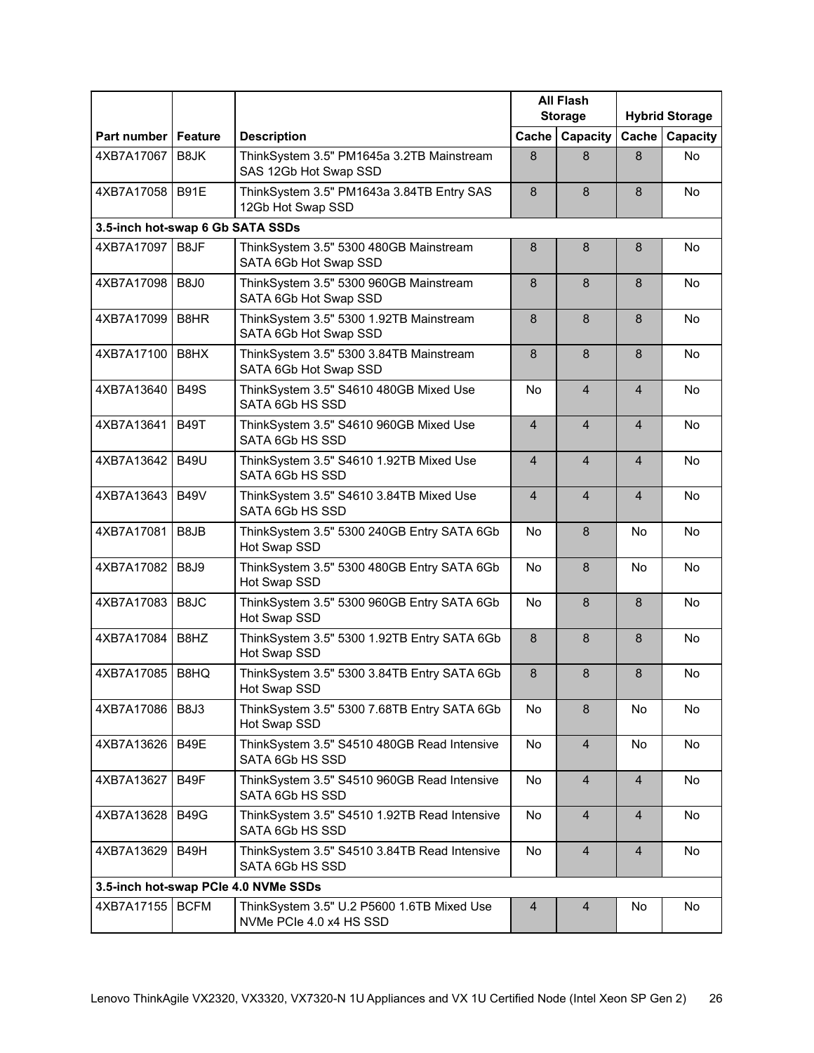| Part number | Feature | Description | All Flash Storage | | Hybrid Storage | |
|---|---|---|---|---|---|---|
| | | | Cache | Capacity | Cache | Capacity |
| 4XB7A17067 | B8JK | ThinkSystem 3.5" PM1645a 3.2TB Mainstream SAS 12Gb Hot Swap SSD | 8 | 8 | 8 | No |
| 4XB7A17058 | B91E | ThinkSystem 3.5" PM1643a 3.84TB Entry SAS 12Gb Hot Swap SSD | 8 | 8 | 8 | No |
| **3.5-inch hot-swap 6 Gb SATA SSDs** | | | | | | |
| 4XB7A17097 | B8JF | ThinkSystem 3.5" 5300 480GB Mainstream SATA 6Gb Hot Swap SSD | 8 | 8 | 8 | No |
| 4XB7A17098 | B8J0 | ThinkSystem 3.5" 5300 960GB Mainstream SATA 6Gb Hot Swap SSD | 8 | 8 | 8 | No |
| 4XB7A17099 | B8HR | ThinkSystem 3.5" 5300 1.92TB Mainstream SATA 6Gb Hot Swap SSD | 8 | 8 | 8 | No |
| 4XB7A17100 | B8HX | ThinkSystem 3.5" 5300 3.84TB Mainstream SATA 6Gb Hot Swap SSD | 8 | 8 | 8 | No |
| 4XB7A13640 | B49S | ThinkSystem 3.5" S4610 480GB Mixed Use SATA 6Gb HS SSD | No | 4 | 4 | No |
| 4XB7A13641 | B49T | ThinkSystem 3.5" S4610 960GB Mixed Use SATA 6Gb HS SSD | 4 | 4 | 4 | No |
| 4XB7A13642 | B49U | ThinkSystem 3.5" S4610 1.92TB Mixed Use SATA 6Gb HS SSD | 4 | 4 | 4 | No |
| 4XB7A13643 | B49V | ThinkSystem 3.5" S4610 3.84TB Mixed Use SATA 6Gb HS SSD | 4 | 4 | 4 | No |
| 4XB7A17081 | B8JB | ThinkSystem 3.5" 5300 240GB Entry SATA 6Gb Hot Swap SSD | No | 8 | No | No |
| 4XB7A17082 | B8J9 | ThinkSystem 3.5" 5300 480GB Entry SATA 6Gb Hot Swap SSD | No | 8 | No | No |
| 4XB7A17083 | B8JC | ThinkSystem 3.5" 5300 960GB Entry SATA 6Gb Hot Swap SSD | No | 8 | 8 | No |
| 4XB7A17084 | B8HZ | ThinkSystem 3.5" 5300 1.92TB Entry SATA 6Gb Hot Swap SSD | 8 | 8 | 8 | No |
| 4XB7A17085 | B8HQ | ThinkSystem 3.5" 5300 3.84TB Entry SATA 6Gb Hot Swap SSD | 8 | 8 | 8 | No |
| 4XB7A17086 | B8J3 | ThinkSystem 3.5" 5300 7.68TB Entry SATA 6Gb Hot Swap SSD | No | 8 | No | No |
| 4XB7A13626 | B49E | ThinkSystem 3.5" S4510 480GB Read Intensive SATA 6Gb HS SSD | No | 4 | No | No |
| 4XB7A13627 | B49F | ThinkSystem 3.5" S4510 960GB Read Intensive SATA 6Gb HS SSD | No | 4 | 4 | No |
| 4XB7A13628 | B49G | ThinkSystem 3.5" S4510 1.92TB Read Intensive SATA 6Gb HS SSD | No | 4 | 4 | No |
| 4XB7A13629 | B49H | ThinkSystem 3.5" S4510 3.84TB Read Intensive SATA 6Gb HS SSD | No | 4 | 4 | No |
| **3.5-inch hot-swap PCIe 4.0 NVMe SSDs** | | | | | | |
| 4XB7A17155 | BCFM | ThinkSystem 3.5" U.2 P5600 1.6TB Mixed Use NVMe PCIe 4.0 x4 HS SSD | 4 | 4 | No | No |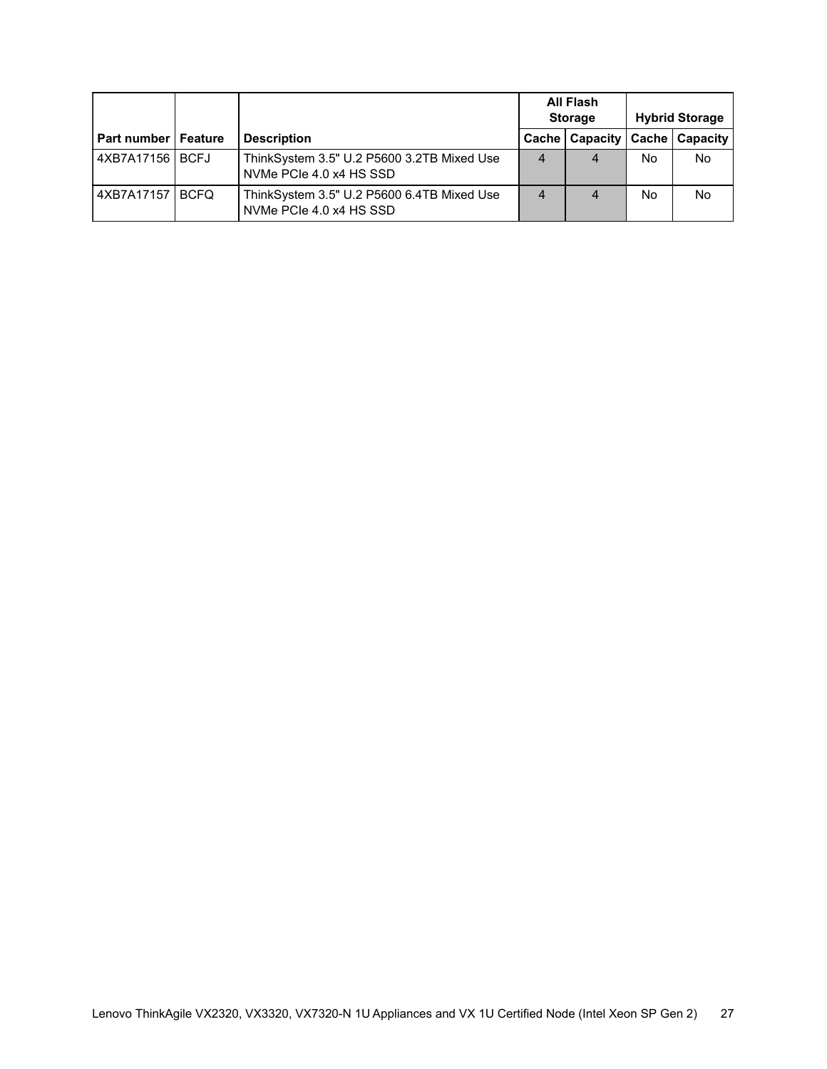| Part number | Feature | Description | All Flash Storage | | Hybrid Storage | |
|---|---|---|---|---|---|---|
| | | | Cache | Capacity | Cache | Capacity |
| 4XB7A17156 | BCFJ | ThinkSystem 3.5" U.2 P5600 3.2TB Mixed Use NVMe PCIe 4.0 x4 HS SSD | 4 | 4 | No | No |
| 4XB7A17157 | BCFQ | ThinkSystem 3.5" U.2 P5600 6.4TB Mixed Use NVMe PCIe 4.0 x4 HS SSD | 4 | 4 | No | No |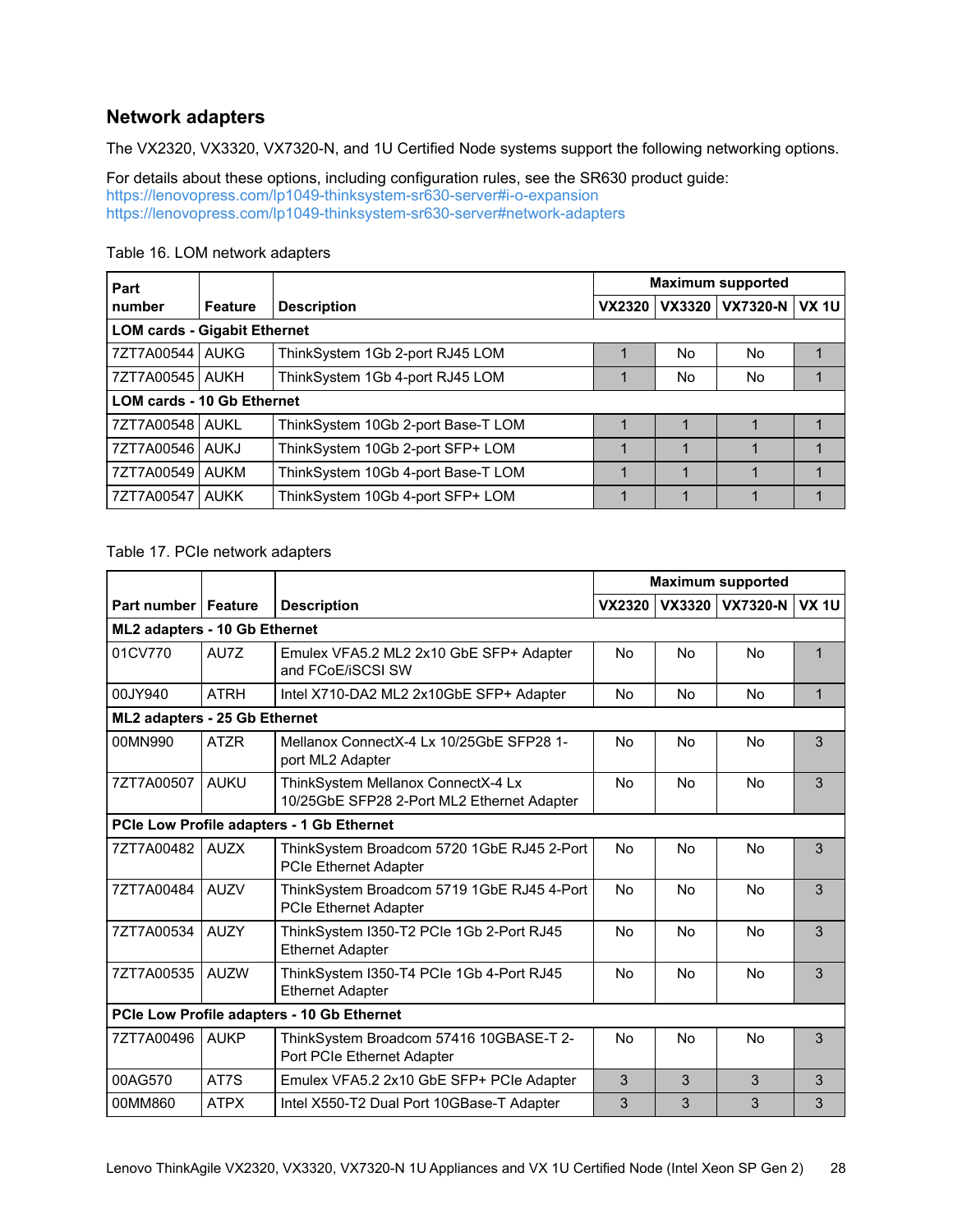## Network adapters

The VX2320, VX3320, VX7320-N, and 1U Certified Node systems support the following networking options.

For details about these options, including configuration rules, see the SR630 product guide:
https://lenovopress.com/lp1049-thinksystem-sr630-server#i-o-expansion
https://lenovopress.com/lp1049-thinksystem-sr630-server#network-adapters

Table 16. LOM network adapters

| Part number | Feature | Description | Maximum supported | | | |
|---|---|---|---|---|---|---|
| | | | VX2320 | VX3320 | VX7320-N | VX 1U |
| **LOM cards - Gigabit Ethernet** | | | | | | |
| 7ZT7A00544 | AUKG | ThinkSystem 1Gb 2-port RJ45 LOM | 1 | No | No | 1 |
| 7ZT7A00545 | AUKH | ThinkSystem 1Gb 4-port RJ45 LOM | 1 | No | No | 1 |
| **LOM cards - 10 Gb Ethernet** | | | | | | |
| 7ZT7A00548 | AUKL | ThinkSystem 10Gb 2-port Base-T LOM | 1 | 1 | 1 | 1 |
| 7ZT7A00546 | AUKJ | ThinkSystem 10Gb 2-port SFP+ LOM | 1 | 1 | 1 | 1 |
| 7ZT7A00549 | AUKM | ThinkSystem 10Gb 4-port Base-T LOM | 1 | 1 | 1 | 1 |
| 7ZT7A00547 | AUKK | ThinkSystem 10Gb 4-port SFP+ LOM | 1 | 1 | 1 | 1 |

Table 17. PCIe network adapters

| Part number | Feature | Description | Maximum supported | | | |
|---|---|---|---|---|---|---|
| | | | VX2320 | VX3320 | VX7320-N | VX 1U |
| **ML2 adapters - 10 Gb Ethernet** | | | | | | |
| 01CV770 | AU7Z | Emulex VFA5.2 ML2 2x10 GbE SFP+ Adapter and FCoE/iSCSI SW | No | No | No | 1 |
| 00JY940 | ATRH | Intel X710-DA2 ML2 2x10GbE SFP+ Adapter | No | No | No | 1 |
| **ML2 adapters - 25 Gb Ethernet** | | | | | | |
| 00MN990 | ATZR | Mellanox ConnectX-4 Lx 10/25GbE SFP28 1-port ML2 Adapter | No | No | No | 3 |
| 7ZT7A00507 | AUKU | ThinkSystem Mellanox ConnectX-4 Lx 10/25GbE SFP28 2-Port ML2 Ethernet Adapter | No | No | No | 3 |
| **PCIe Low Profile adapters - 1 Gb Ethernet** | | | | | | |
| 7ZT7A00482 | AUZX | ThinkSystem Broadcom 5720 1GbE RJ45 2-Port PCIe Ethernet Adapter | No | No | No | 3 |
| 7ZT7A00484 | AUZV | ThinkSystem Broadcom 5719 1GbE RJ45 4-Port PCIe Ethernet Adapter | No | No | No | 3 |
| 7ZT7A00534 | AUZY | ThinkSystem I350-T2 PCIe 1Gb 2-Port RJ45 Ethernet Adapter | No | No | No | 3 |
| 7ZT7A00535 | AUZW | ThinkSystem I350-T4 PCIe 1Gb 4-Port RJ45 Ethernet Adapter | No | No | No | 3 |
| **PCIe Low Profile adapters - 10 Gb Ethernet** | | | | | | |
| 7ZT7A00496 | AUKP | ThinkSystem Broadcom 57416 10GBASE-T 2-Port PCIe Ethernet Adapter | No | No | No | 3 |
| 00AG570 | AT7S | Emulex VFA5.2 2x10 GbE SFP+ PCIe Adapter | 3 | 3 | 3 | 3 |
| 00MM860 | ATPX | Intel X550-T2 Dual Port 10GBase-T Adapter | 3 | 3 | 3 | 3 |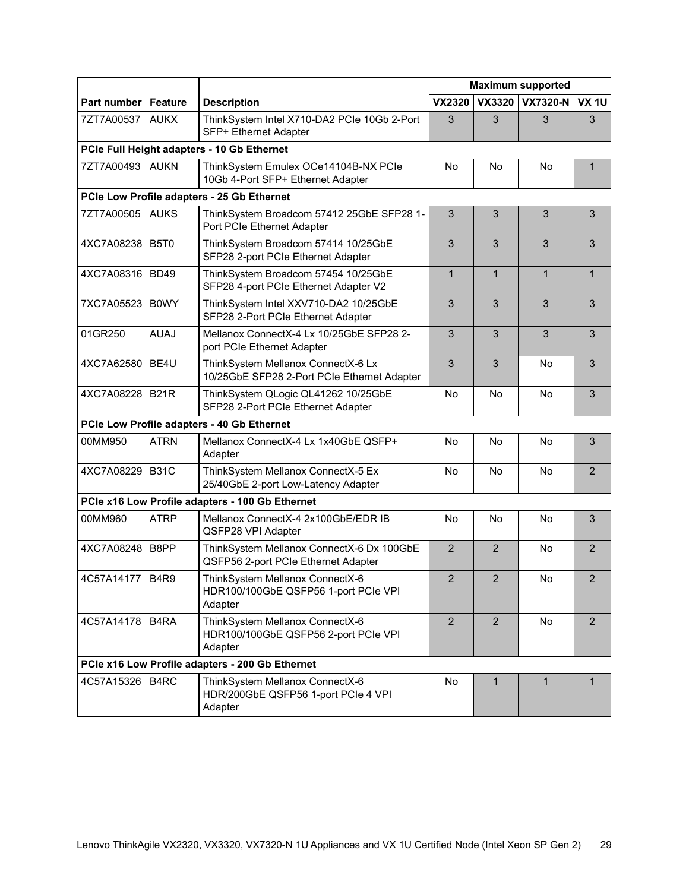| Part number | Feature | Description | Maximum supported | | | |
|---|---|---|---|---|---|---|
| | | | VX2320 | VX3320 | VX7320-N | VX 1U |
| 7ZT7A00537 | AUKX | ThinkSystem Intel X710-DA2 PCIe 10Gb 2-Port SFP+ Ethernet Adapter | 3 | 3 | 3 | 3 |
| **PCIe Full Height adapters - 10 Gb Ethernet** | | | | | | |
| 7ZT7A00493 | AUKN | ThinkSystem Emulex OCe14104B-NX PCIe 10Gb 4-Port SFP+ Ethernet Adapter | No | No | No | 1 |
| **PCIe Low Profile adapters - 25 Gb Ethernet** | | | | | | |
| 7ZT7A00505 | AUKS | ThinkSystem Broadcom 57412 25GbE SFP28 1-Port PCIe Ethernet Adapter | 3 | 3 | 3 | 3 |
| 4XC7A08238 | B5T0 | ThinkSystem Broadcom 57414 10/25GbE SFP28 2-port PCIe Ethernet Adapter | 3 | 3 | 3 | 3 |
| 4XC7A08316 | BD49 | ThinkSystem Broadcom 57454 10/25GbE SFP28 4-port PCIe Ethernet Adapter V2 | 1 | 1 | 1 | 1 |
| 7XC7A05523 | B0WY | ThinkSystem Intel XXV710-DA2 10/25GbE SFP28 2-Port PCIe Ethernet Adapter | 3 | 3 | 3 | 3 |
| 01GR250 | AUAJ | Mellanox ConnectX-4 Lx 10/25GbE SFP28 2-port PCIe Ethernet Adapter | 3 | 3 | 3 | 3 |
| 4XC7A62580 | BE4U | ThinkSystem Mellanox ConnectX-6 Lx 10/25GbE SFP28 2-Port PCIe Ethernet Adapter | 3 | 3 | No | 3 |
| 4XC7A08228 | B21R | ThinkSystem QLogic QL41262 10/25GbE SFP28 2-Port PCIe Ethernet Adapter | No | No | No | 3 |
| **PCIe Low Profile adapters - 40 Gb Ethernet** | | | | | | |
| 00MM950 | ATRN | Mellanox ConnectX-4 Lx 1x40GbE QSFP+ Adapter | No | No | No | 3 |
| 4XC7A08229 | B31C | ThinkSystem Mellanox ConnectX-5 Ex 25/40GbE 2-port Low-Latency Adapter | No | No | No | 2 |
| **PCIe x16 Low Profile adapters - 100 Gb Ethernet** | | | | | | |
| 00MM960 | ATRP | Mellanox ConnectX-4 2x100GbE/EDR IB QSFP28 VPI Adapter | No | No | No | 3 |
| 4XC7A08248 | B8PP | ThinkSystem Mellanox ConnectX-6 Dx 100GbE QSFP56 2-port PCIe Ethernet Adapter | 2 | 2 | No | 2 |
| 4C57A14177 | B4R9 | ThinkSystem Mellanox ConnectX-6 HDR100/100GbE QSFP56 1-port PCIe VPI Adapter | 2 | 2 | No | 2 |
| 4C57A14178 | B4RA | ThinkSystem Mellanox ConnectX-6 HDR100/100GbE QSFP56 2-port PCIe VPI Adapter | 2 | 2 | No | 2 |
| **PCIe x16 Low Profile adapters - 200 Gb Ethernet** | | | | | | |
| 4C57A15326 | B4RC | ThinkSystem Mellanox ConnectX-6 HDR/200GbE QSFP56 1-port PCIe 4 VPI Adapter | No | 1 | 1 | 1 |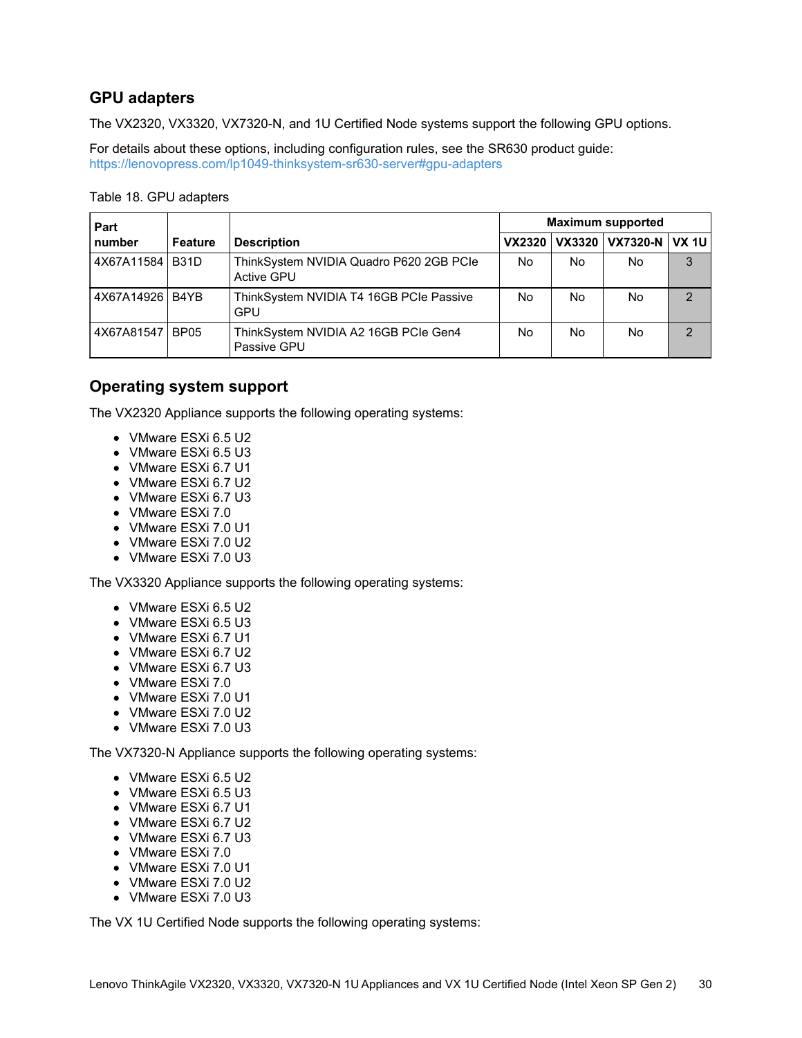## GPU adapters

The VX2320, VX3320, VX7320-N, and 1U Certified Node systems support the following GPU options.

For details about these options, including configuration rules, see the SR630 product guide:
https://lenovopress.com/lp1049-thinksystem-sr630-server#gpu-adapters

Table 18. GPU adapters

| Part number | Feature | Description | Maximum supported | | | |
|---|---|---|---|---|---|---|
| | | | VX2320 | VX3320 | VX7320-N | VX 1U |
| 4X67A11584 | B31D | ThinkSystem NVIDIA Quadro P620 2GB PCIe Active GPU | No | No | No | 3 |
| 4X67A14926 | B4YB | ThinkSystem NVIDIA T4 16GB PCIe Passive GPU | No | No | No | 2 |
| 4X67A81547 | BP05 | ThinkSystem NVIDIA A2 16GB PCIe Gen4 Passive GPU | No | No | No | 2 |

## Operating system support

The VX2320 Appliance supports the following operating systems:

- VMware ESXi 6.5 U2
- VMware ESXi 6.5 U3
- VMware ESXi 6.7 U1
- VMware ESXi 6.7 U2
- VMware ESXi 6.7 U3
- VMware ESXi 7.0
- VMware ESXi 7.0 U1
- VMware ESXi 7.0 U2
- VMware ESXi 7.0 U3

The VX3320 Appliance supports the following operating systems:

- VMware ESXi 6.5 U2
- VMware ESXi 6.5 U3
- VMware ESXi 6.7 U1
- VMware ESXi 6.7 U2
- VMware ESXi 6.7 U3
- VMware ESXi 7.0
- VMware ESXi 7.0 U1
- VMware ESXi 7.0 U2
- VMware ESXi 7.0 U3

The VX7320-N Appliance supports the following operating systems:

- VMware ESXi 6.5 U2
- VMware ESXi 6.5 U3
- VMware ESXi 6.7 U1
- VMware ESXi 6.7 U2
- VMware ESXi 6.7 U3
- VMware ESXi 7.0
- VMware ESXi 7.0 U1
- VMware ESXi 7.0 U2
- VMware ESXi 7.0 U3

The VX 1U Certified Node supports the following operating systems: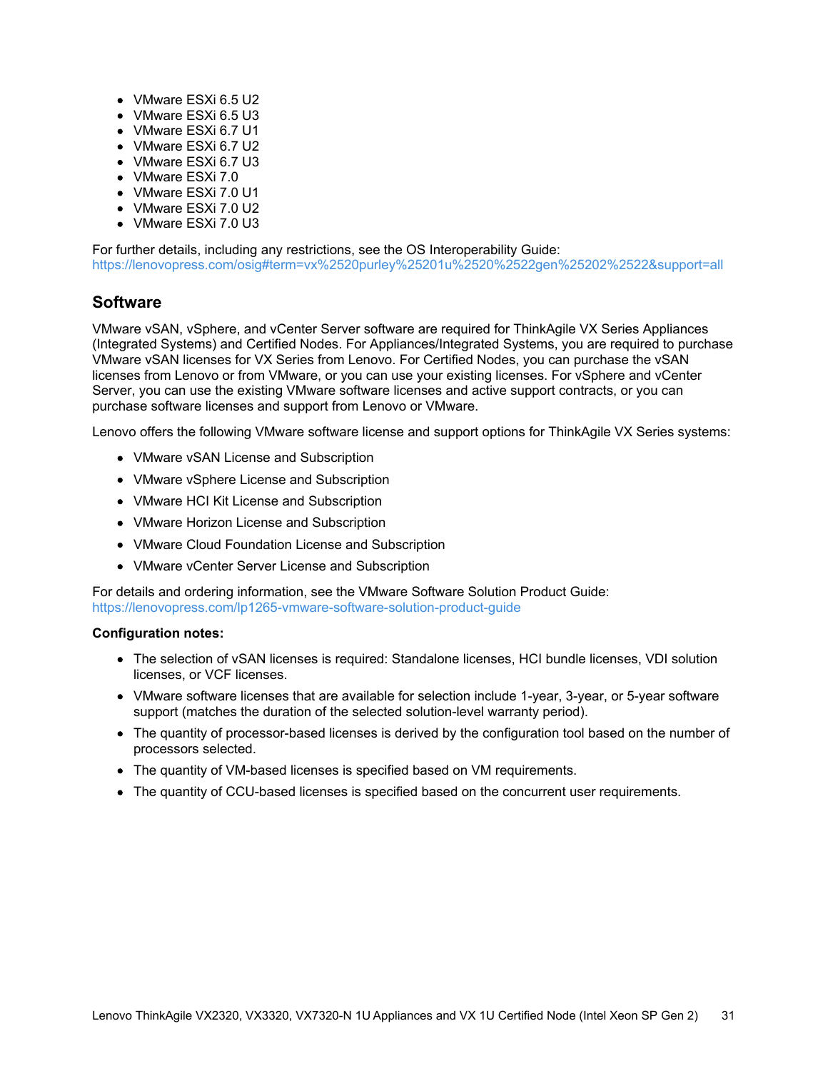- VMware ESXi 6.5 U2
- VMware ESXi 6.5 U3
- VMware ESXi 6.7 U1
- VMware ESXi 6.7 U2
- VMware ESXi 6.7 U3
- VMware ESXi 7.0
- VMware ESXi 7.0 U1
- VMware ESXi 7.0 U2
- VMware ESXi 7.0 U3

For further details, including any restrictions, see the OS Interoperability Guide:
https://lenovopress.com/osig#term=vx%2520purley%25201u%2520%2522gen%25202%2522&support=all

## Software

VMware vSAN, vSphere, and vCenter Server software are required for ThinkAgile VX Series Appliances (Integrated Systems) and Certified Nodes. For Appliances/Integrated Systems, you are required to purchase VMware vSAN licenses for VX Series from Lenovo. For Certified Nodes, you can purchase the vSAN licenses from Lenovo or from VMware, or you can use your existing licenses. For vSphere and vCenter Server, you can use the existing VMware software licenses and active support contracts, or you can purchase software licenses and support from Lenovo or VMware.

Lenovo offers the following VMware software license and support options for ThinkAgile VX Series systems:

- VMware vSAN License and Subscription
- VMware vSphere License and Subscription
- VMware HCI Kit License and Subscription
- VMware Horizon License and Subscription
- VMware Cloud Foundation License and Subscription
- VMware vCenter Server License and Subscription

For details and ordering information, see the VMware Software Solution Product Guide:
https://lenovopress.com/lp1265-vmware-software-solution-product-guide

**Configuration notes:**

- The selection of vSAN licenses is required: Standalone licenses, HCI bundle licenses, VDI solution licenses, or VCF licenses.
- VMware software licenses that are available for selection include 1-year, 3-year, or 5-year software support (matches the duration of the selected solution-level warranty period).
- The quantity of processor-based licenses is derived by the configuration tool based on the number of processors selected.
- The quantity of VM-based licenses is specified based on VM requirements.
- The quantity of CCU-based licenses is specified based on the concurrent user requirements.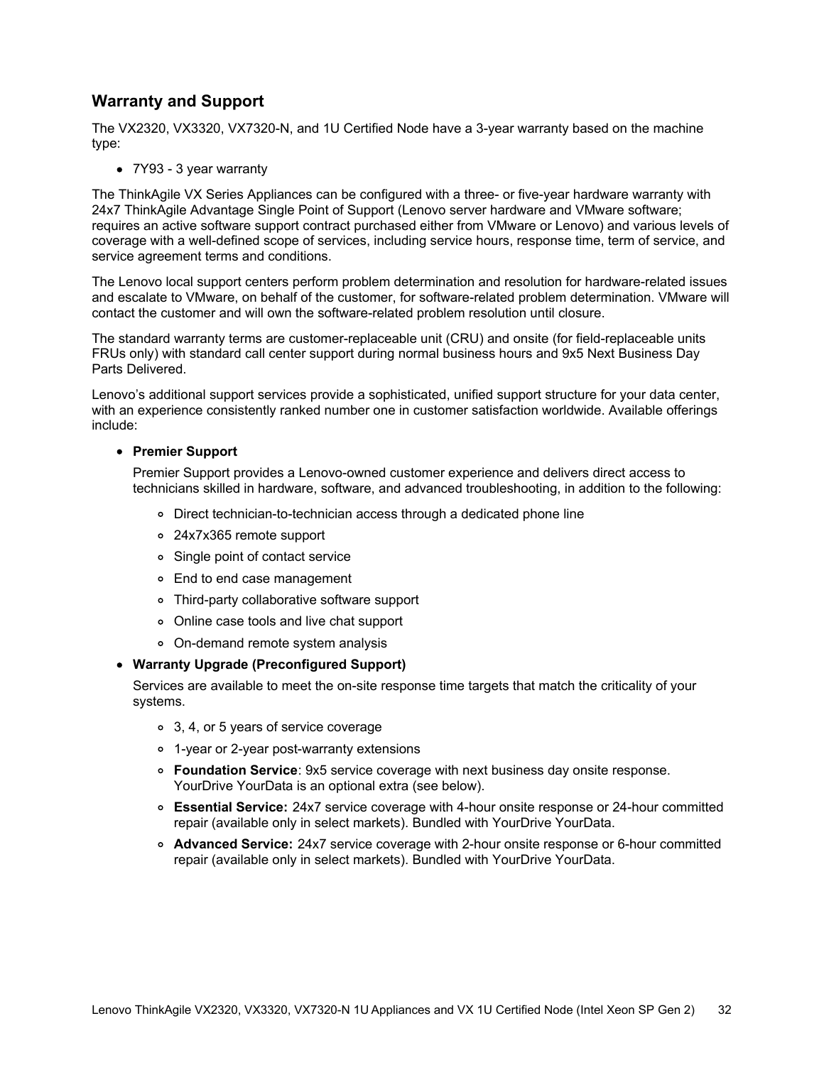## Warranty and Support

The VX2320, VX3320, VX7320-N, and 1U Certified Node have a 3-year warranty based on the machine type:

- 7Y93 - 3 year warranty

The ThinkAgile VX Series Appliances can be configured with a three- or five-year hardware warranty with 24x7 ThinkAgile Advantage Single Point of Support (Lenovo server hardware and VMware software; requires an active software support contract purchased either from VMware or Lenovo) and various levels of coverage with a well-defined scope of services, including service hours, response time, term of service, and service agreement terms and conditions.

The Lenovo local support centers perform problem determination and resolution for hardware-related issues and escalate to VMware, on behalf of the customer, for software-related problem determination. VMware will contact the customer and will own the software-related problem resolution until closure.

The standard warranty terms are customer-replaceable unit (CRU) and onsite (for field-replaceable units FRUs only) with standard call center support during normal business hours and 9x5 Next Business Day Parts Delivered.

Lenovo's additional support services provide a sophisticated, unified support structure for your data center, with an experience consistently ranked number one in customer satisfaction worldwide. Available offerings include:

- **Premier Support**

  Premier Support provides a Lenovo-owned customer experience and delivers direct access to technicians skilled in hardware, software, and advanced troubleshooting, in addition to the following:

  - Direct technician-to-technician access through a dedicated phone line
  - 24x7x365 remote support
  - Single point of contact service
  - End to end case management
  - Third-party collaborative software support
  - Online case tools and live chat support
  - On-demand remote system analysis

- **Warranty Upgrade (Preconfigured Support)**

  Services are available to meet the on-site response time targets that match the criticality of your systems.

  - 3, 4, or 5 years of service coverage
  - 1-year or 2-year post-warranty extensions
  - **Foundation Service**: 9x5 service coverage with next business day onsite response. YourDrive YourData is an optional extra (see below).
  - **Essential Service:** 24x7 service coverage with 4-hour onsite response or 24-hour committed repair (available only in select markets). Bundled with YourDrive YourData.
  - **Advanced Service:** 24x7 service coverage with 2-hour onsite response or 6-hour committed repair (available only in select markets). Bundled with YourDrive YourData.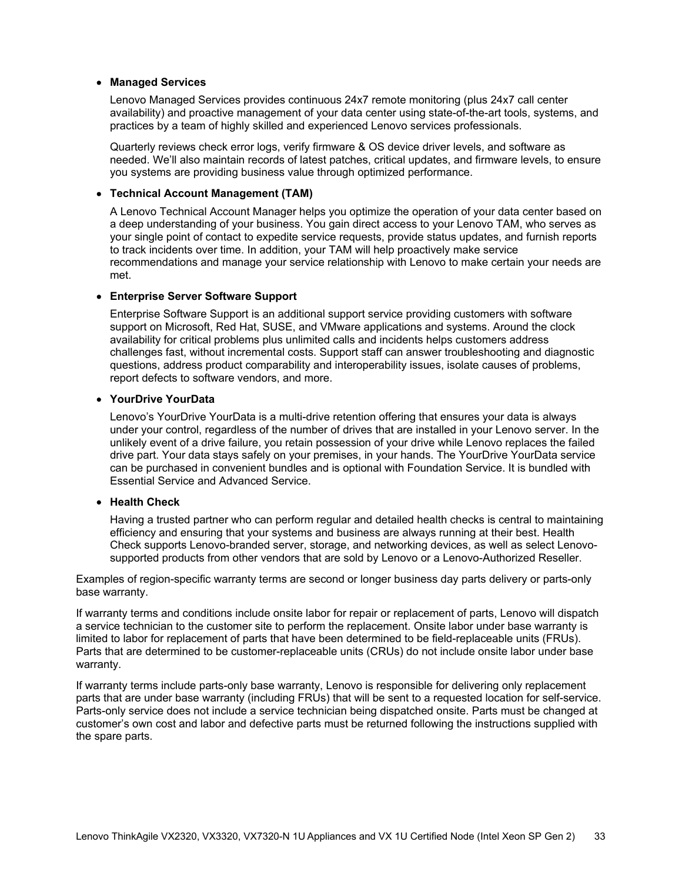- **Managed Services**

  Lenovo Managed Services provides continuous 24x7 remote monitoring (plus 24x7 call center availability) and proactive management of your data center using state-of-the-art tools, systems, and practices by a team of highly skilled and experienced Lenovo services professionals.

  Quarterly reviews check error logs, verify firmware & OS device driver levels, and software as needed. We'll also maintain records of latest patches, critical updates, and firmware levels, to ensure you systems are providing business value through optimized performance.

- **Technical Account Management (TAM)**

  A Lenovo Technical Account Manager helps you optimize the operation of your data center based on a deep understanding of your business. You gain direct access to your Lenovo TAM, who serves as your single point of contact to expedite service requests, provide status updates, and furnish reports to track incidents over time. In addition, your TAM will help proactively make service recommendations and manage your service relationship with Lenovo to make certain your needs are met.

- **Enterprise Server Software Support**

  Enterprise Software Support is an additional support service providing customers with software support on Microsoft, Red Hat, SUSE, and VMware applications and systems. Around the clock availability for critical problems plus unlimited calls and incidents helps customers address challenges fast, without incremental costs. Support staff can answer troubleshooting and diagnostic questions, address product comparability and interoperability issues, isolate causes of problems, report defects to software vendors, and more.

- **YourDrive YourData**

  Lenovo's YourDrive YourData is a multi-drive retention offering that ensures your data is always under your control, regardless of the number of drives that are installed in your Lenovo server. In the unlikely event of a drive failure, you retain possession of your drive while Lenovo replaces the failed drive part. Your data stays safely on your premises, in your hands. The YourDrive YourData service can be purchased in convenient bundles and is optional with Foundation Service. It is bundled with Essential Service and Advanced Service.

- **Health Check**

  Having a trusted partner who can perform regular and detailed health checks is central to maintaining efficiency and ensuring that your systems and business are always running at their best. Health Check supports Lenovo-branded server, storage, and networking devices, as well as select Lenovo-supported products from other vendors that are sold by Lenovo or a Lenovo-Authorized Reseller.

Examples of region-specific warranty terms are second or longer business day parts delivery or parts-only base warranty.

If warranty terms and conditions include onsite labor for repair or replacement of parts, Lenovo will dispatch a service technician to the customer site to perform the replacement. Onsite labor under base warranty is limited to labor for replacement of parts that have been determined to be field-replaceable units (FRUs). Parts that are determined to be customer-replaceable units (CRUs) do not include onsite labor under base warranty.

If warranty terms include parts-only base warranty, Lenovo is responsible for delivering only replacement parts that are under base warranty (including FRUs) that will be sent to a requested location for self-service. Parts-only service does not include a service technician being dispatched onsite. Parts must be changed at customer's own cost and labor and defective parts must be returned following the instructions supplied with the spare parts.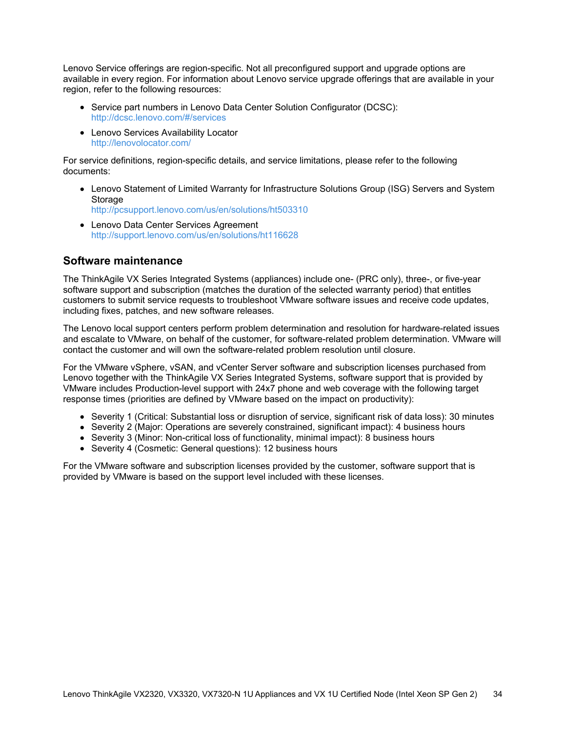Lenovo Service offerings are region-specific. Not all preconfigured support and upgrade options are available in every region. For information about Lenovo service upgrade offerings that are available in your region, refer to the following resources:

- Service part numbers in Lenovo Data Center Solution Configurator (DCSC):
  http://dcsc.lenovo.com/#/services
- Lenovo Services Availability Locator
  http://lenovolocator.com/

For service definitions, region-specific details, and service limitations, please refer to the following documents:

- Lenovo Statement of Limited Warranty for Infrastructure Solutions Group (ISG) Servers and System Storage
  http://pcsupport.lenovo.com/us/en/solutions/ht503310
- Lenovo Data Center Services Agreement
  http://support.lenovo.com/us/en/solutions/ht116628

## Software maintenance

The ThinkAgile VX Series Integrated Systems (appliances) include one- (PRC only), three-, or five-year software support and subscription (matches the duration of the selected warranty period) that entitles customers to submit service requests to troubleshoot VMware software issues and receive code updates, including fixes, patches, and new software releases.

The Lenovo local support centers perform problem determination and resolution for hardware-related issues and escalate to VMware, on behalf of the customer, for software-related problem determination. VMware will contact the customer and will own the software-related problem resolution until closure.

For the VMware vSphere, vSAN, and vCenter Server software and subscription licenses purchased from Lenovo together with the ThinkAgile VX Series Integrated Systems, software support that is provided by VMware includes Production-level support with 24x7 phone and web coverage with the following target response times (priorities are defined by VMware based on the impact on productivity):

- Severity 1 (Critical: Substantial loss or disruption of service, significant risk of data loss): 30 minutes
- Severity 2 (Major: Operations are severely constrained, significant impact): 4 business hours
- Severity 3 (Minor: Non-critical loss of functionality, minimal impact): 8 business hours
- Severity 4 (Cosmetic: General questions): 12 business hours

For the VMware software and subscription licenses provided by the customer, software support that is provided by VMware is based on the support level included with these licenses.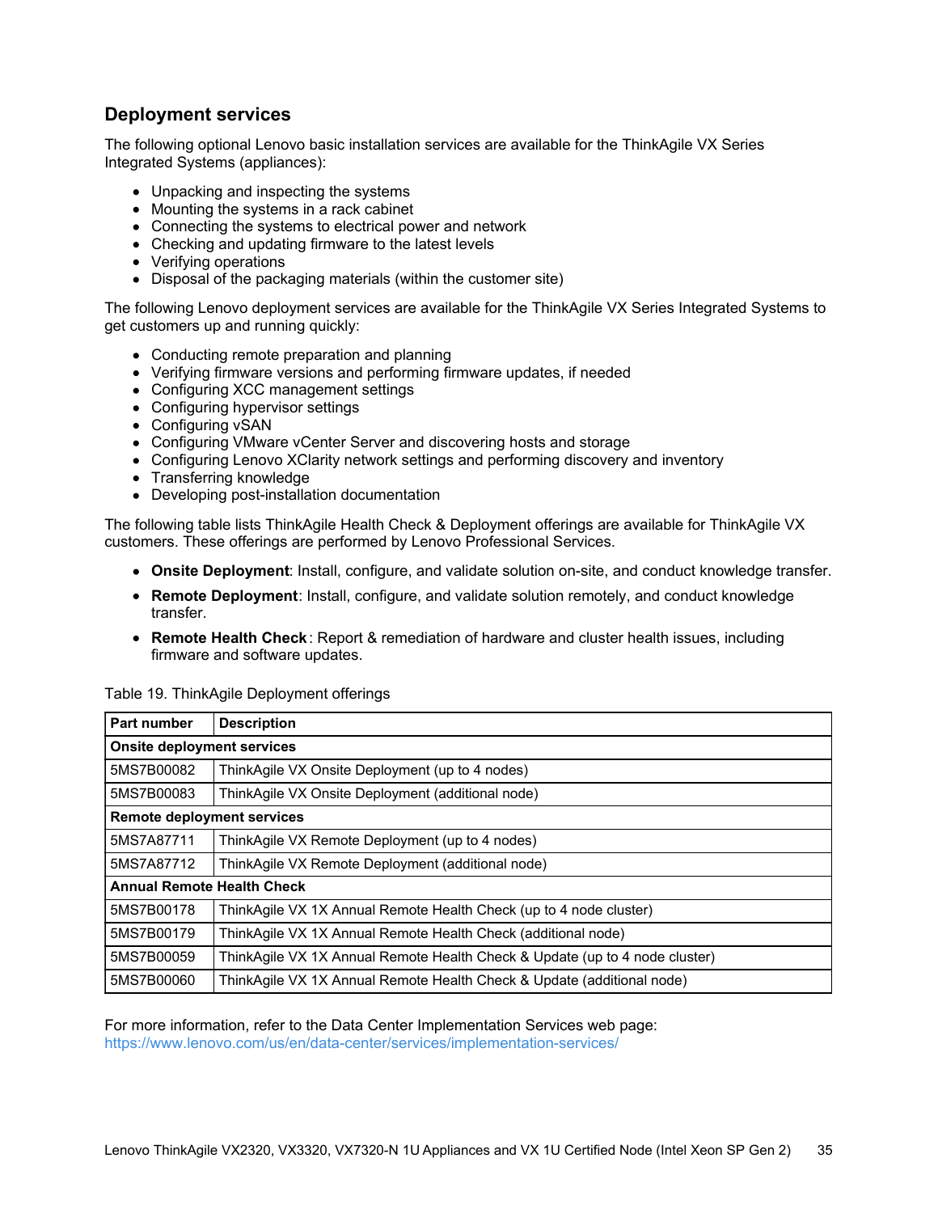## Deployment services

The following optional Lenovo basic installation services are available for the ThinkAgile VX Series Integrated Systems (appliances):

- Unpacking and inspecting the systems
- Mounting the systems in a rack cabinet
- Connecting the systems to electrical power and network
- Checking and updating firmware to the latest levels
- Verifying operations
- Disposal of the packaging materials (within the customer site)

The following Lenovo deployment services are available for the ThinkAgile VX Series Integrated Systems to get customers up and running quickly:

- Conducting remote preparation and planning
- Verifying firmware versions and performing firmware updates, if needed
- Configuring XCC management settings
- Configuring hypervisor settings
- Configuring vSAN
- Configuring VMware vCenter Server and discovering hosts and storage
- Configuring Lenovo XClarity network settings and performing discovery and inventory
- Transferring knowledge
- Developing post-installation documentation

The following table lists ThinkAgile Health Check & Deployment offerings are available for ThinkAgile VX customers. These offerings are performed by Lenovo Professional Services.

- **Onsite Deployment**: Install, configure, and validate solution on-site, and conduct knowledge transfer.
- **Remote Deployment**: Install, configure, and validate solution remotely, and conduct knowledge transfer.
- **Remote Health Check**: Report & remediation of hardware and cluster health issues, including firmware and software updates.

Table 19. ThinkAgile Deployment offerings

| Part number | Description |
|---|---|
| **Onsite deployment services** | |
| 5MS7B00082 | ThinkAgile VX Onsite Deployment (up to 4 nodes) |
| 5MS7B00083 | ThinkAgile VX Onsite Deployment (additional node) |
| **Remote deployment services** | |
| 5MS7A87711 | ThinkAgile VX Remote Deployment (up to 4 nodes) |
| 5MS7A87712 | ThinkAgile VX Remote Deployment (additional node) |
| **Annual Remote Health Check** | |
| 5MS7B00178 | ThinkAgile VX 1X Annual Remote Health Check (up to 4 node cluster) |
| 5MS7B00179 | ThinkAgile VX 1X Annual Remote Health Check (additional node) |
| 5MS7B00059 | ThinkAgile VX 1X Annual Remote Health Check & Update (up to 4 node cluster) |
| 5MS7B00060 | ThinkAgile VX 1X Annual Remote Health Check & Update (additional node) |

For more information, refer to the Data Center Implementation Services web page:
https://www.lenovo.com/us/en/data-center/services/implementation-services/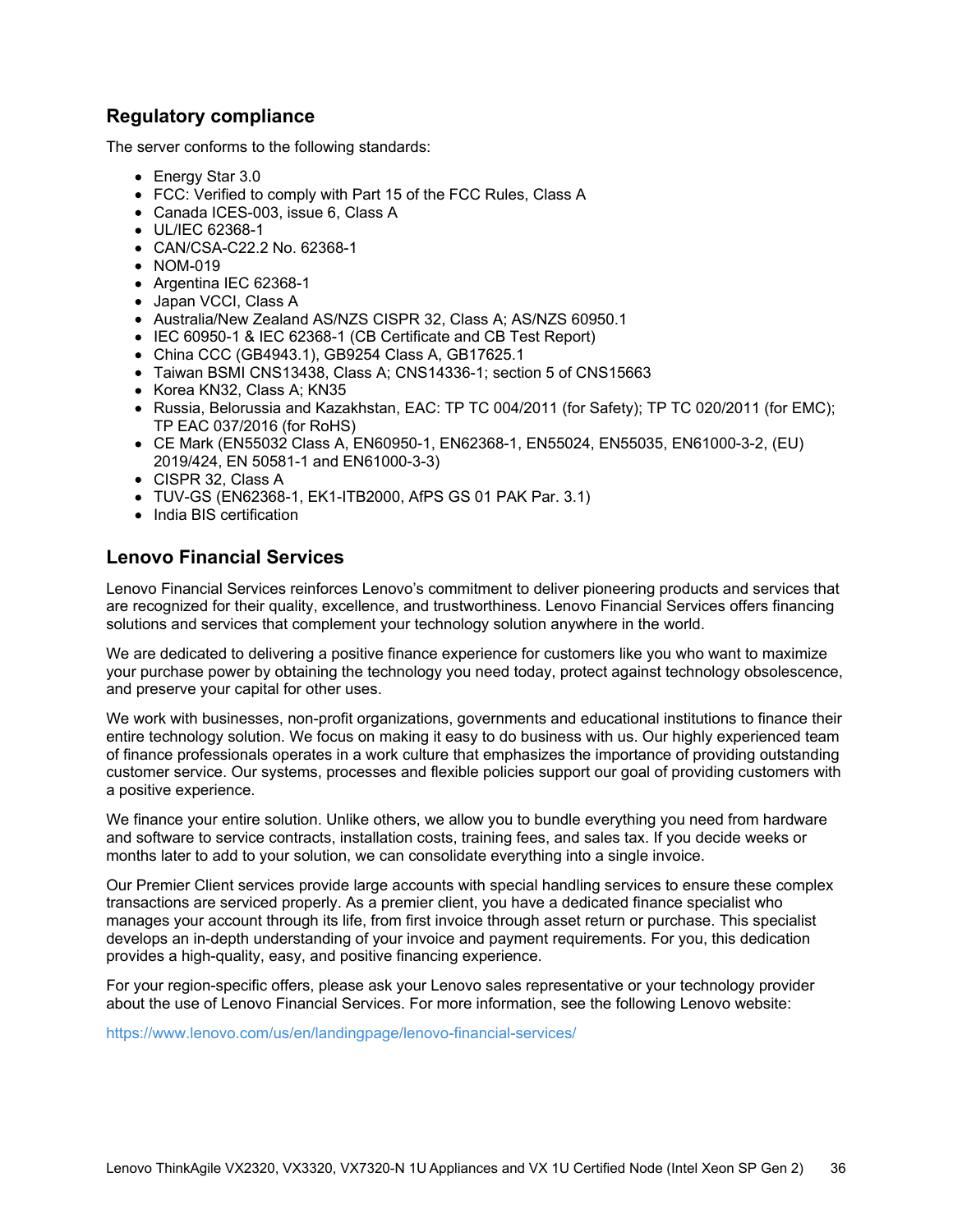## Regulatory compliance

The server conforms to the following standards:

- Energy Star 3.0
- FCC: Verified to comply with Part 15 of the FCC Rules, Class A
- Canada ICES-003, issue 6, Class A
- UL/IEC 62368-1
- CAN/CSA-C22.2 No. 62368-1
- NOM-019
- Argentina IEC 62368-1
- Japan VCCI, Class A
- Australia/New Zealand AS/NZS CISPR 32, Class A; AS/NZS 60950.1
- IEC 60950-1 & IEC 62368-1 (CB Certificate and CB Test Report)
- China CCC (GB4943.1), GB9254 Class A, GB17625.1
- Taiwan BSMI CNS13438, Class A; CNS14336-1; section 5 of CNS15663
- Korea KN32, Class A; KN35
- Russia, Belorussia and Kazakhstan, EAC: TP TC 004/2011 (for Safety); TP TC 020/2011 (for EMC); TP EAC 037/2016 (for RoHS)
- CE Mark (EN55032 Class A, EN60950-1, EN62368-1, EN55024, EN55035, EN61000-3-2, (EU) 2019/424, EN 50581-1 and EN61000-3-3)
- CISPR 32, Class A
- TUV-GS (EN62368-1, EK1-ITB2000, AfPS GS 01 PAK Par. 3.1)
- India BIS certification

## Lenovo Financial Services

Lenovo Financial Services reinforces Lenovo's commitment to deliver pioneering products and services that are recognized for their quality, excellence, and trustworthiness. Lenovo Financial Services offers financing solutions and services that complement your technology solution anywhere in the world.

We are dedicated to delivering a positive finance experience for customers like you who want to maximize your purchase power by obtaining the technology you need today, protect against technology obsolescence, and preserve your capital for other uses.

We work with businesses, non-profit organizations, governments and educational institutions to finance their entire technology solution. We focus on making it easy to do business with us. Our highly experienced team of finance professionals operates in a work culture that emphasizes the importance of providing outstanding customer service. Our systems, processes and flexible policies support our goal of providing customers with a positive experience.

We finance your entire solution. Unlike others, we allow you to bundle everything you need from hardware and software to service contracts, installation costs, training fees, and sales tax. If you decide weeks or months later to add to your solution, we can consolidate everything into a single invoice.

Our Premier Client services provide large accounts with special handling services to ensure these complex transactions are serviced properly. As a premier client, you have a dedicated finance specialist who manages your account through its life, from first invoice through asset return or purchase. This specialist develops an in-depth understanding of your invoice and payment requirements. For you, this dedication provides a high-quality, easy, and positive financing experience.

For your region-specific offers, please ask your Lenovo sales representative or your technology provider about the use of Lenovo Financial Services. For more information, see the following Lenovo website:

https://www.lenovo.com/us/en/landingpage/lenovo-financial-services/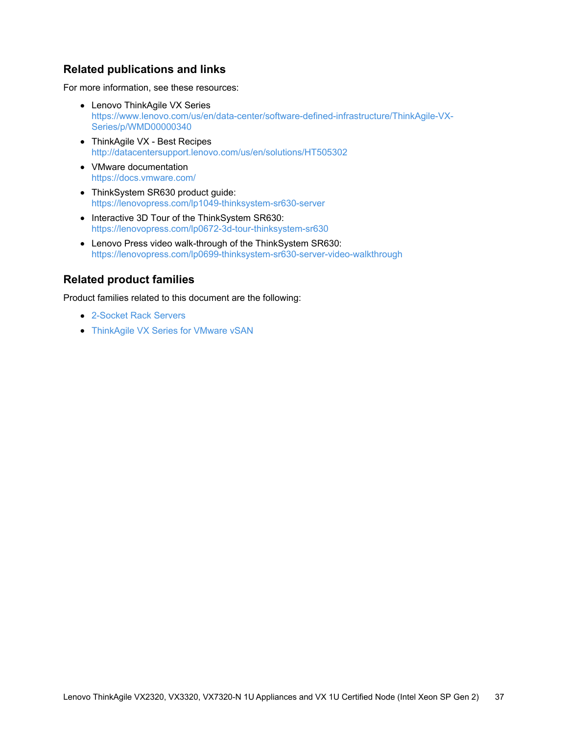## Related publications and links

For more information, see these resources:

- Lenovo ThinkAgile VX Series
  https://www.lenovo.com/us/en/data-center/software-defined-infrastructure/ThinkAgile-VX-Series/p/WMD00000340
- ThinkAgile VX - Best Recipes
  http://datacentersupport.lenovo.com/us/en/solutions/HT505302
- VMware documentation
  https://docs.vmware.com/
- ThinkSystem SR630 product guide:
  https://lenovopress.com/lp1049-thinksystem-sr630-server
- Interactive 3D Tour of the ThinkSystem SR630:
  https://lenovopress.com/lp0672-3d-tour-thinksystem-sr630
- Lenovo Press video walk-through of the ThinkSystem SR630:
  https://lenovopress.com/lp0699-thinksystem-sr630-server-video-walkthrough

## Related product families

Product families related to this document are the following:

- 2-Socket Rack Servers
- ThinkAgile VX Series for VMware vSAN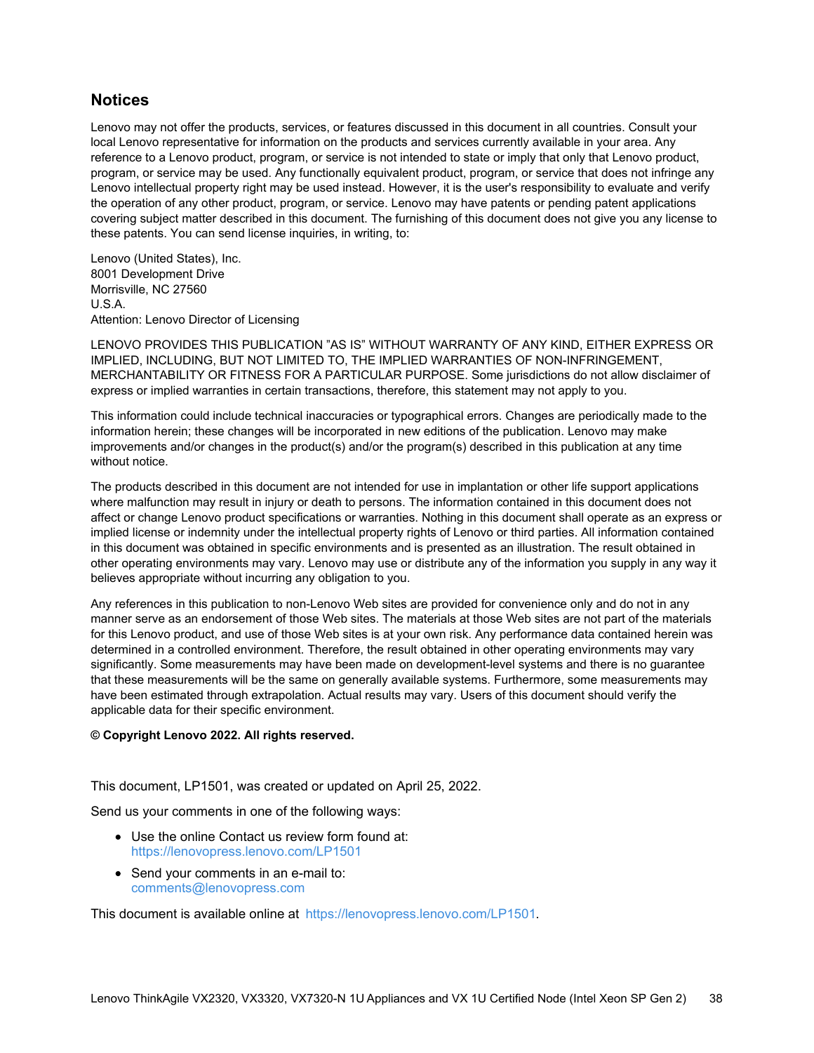## Notices

Lenovo may not offer the products, services, or features discussed in this document in all countries. Consult your local Lenovo representative for information on the products and services currently available in your area. Any reference to a Lenovo product, program, or service is not intended to state or imply that only that Lenovo product, program, or service may be used. Any functionally equivalent product, program, or service that does not infringe any Lenovo intellectual property right may be used instead. However, it is the user's responsibility to evaluate and verify the operation of any other product, program, or service. Lenovo may have patents or pending patent applications covering subject matter described in this document. The furnishing of this document does not give you any license to these patents. You can send license inquiries, in writing, to:

Lenovo (United States), Inc.
8001 Development Drive
Morrisville, NC 27560
U.S.A.
Attention: Lenovo Director of Licensing

LENOVO PROVIDES THIS PUBLICATION "AS IS" WITHOUT WARRANTY OF ANY KIND, EITHER EXPRESS OR IMPLIED, INCLUDING, BUT NOT LIMITED TO, THE IMPLIED WARRANTIES OF NON-INFRINGEMENT, MERCHANTABILITY OR FITNESS FOR A PARTICULAR PURPOSE. Some jurisdictions do not allow disclaimer of express or implied warranties in certain transactions, therefore, this statement may not apply to you.

This information could include technical inaccuracies or typographical errors. Changes are periodically made to the information herein; these changes will be incorporated in new editions of the publication. Lenovo may make improvements and/or changes in the product(s) and/or the program(s) described in this publication at any time without notice.

The products described in this document are not intended for use in implantation or other life support applications where malfunction may result in injury or death to persons. The information contained in this document does not affect or change Lenovo product specifications or warranties. Nothing in this document shall operate as an express or implied license or indemnity under the intellectual property rights of Lenovo or third parties. All information contained in this document was obtained in specific environments and is presented as an illustration. The result obtained in other operating environments may vary. Lenovo may use or distribute any of the information you supply in any way it believes appropriate without incurring any obligation to you.

Any references in this publication to non-Lenovo Web sites are provided for convenience only and do not in any manner serve as an endorsement of those Web sites. The materials at those Web sites are not part of the materials for this Lenovo product, and use of those Web sites is at your own risk. Any performance data contained herein was determined in a controlled environment. Therefore, the result obtained in other operating environments may vary significantly. Some measurements may have been made on development-level systems and there is no guarantee that these measurements will be the same on generally available systems. Furthermore, some measurements may have been estimated through extrapolation. Actual results may vary. Users of this document should verify the applicable data for their specific environment.

**© Copyright Lenovo 2022. All rights reserved.**

This document, LP1501, was created or updated on April 25, 2022.

Send us your comments in one of the following ways:

- Use the online Contact us review form found at:
  https://lenovopress.lenovo.com/LP1501
- Send your comments in an e-mail to:
  comments@lenovopress.com

This document is available online at https://lenovopress.lenovo.com/LP1501.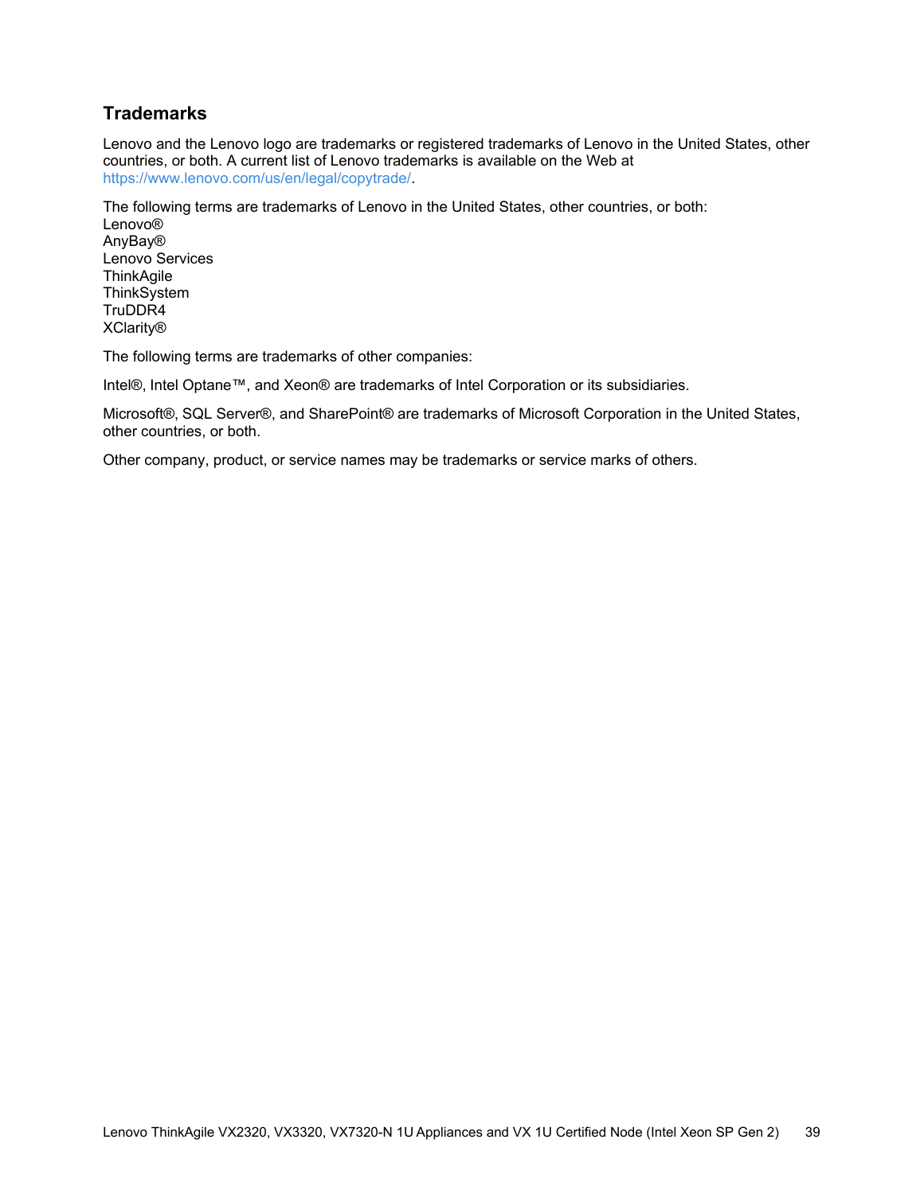## Trademarks

Lenovo and the Lenovo logo are trademarks or registered trademarks of Lenovo in the United States, other countries, or both. A current list of Lenovo trademarks is available on the Web at https://www.lenovo.com/us/en/legal/copytrade/.

The following terms are trademarks of Lenovo in the United States, other countries, or both:
Lenovo®
AnyBay®
Lenovo Services
ThinkAgile
ThinkSystem
TruDDR4
XClarity®

The following terms are trademarks of other companies:

Intel®, Intel Optane™, and Xeon® are trademarks of Intel Corporation or its subsidiaries.

Microsoft®, SQL Server®, and SharePoint® are trademarks of Microsoft Corporation in the United States, other countries, or both.

Other company, product, or service names may be trademarks or service marks of others.